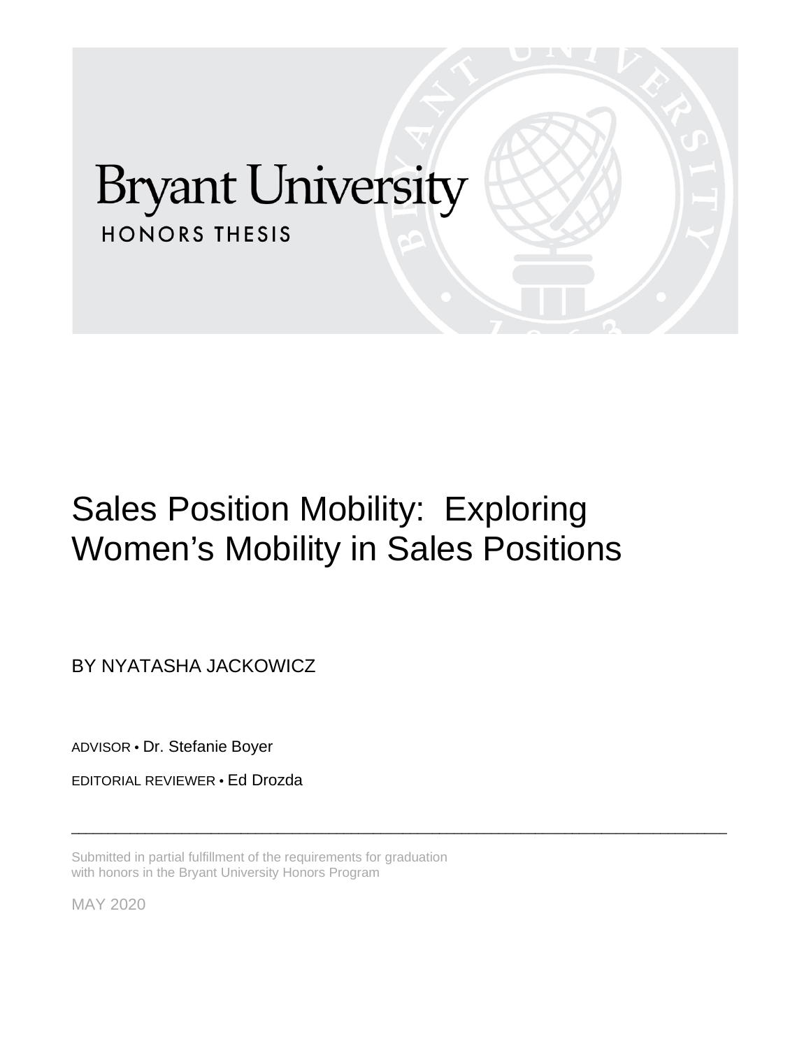Bryant University

HONORS THESIS

# Sales Position Mobility: Exploring Women's Mobility in Sales Positions

BY NYATASHA JACKOWICZ

ADVISOR • Dr. Stefanie Boyer

EDITORIAL REVIEWER • Ed Drozda

---

Submitted in partial fulfillment of the requirements for graduation with honors in the Bryant University Honors Program

MAY 2020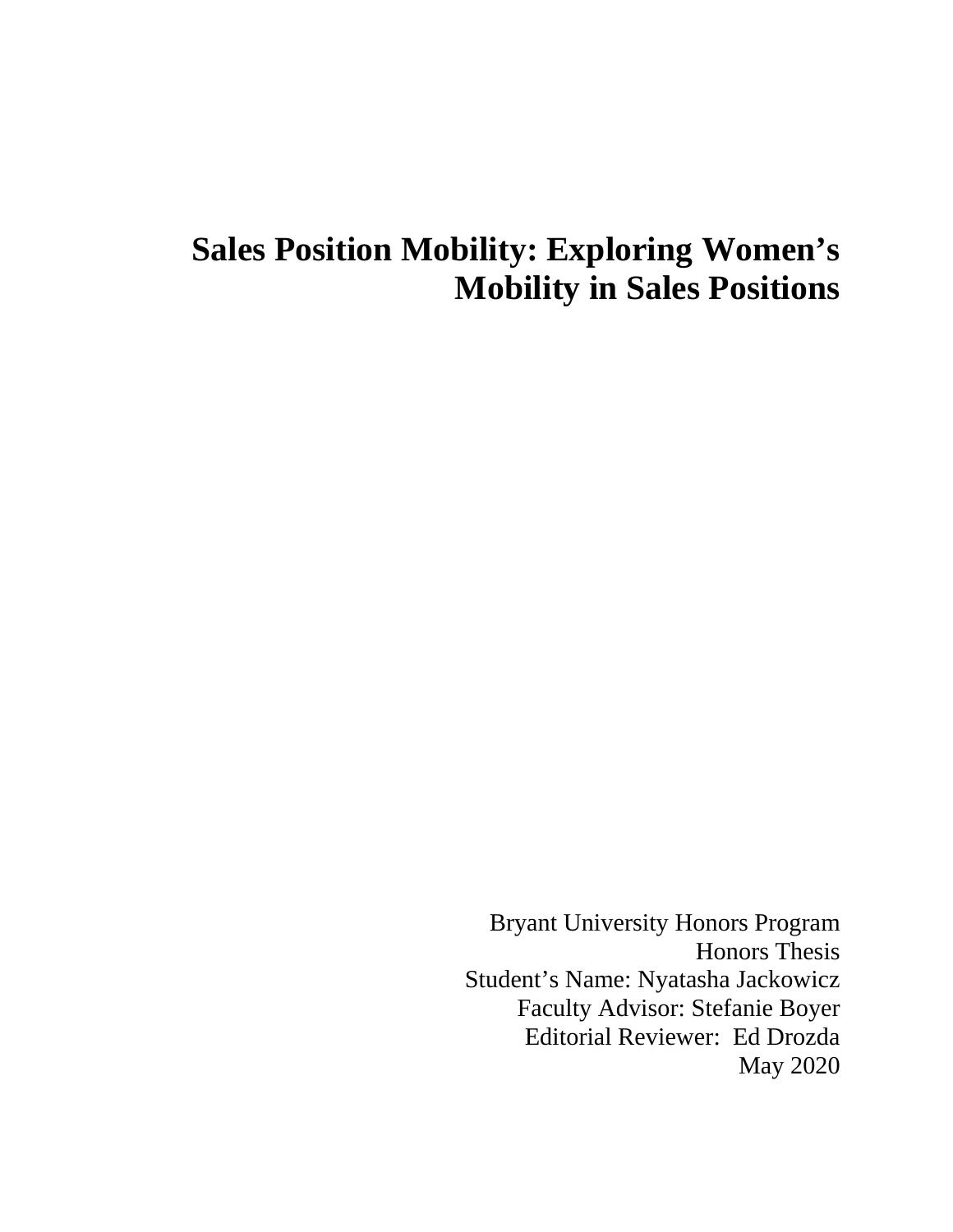# Sales Position Mobility: Exploring Women's Mobility in Sales Positions

Bryant University Honors Program
Honors Thesis
Student's Name: Nyatasha Jackowicz
Faculty Advisor: Stefanie Boyer
Editorial Reviewer: Ed Drozda
May 2020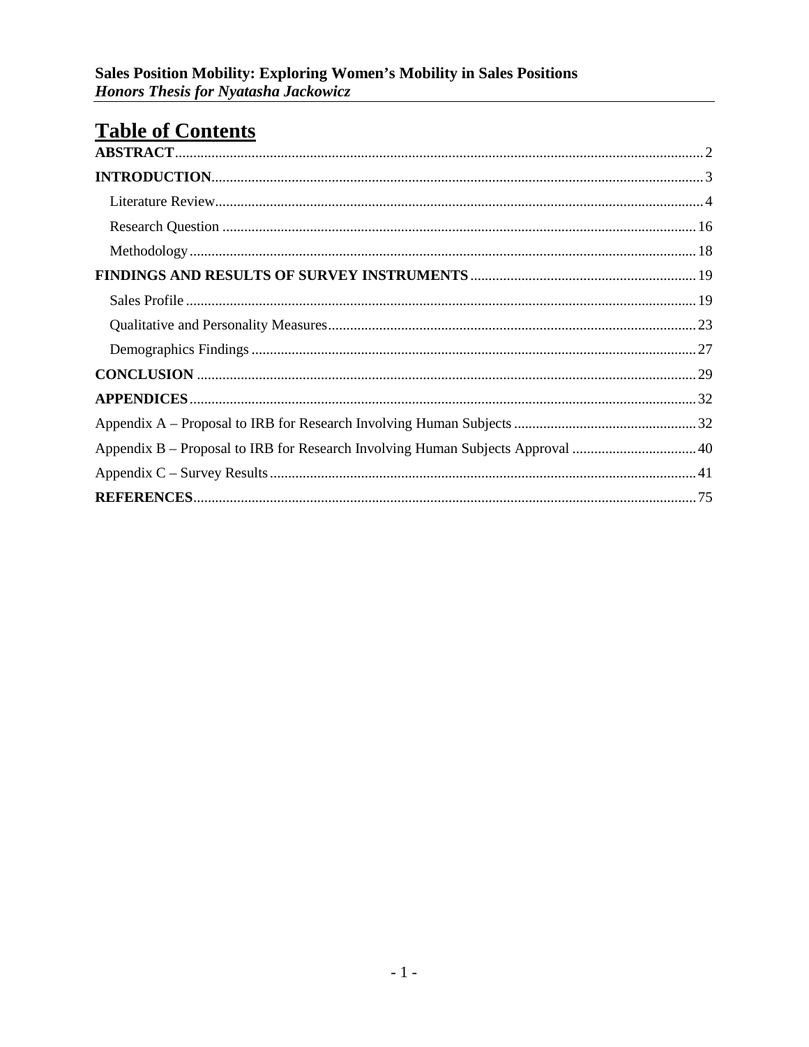# Table of Contents

**ABSTRACT** ..... 2

**INTRODUCTION** ..... 3

- Literature Review ..... 4
- Research Question ..... 16
- Methodology ..... 18

**FINDINGS AND RESULTS OF SURVEY INSTRUMENTS** ..... 19

- Sales Profile ..... 19
- Qualitative and Personality Measures ..... 23
- Demographics Findings ..... 27

**CONCLUSION** ..... 29

**APPENDICES** ..... 32

Appendix A – Proposal to IRB for Research Involving Human Subjects ..... 32

Appendix B – Proposal to IRB for Research Involving Human Subjects Approval ..... 40

Appendix C – Survey Results ..... 41

**REFERENCES** ..... 75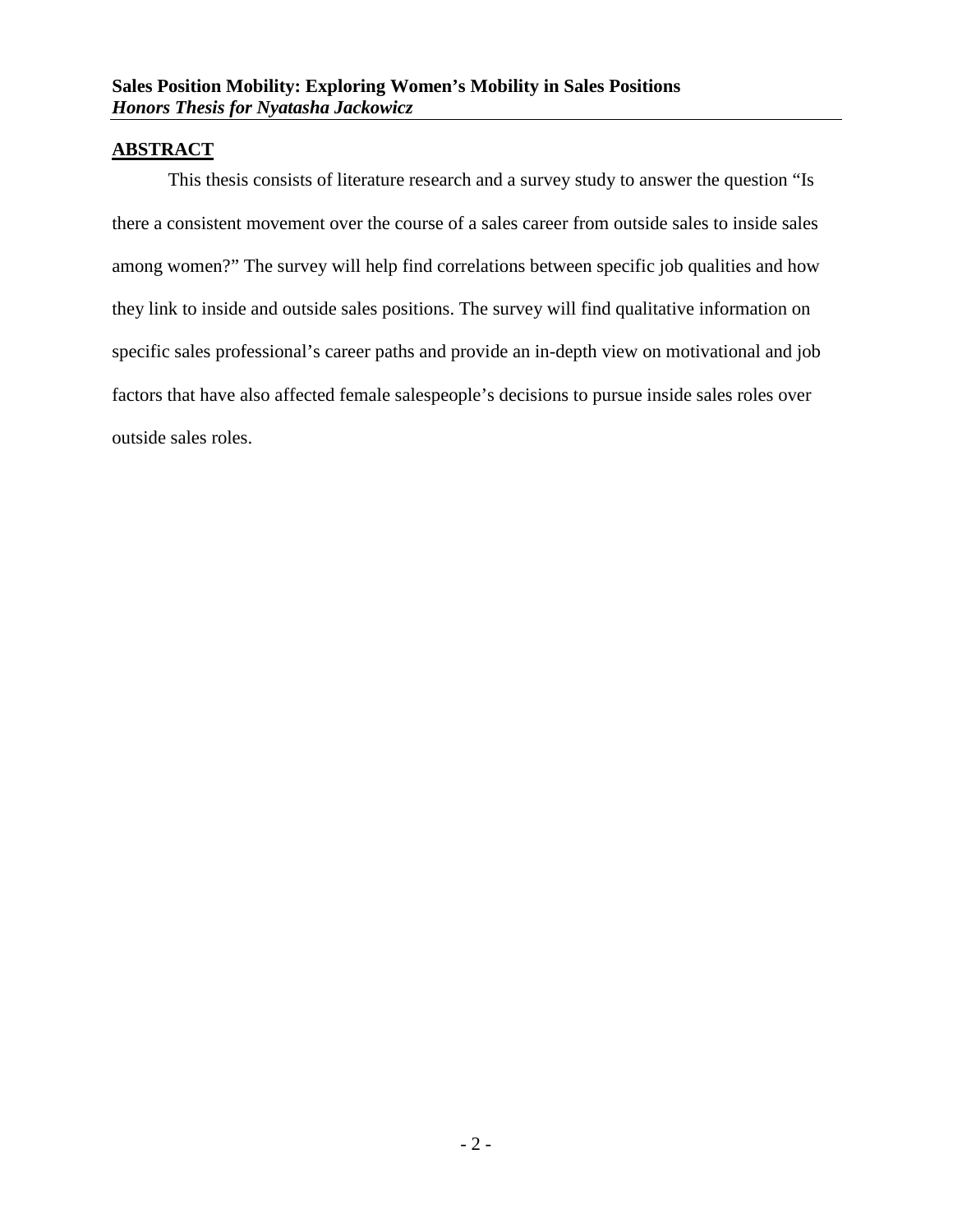## ABSTRACT

This thesis consists of literature research and a survey study to answer the question "Is there a consistent movement over the course of a sales career from outside sales to inside sales among women?" The survey will help find correlations between specific job qualities and how they link to inside and outside sales positions. The survey will find qualitative information on specific sales professional's career paths and provide an in-depth view on motivational and job factors that have also affected female salespeople's decisions to pursue inside sales roles over outside sales roles.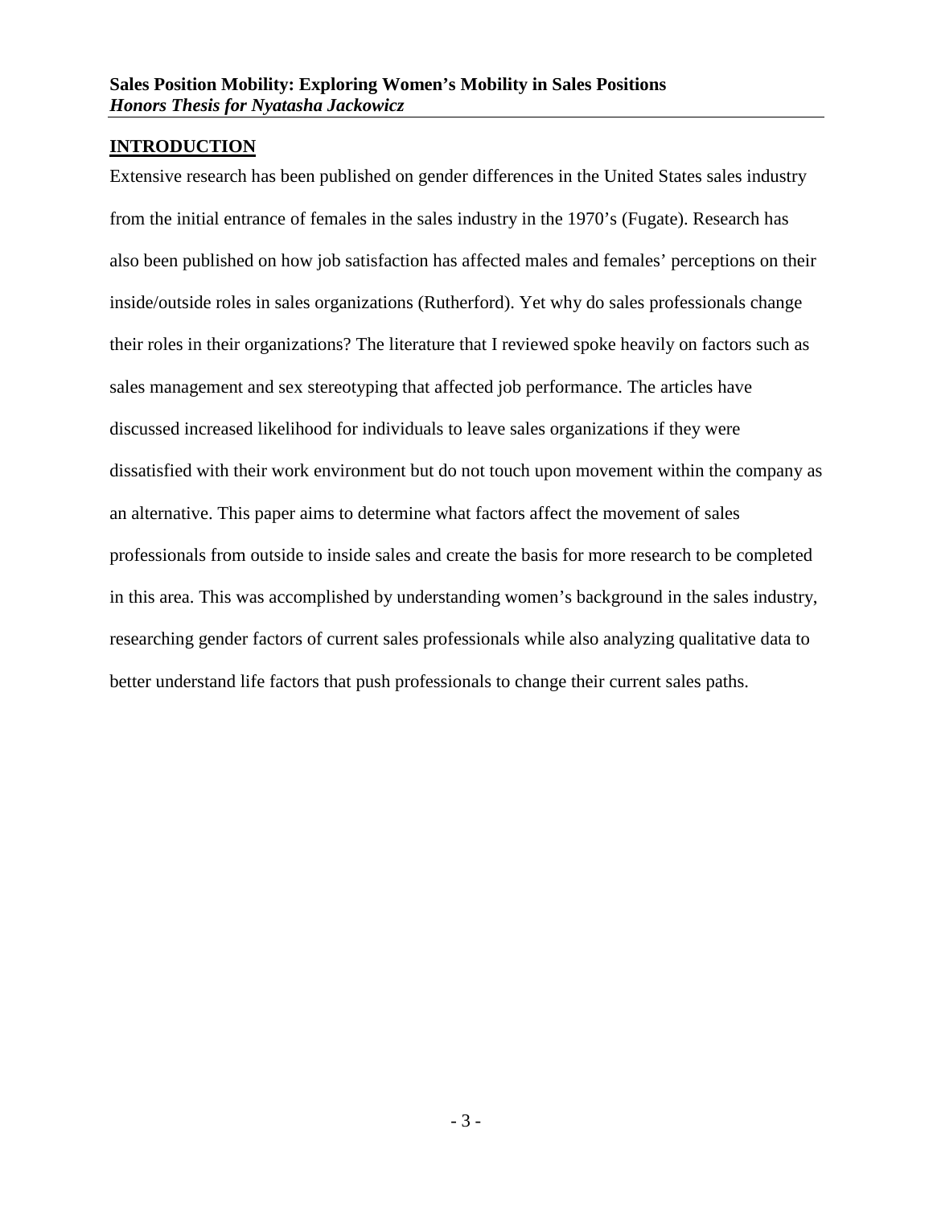## INTRODUCTION

Extensive research has been published on gender differences in the United States sales industry from the initial entrance of females in the sales industry in the 1970's (Fugate). Research has also been published on how job satisfaction has affected males and females' perceptions on their inside/outside roles in sales organizations (Rutherford). Yet why do sales professionals change their roles in their organizations? The literature that I reviewed spoke heavily on factors such as sales management and sex stereotyping that affected job performance. The articles have discussed increased likelihood for individuals to leave sales organizations if they were dissatisfied with their work environment but do not touch upon movement within the company as an alternative. This paper aims to determine what factors affect the movement of sales professionals from outside to inside sales and create the basis for more research to be completed in this area. This was accomplished by understanding women's background in the sales industry, researching gender factors of current sales professionals while also analyzing qualitative data to better understand life factors that push professionals to change their current sales paths.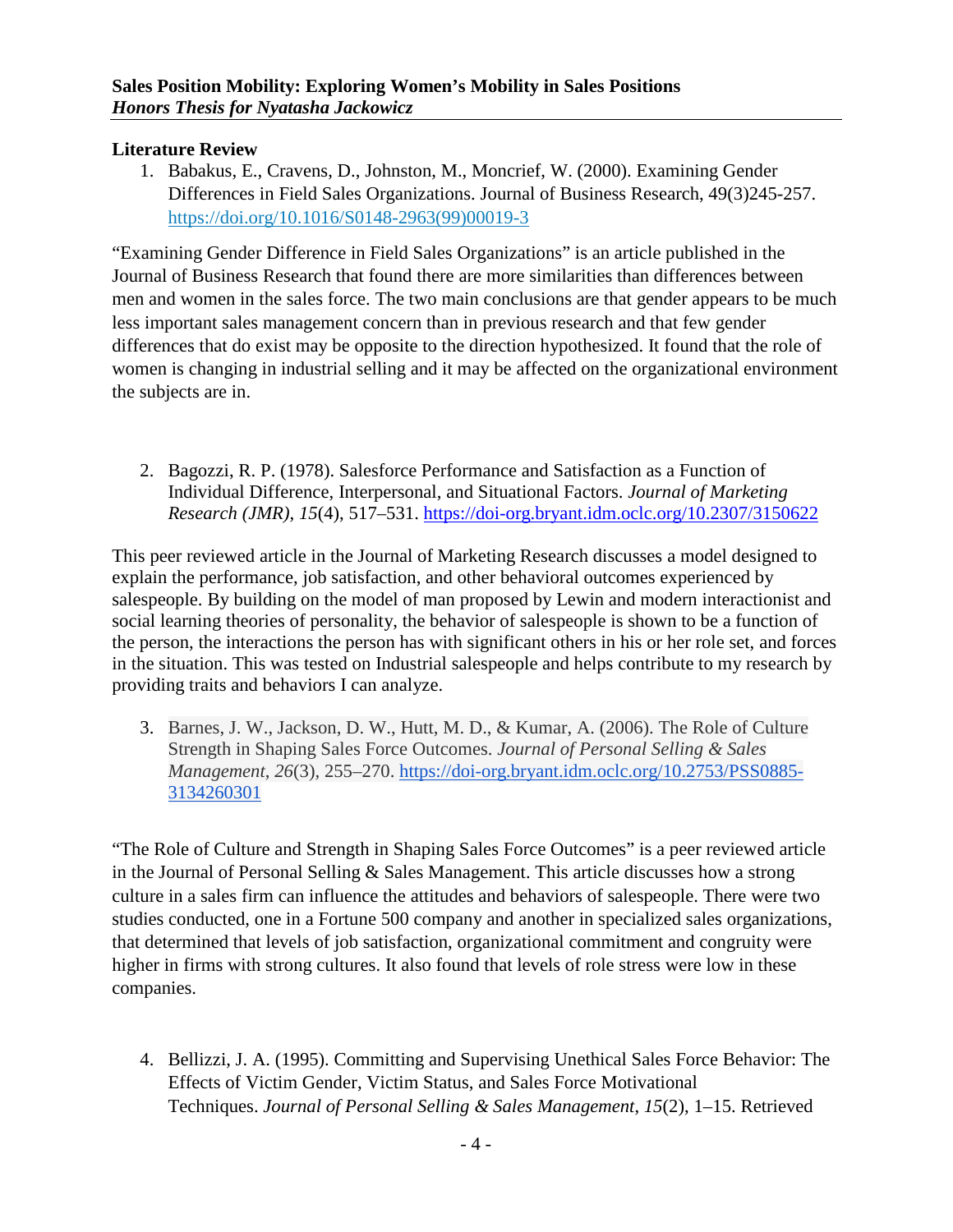**Sales Position Mobility: Exploring Women's Mobility in Sales Positions**
***Honors Thesis for Nyatasha Jackowicz***

**Literature Review**

1. Babakus, E., Cravens, D., Johnston, M., Moncrief, W. (2000). Examining Gender Differences in Field Sales Organizations. Journal of Business Research, 49(3)245-257. https://doi.org/10.1016/S0148-2963(99)00019-3

"Examining Gender Difference in Field Sales Organizations" is an article published in the Journal of Business Research that found there are more similarities than differences between men and women in the sales force. The two main conclusions are that gender appears to be much less important sales management concern than in previous research and that few gender differences that do exist may be opposite to the direction hypothesized. It found that the role of women is changing in industrial selling and it may be affected on the organizational environment the subjects are in.

2. Bagozzi, R. P. (1978). Salesforce Performance and Satisfaction as a Function of Individual Difference, Interpersonal, and Situational Factors. *Journal of Marketing Research (JMR)*, *15*(4), 517–531. https://doi-org.bryant.idm.oclc.org/10.2307/3150622

This peer reviewed article in the Journal of Marketing Research discusses a model designed to explain the performance, job satisfaction, and other behavioral outcomes experienced by salespeople. By building on the model of man proposed by Lewin and modern interactionist and social learning theories of personality, the behavior of salespeople is shown to be a function of the person, the interactions the person has with significant others in his or her role set, and forces in the situation. This was tested on Industrial salespeople and helps contribute to my research by providing traits and behaviors I can analyze.

3. Barnes, J. W., Jackson, D. W., Hutt, M. D., & Kumar, A. (2006). The Role of Culture Strength in Shaping Sales Force Outcomes. *Journal of Personal Selling & Sales Management*, *26*(3), 255–270. https://doi-org.bryant.idm.oclc.org/10.2753/PSS0885-3134260301

"The Role of Culture and Strength in Shaping Sales Force Outcomes" is a peer reviewed article in the Journal of Personal Selling & Sales Management. This article discusses how a strong culture in a sales firm can influence the attitudes and behaviors of salespeople. There were two studies conducted, one in a Fortune 500 company and another in specialized sales organizations, that determined that levels of job satisfaction, organizational commitment and congruity were higher in firms with strong cultures. It also found that levels of role stress were low in these companies.

4. Bellizzi, J. A. (1995). Committing and Supervising Unethical Sales Force Behavior: The Effects of Victim Gender, Victim Status, and Sales Force Motivational Techniques. *Journal of Personal Selling & Sales Management*, *15*(2), 1–15. Retrieved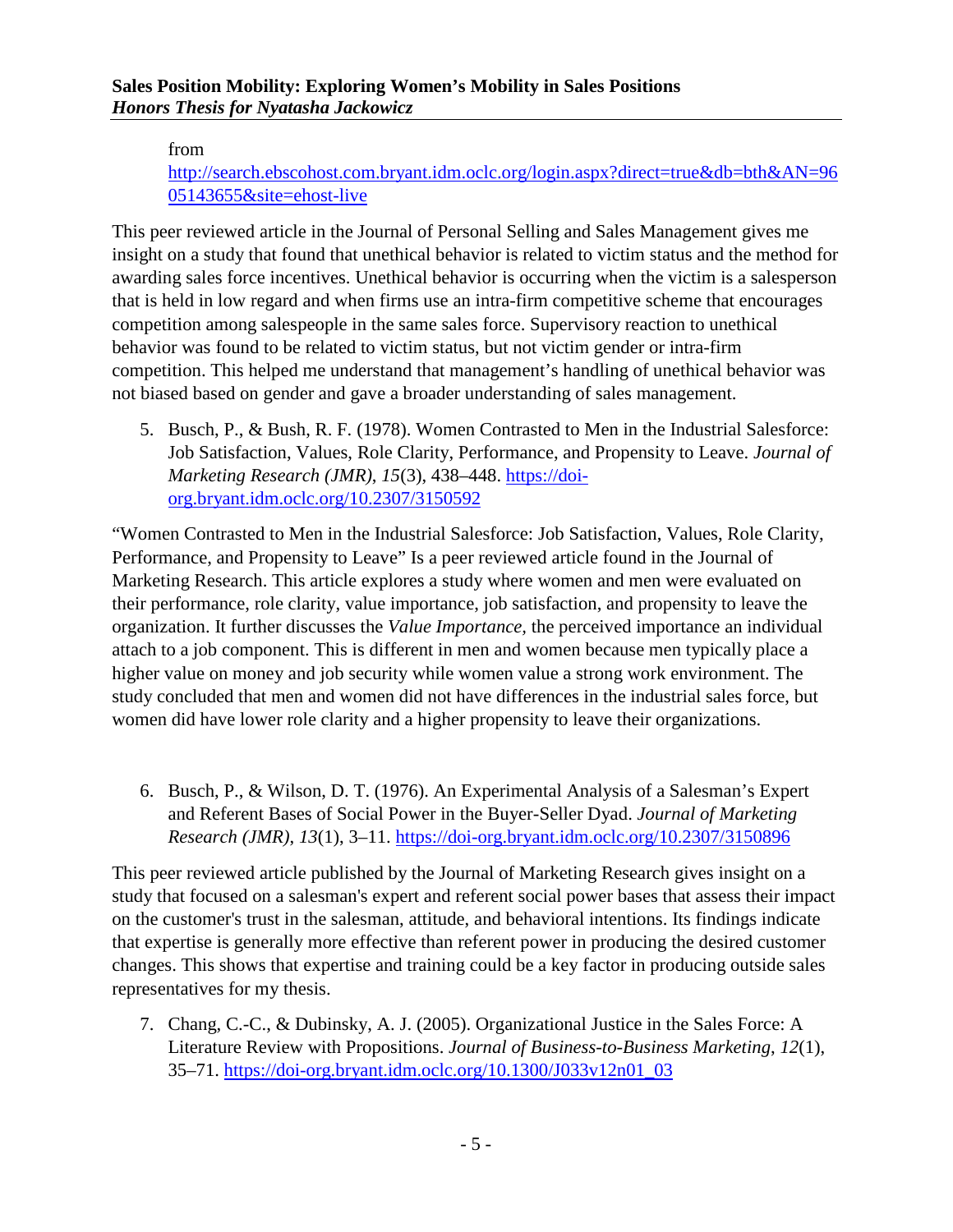from
http://search.ebscohost.com.bryant.idm.oclc.org/login.aspx?direct=true&db=bth&AN=9605143655&site=ehost-live

This peer reviewed article in the Journal of Personal Selling and Sales Management gives me insight on a study that found that unethical behavior is related to victim status and the method for awarding sales force incentives. Unethical behavior is occurring when the victim is a salesperson that is held in low regard and when firms use an intra-firm competitive scheme that encourages competition among salespeople in the same sales force. Supervisory reaction to unethical behavior was found to be related to victim status, but not victim gender or intra-firm competition. This helped me understand that management's handling of unethical behavior was not biased based on gender and gave a broader understanding of sales management.

5. Busch, P., & Bush, R. F. (1978). Women Contrasted to Men in the Industrial Salesforce: Job Satisfaction, Values, Role Clarity, Performance, and Propensity to Leave. *Journal of Marketing Research (JMR)*, *15*(3), 438–448. https://doi-org.bryant.idm.oclc.org/10.2307/3150592

"Women Contrasted to Men in the Industrial Salesforce: Job Satisfaction, Values, Role Clarity, Performance, and Propensity to Leave" Is a peer reviewed article found in the Journal of Marketing Research. This article explores a study where women and men were evaluated on their performance, role clarity, value importance, job satisfaction, and propensity to leave the organization. It further discusses the *Value Importance,* the perceived importance an individual attach to a job component. This is different in men and women because men typically place a higher value on money and job security while women value a strong work environment. The study concluded that men and women did not have differences in the industrial sales force, but women did have lower role clarity and a higher propensity to leave their organizations.

6. Busch, P., & Wilson, D. T. (1976). An Experimental Analysis of a Salesman's Expert and Referent Bases of Social Power in the Buyer-Seller Dyad. *Journal of Marketing Research (JMR)*, *13*(1), 3–11. https://doi-org.bryant.idm.oclc.org/10.2307/3150896

This peer reviewed article published by the Journal of Marketing Research gives insight on a study that focused on a salesman's expert and referent social power bases that assess their impact on the customer's trust in the salesman, attitude, and behavioral intentions. Its findings indicate that expertise is generally more effective than referent power in producing the desired customer changes. This shows that expertise and training could be a key factor in producing outside sales representatives for my thesis.

7. Chang, C.-C., & Dubinsky, A. J. (2005). Organizational Justice in the Sales Force: A Literature Review with Propositions. *Journal of Business-to-Business Marketing*, *12*(1), 35–71. https://doi-org.bryant.idm.oclc.org/10.1300/J033v12n01_03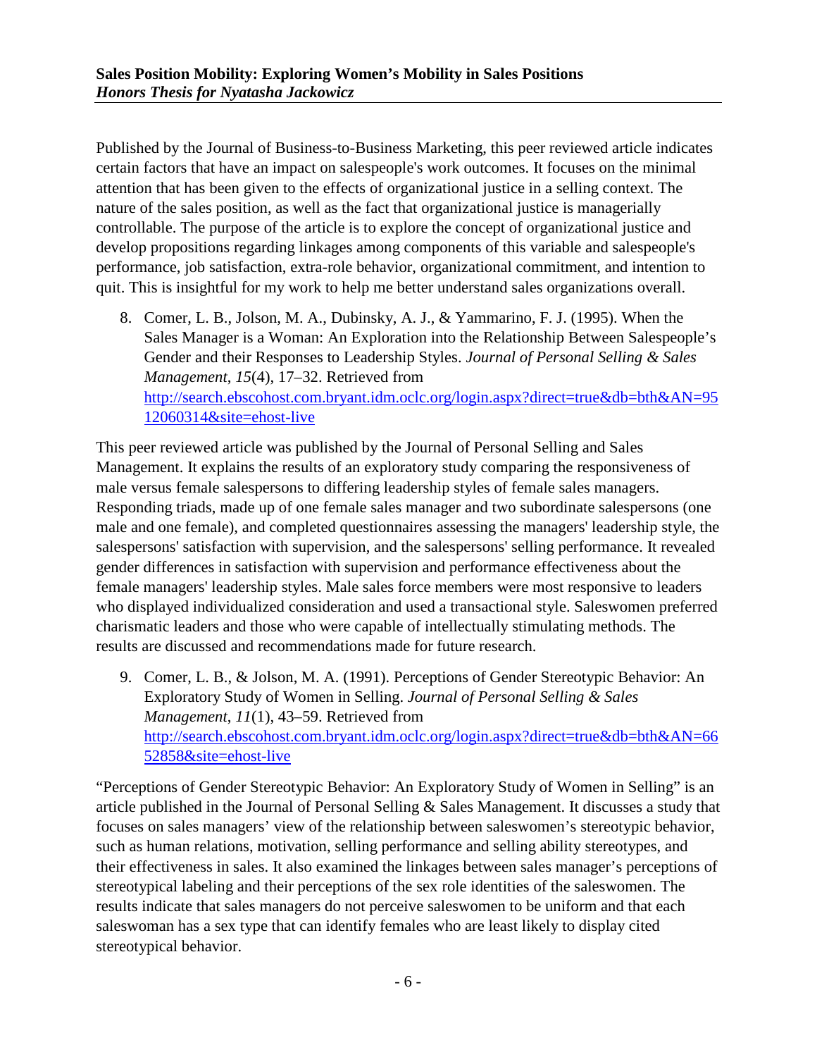Published by the Journal of Business-to-Business Marketing, this peer reviewed article indicates certain factors that have an impact on salespeople's work outcomes. It focuses on the minimal attention that has been given to the effects of organizational justice in a selling context. The nature of the sales position, as well as the fact that organizational justice is managerially controllable. The purpose of the article is to explore the concept of organizational justice and develop propositions regarding linkages among components of this variable and salespeople's performance, job satisfaction, extra-role behavior, organizational commitment, and intention to quit. This is insightful for my work to help me better understand sales organizations overall.

8. Comer, L. B., Jolson, M. A., Dubinsky, A. J., & Yammarino, F. J. (1995). When the Sales Manager is a Woman: An Exploration into the Relationship Between Salespeople's Gender and their Responses to Leadership Styles. *Journal of Personal Selling & Sales Management*, *15*(4), 17–32. Retrieved from [http://search.ebscohost.com.bryant.idm.oclc.org/login.aspx?direct=true&db=bth&AN=9512060314&site=ehost-live](http://search.ebscohost.com.bryant.idm.oclc.org/login.aspx?direct=true&db=bth&AN=9512060314&site=ehost-live)

This peer reviewed article was published by the Journal of Personal Selling and Sales Management. It explains the results of an exploratory study comparing the responsiveness of male versus female salespersons to differing leadership styles of female sales managers. Responding triads, made up of one female sales manager and two subordinate salespersons (one male and one female), and completed questionnaires assessing the managers' leadership style, the salespersons' satisfaction with supervision, and the salespersons' selling performance. It revealed gender differences in satisfaction with supervision and performance effectiveness about the female managers' leadership styles. Male sales force members were most responsive to leaders who displayed individualized consideration and used a transactional style. Saleswomen preferred charismatic leaders and those who were capable of intellectually stimulating methods. The results are discussed and recommendations made for future research.

9. Comer, L. B., & Jolson, M. A. (1991). Perceptions of Gender Stereotypic Behavior: An Exploratory Study of Women in Selling. *Journal of Personal Selling & Sales Management*, *11*(1), 43–59. Retrieved from [http://search.ebscohost.com.bryant.idm.oclc.org/login.aspx?direct=true&db=bth&AN=6652858&site=ehost-live](http://search.ebscohost.com.bryant.idm.oclc.org/login.aspx?direct=true&db=bth&AN=6652858&site=ehost-live)

"Perceptions of Gender Stereotypic Behavior: An Exploratory Study of Women in Selling" is an article published in the Journal of Personal Selling & Sales Management. It discusses a study that focuses on sales managers' view of the relationship between saleswomen's stereotypic behavior, such as human relations, motivation, selling performance and selling ability stereotypes, and their effectiveness in sales. It also examined the linkages between sales manager's perceptions of stereotypical labeling and their perceptions of the sex role identities of the saleswomen. The results indicate that sales managers do not perceive saleswomen to be uniform and that each saleswoman has a sex type that can identify females who are least likely to display cited stereotypical behavior.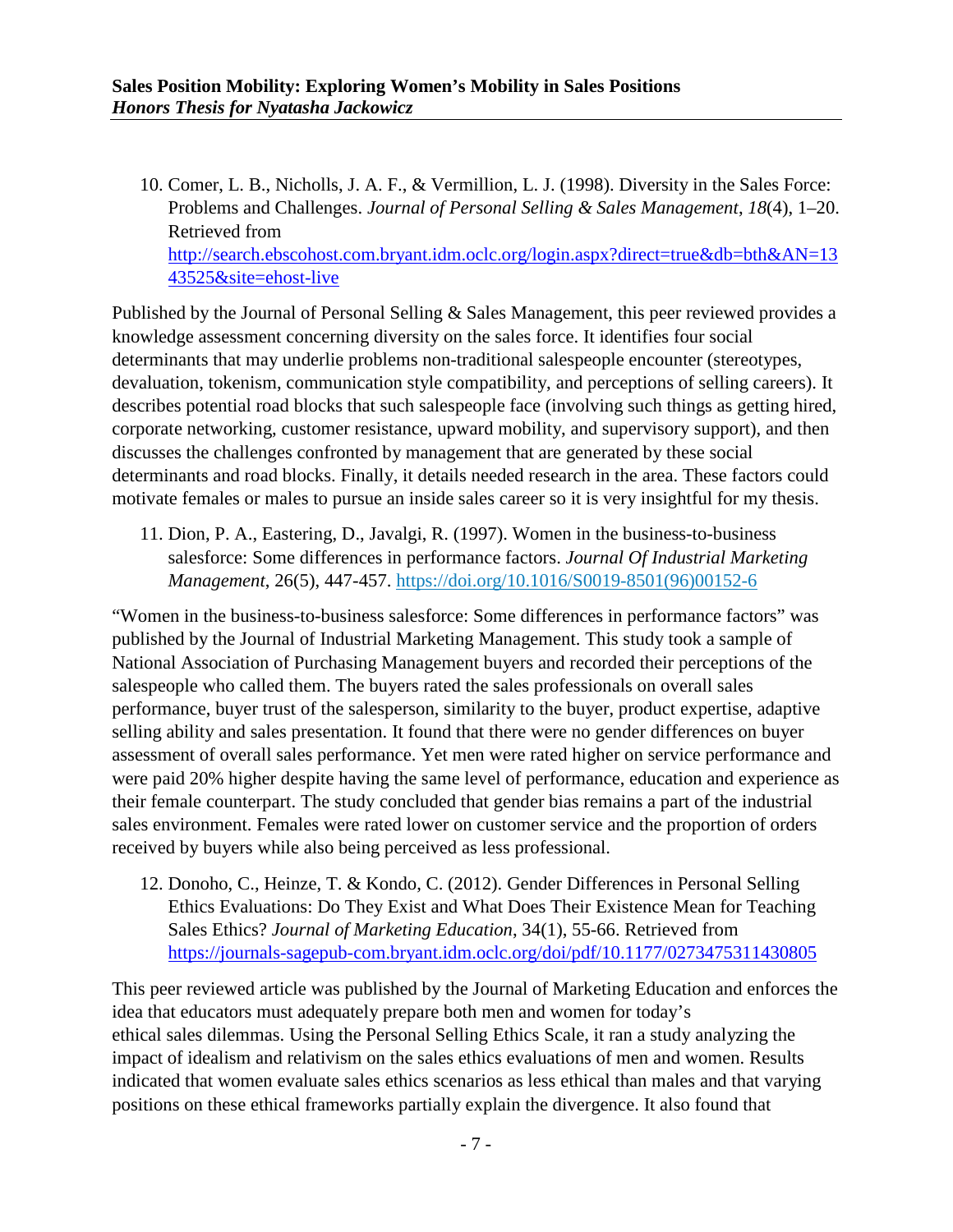10. Comer, L. B., Nicholls, J. A. F., & Vermillion, L. J. (1998). Diversity in the Sales Force: Problems and Challenges. *Journal of Personal Selling & Sales Management*, *18*(4), 1–20. Retrieved from [http://search.ebscohost.com.bryant.idm.oclc.org/login.aspx?direct=true&db=bth&AN=1343525&site=ehost-live](http://search.ebscohost.com.bryant.idm.oclc.org/login.aspx?direct=true&db=bth&AN=1343525&site=ehost-live)

Published by the Journal of Personal Selling & Sales Management, this peer reviewed provides a knowledge assessment concerning diversity on the sales force. It identifies four social determinants that may underlie problems non-traditional salespeople encounter (stereotypes, devaluation, tokenism, communication style compatibility, and perceptions of selling careers). It describes potential road blocks that such salespeople face (involving such things as getting hired, corporate networking, customer resistance, upward mobility, and supervisory support), and then discusses the challenges confronted by management that are generated by these social determinants and road blocks. Finally, it details needed research in the area. These factors could motivate females or males to pursue an inside sales career so it is very insightful for my thesis.

11. Dion, P. A., Eastering, D., Javalgi, R. (1997). Women in the business-to-business salesforce: Some differences in performance factors. *Journal Of Industrial Marketing Management*, 26(5), 447-457. [https://doi.org/10.1016/S0019-8501(96)00152-6](https://doi.org/10.1016/S0019-8501(96)00152-6)

"Women in the business-to-business salesforce: Some differences in performance factors" was published by the Journal of Industrial Marketing Management. This study took a sample of National Association of Purchasing Management buyers and recorded their perceptions of the salespeople who called them. The buyers rated the sales professionals on overall sales performance, buyer trust of the salesperson, similarity to the buyer, product expertise, adaptive selling ability and sales presentation. It found that there were no gender differences on buyer assessment of overall sales performance. Yet men were rated higher on service performance and were paid 20% higher despite having the same level of performance, education and experience as their female counterpart. The study concluded that gender bias remains a part of the industrial sales environment. Females were rated lower on customer service and the proportion of orders received by buyers while also being perceived as less professional.

12. Donoho, C., Heinze, T. & Kondo, C. (2012). Gender Differences in Personal Selling Ethics Evaluations: Do They Exist and What Does Their Existence Mean for Teaching Sales Ethics? *Journal of Marketing Education*, 34(1), 55-66. Retrieved from [https://journals-sagepub-com.bryant.idm.oclc.org/doi/pdf/10.1177/0273475311430805](https://journals-sagepub-com.bryant.idm.oclc.org/doi/pdf/10.1177/0273475311430805)

This peer reviewed article was published by the Journal of Marketing Education and enforces the idea that educators must adequately prepare both men and women for today's ethical sales dilemmas. Using the Personal Selling Ethics Scale, it ran a study analyzing the impact of idealism and relativism on the sales ethics evaluations of men and women. Results indicated that women evaluate sales ethics scenarios as less ethical than males and that varying positions on these ethical frameworks partially explain the divergence. It also found that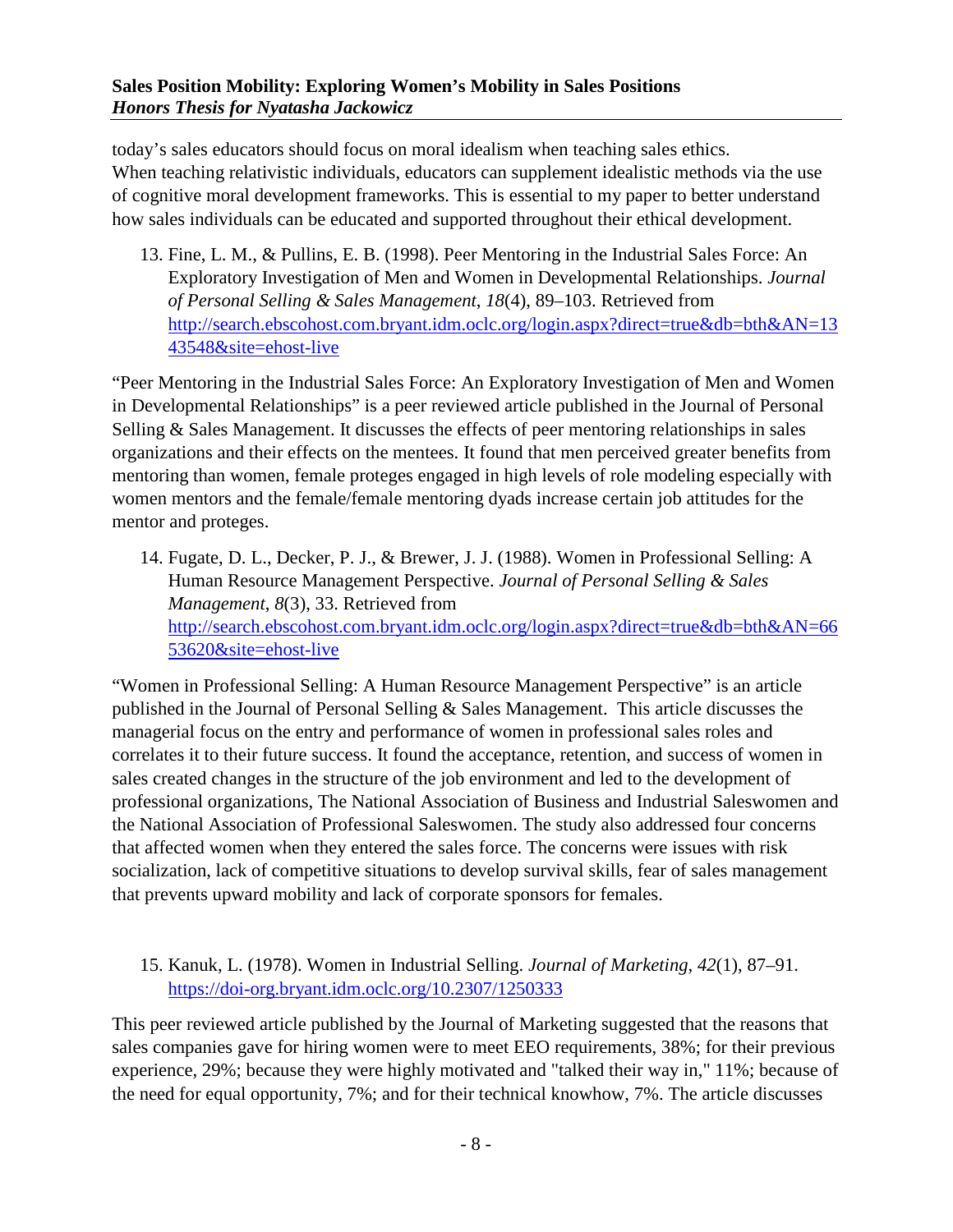today's sales educators should focus on moral idealism when teaching sales ethics. When teaching relativistic individuals, educators can supplement idealistic methods via the use of cognitive moral development frameworks. This is essential to my paper to better understand how sales individuals can be educated and supported throughout their ethical development.

13. Fine, L. M., & Pullins, E. B. (1998). Peer Mentoring in the Industrial Sales Force: An Exploratory Investigation of Men and Women in Developmental Relationships. *Journal of Personal Selling & Sales Management*, *18*(4), 89–103. Retrieved from [http://search.ebscohost.com.bryant.idm.oclc.org/login.aspx?direct=true&db=bth&AN=1343548&site=ehost-live](http://search.ebscohost.com.bryant.idm.oclc.org/login.aspx?direct=true&db=bth&AN=1343548&site=ehost-live)

"Peer Mentoring in the Industrial Sales Force: An Exploratory Investigation of Men and Women in Developmental Relationships" is a peer reviewed article published in the Journal of Personal Selling & Sales Management. It discusses the effects of peer mentoring relationships in sales organizations and their effects on the mentees. It found that men perceived greater benefits from mentoring than women, female proteges engaged in high levels of role modeling especially with women mentors and the female/female mentoring dyads increase certain job attitudes for the mentor and proteges.

14. Fugate, D. L., Decker, P. J., & Brewer, J. J. (1988). Women in Professional Selling: A Human Resource Management Perspective. *Journal of Personal Selling & Sales Management*, *8*(3), 33. Retrieved from [http://search.ebscohost.com.bryant.idm.oclc.org/login.aspx?direct=true&db=bth&AN=6653620&site=ehost-live](http://search.ebscohost.com.bryant.idm.oclc.org/login.aspx?direct=true&db=bth&AN=6653620&site=ehost-live)

"Women in Professional Selling: A Human Resource Management Perspective" is an article published in the Journal of Personal Selling & Sales Management. This article discusses the managerial focus on the entry and performance of women in professional sales roles and correlates it to their future success. It found the acceptance, retention, and success of women in sales created changes in the structure of the job environment and led to the development of professional organizations, The National Association of Business and Industrial Saleswomen and the National Association of Professional Saleswomen. The study also addressed four concerns that affected women when they entered the sales force. The concerns were issues with risk socialization, lack of competitive situations to develop survival skills, fear of sales management that prevents upward mobility and lack of corporate sponsors for females.

15. Kanuk, L. (1978). Women in Industrial Selling. *Journal of Marketing*, *42*(1), 87–91. [https://doi-org.bryant.idm.oclc.org/10.2307/1250333](https://doi-org.bryant.idm.oclc.org/10.2307/1250333)

This peer reviewed article published by the Journal of Marketing suggested that the reasons that sales companies gave for hiring women were to meet EEO requirements, 38%; for their previous experience, 29%; because they were highly motivated and "talked their way in," 11%; because of the need for equal opportunity, 7%; and for their technical knowhow, 7%. The article discusses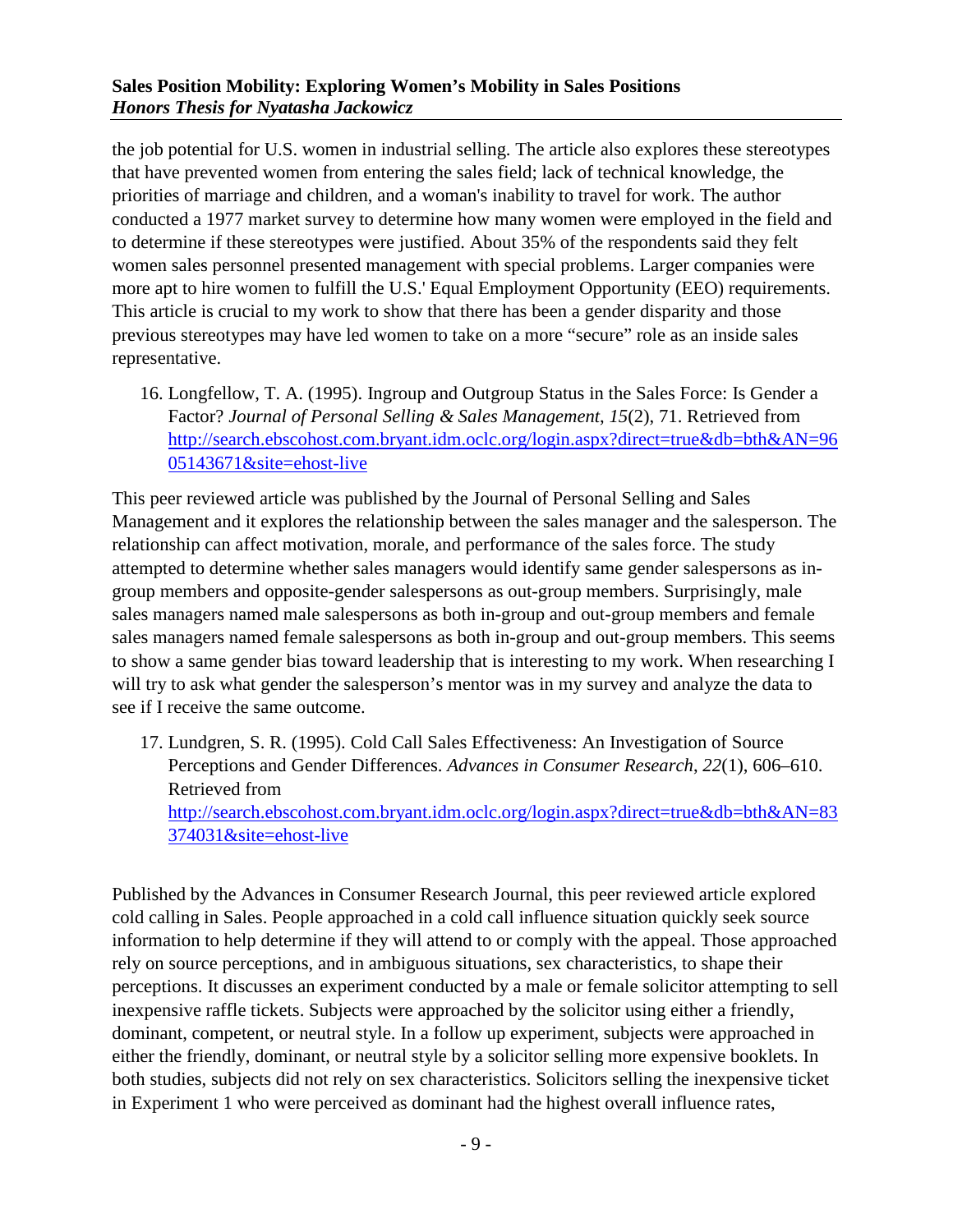the job potential for U.S. women in industrial selling. The article also explores these stereotypes that have prevented women from entering the sales field; lack of technical knowledge, the priorities of marriage and children, and a woman's inability to travel for work. The author conducted a 1977 market survey to determine how many women were employed in the field and to determine if these stereotypes were justified. About 35% of the respondents said they felt women sales personnel presented management with special problems. Larger companies were more apt to hire women to fulfill the U.S.' Equal Employment Opportunity (EEO) requirements. This article is crucial to my work to show that there has been a gender disparity and those previous stereotypes may have led women to take on a more "secure" role as an inside sales representative.

16. Longfellow, T. A. (1995). Ingroup and Outgroup Status in the Sales Force: Is Gender a Factor? *Journal of Personal Selling & Sales Management*, *15*(2), 71. Retrieved from [http://search.ebscohost.com.bryant.idm.oclc.org/login.aspx?direct=true&db=bth&AN=9605143671&site=ehost-live](http://search.ebscohost.com.bryant.idm.oclc.org/login.aspx?direct=true&db=bth&AN=9605143671&site=ehost-live)

This peer reviewed article was published by the Journal of Personal Selling and Sales Management and it explores the relationship between the sales manager and the salesperson. The relationship can affect motivation, morale, and performance of the sales force. The study attempted to determine whether sales managers would identify same gender salespersons as in-group members and opposite-gender salespersons as out-group members. Surprisingly, male sales managers named male salespersons as both in-group and out-group members and female sales managers named female salespersons as both in-group and out-group members. This seems to show a same gender bias toward leadership that is interesting to my work. When researching I will try to ask what gender the salesperson's mentor was in my survey and analyze the data to see if I receive the same outcome.

17. Lundgren, S. R. (1995). Cold Call Sales Effectiveness: An Investigation of Source Perceptions and Gender Differences. *Advances in Consumer Research*, *22*(1), 606–610. Retrieved from [http://search.ebscohost.com.bryant.idm.oclc.org/login.aspx?direct=true&db=bth&AN=83374031&site=ehost-live](http://search.ebscohost.com.bryant.idm.oclc.org/login.aspx?direct=true&db=bth&AN=83374031&site=ehost-live)

Published by the Advances in Consumer Research Journal, this peer reviewed article explored cold calling in Sales. People approached in a cold call influence situation quickly seek source information to help determine if they will attend to or comply with the appeal. Those approached rely on source perceptions, and in ambiguous situations, sex characteristics, to shape their perceptions. It discusses an experiment conducted by a male or female solicitor attempting to sell inexpensive raffle tickets. Subjects were approached by the solicitor using either a friendly, dominant, competent, or neutral style. In a follow up experiment, subjects were approached in either the friendly, dominant, or neutral style by a solicitor selling more expensive booklets. In both studies, subjects did not rely on sex characteristics. Solicitors selling the inexpensive ticket in Experiment 1 who were perceived as dominant had the highest overall influence rates,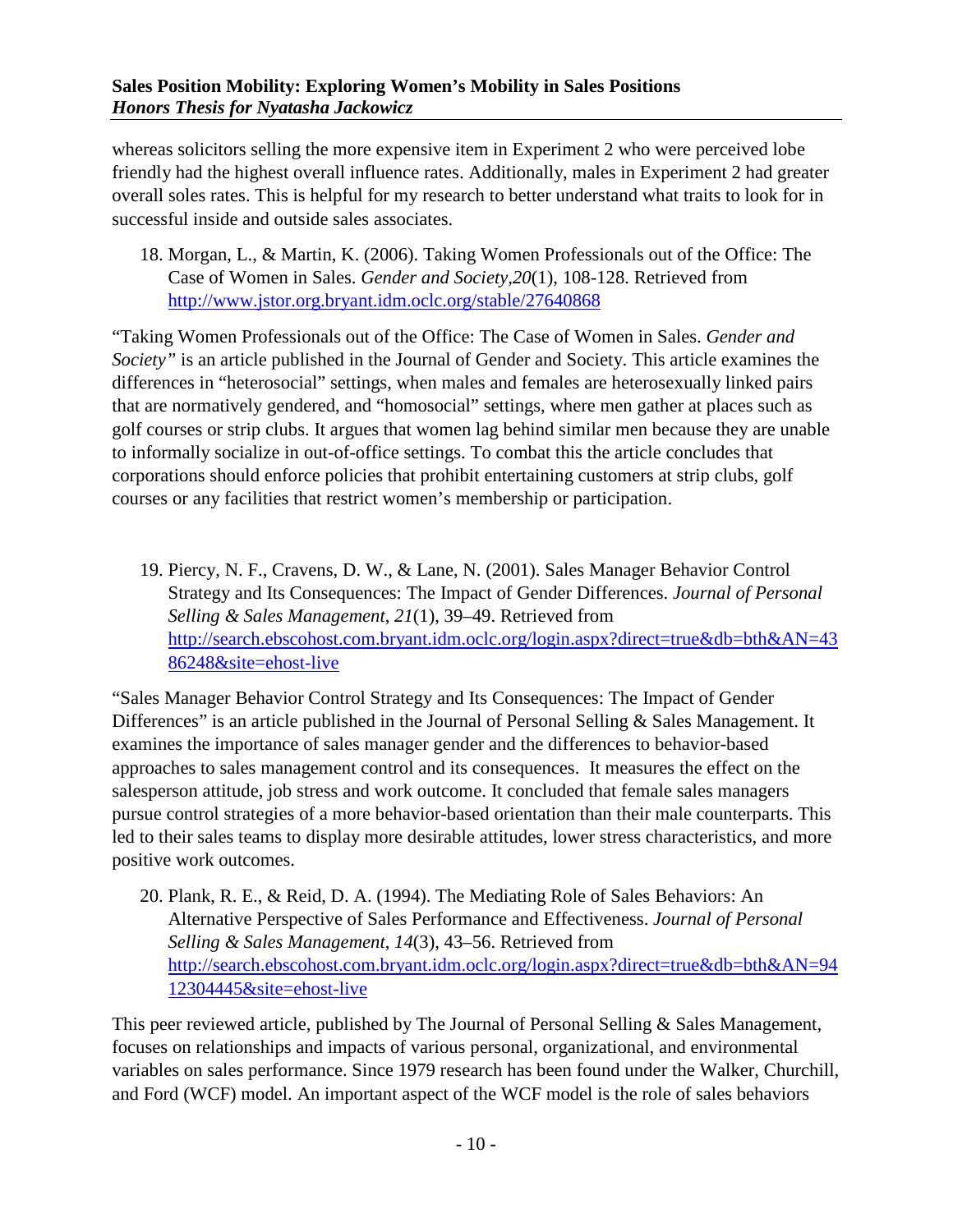whereas solicitors selling the more expensive item in Experiment 2 who were perceived lobe friendly had the highest overall influence rates. Additionally, males in Experiment 2 had greater overall soles rates. This is helpful for my research to better understand what traits to look for in successful inside and outside sales associates.

18. Morgan, L., & Martin, K. (2006). Taking Women Professionals out of the Office: The Case of Women in Sales. *Gender and Society*,*20*(1), 108-128. Retrieved from http://www.jstor.org.bryant.idm.oclc.org/stable/27640868

"Taking Women Professionals out of the Office: The Case of Women in Sales. *Gender and Society"* is an article published in the Journal of Gender and Society. This article examines the differences in "heterosocial" settings, when males and females are heterosexually linked pairs that are normatively gendered, and "homosocial" settings, where men gather at places such as golf courses or strip clubs. It argues that women lag behind similar men because they are unable to informally socialize in out-of-office settings. To combat this the article concludes that corporations should enforce policies that prohibit entertaining customers at strip clubs, golf courses or any facilities that restrict women's membership or participation.

19. Piercy, N. F., Cravens, D. W., & Lane, N. (2001). Sales Manager Behavior Control Strategy and Its Consequences: The Impact of Gender Differences. *Journal of Personal Selling & Sales Management*, *21*(1), 39–49. Retrieved from http://search.ebscohost.com.bryant.idm.oclc.org/login.aspx?direct=true&db=bth&AN=4386248&site=ehost-live

"Sales Manager Behavior Control Strategy and Its Consequences: The Impact of Gender Differences" is an article published in the Journal of Personal Selling & Sales Management. It examines the importance of sales manager gender and the differences to behavior-based approaches to sales management control and its consequences. It measures the effect on the salesperson attitude, job stress and work outcome. It concluded that female sales managers pursue control strategies of a more behavior-based orientation than their male counterparts. This led to their sales teams to display more desirable attitudes, lower stress characteristics, and more positive work outcomes.

20. Plank, R. E., & Reid, D. A. (1994). The Mediating Role of Sales Behaviors: An Alternative Perspective of Sales Performance and Effectiveness. *Journal of Personal Selling & Sales Management*, *14*(3), 43–56. Retrieved from http://search.ebscohost.com.bryant.idm.oclc.org/login.aspx?direct=true&db=bth&AN=9412304445&site=ehost-live

This peer reviewed article, published by The Journal of Personal Selling & Sales Management, focuses on relationships and impacts of various personal, organizational, and environmental variables on sales performance. Since 1979 research has been found under the Walker, Churchill, and Ford (WCF) model. An important aspect of the WCF model is the role of sales behaviors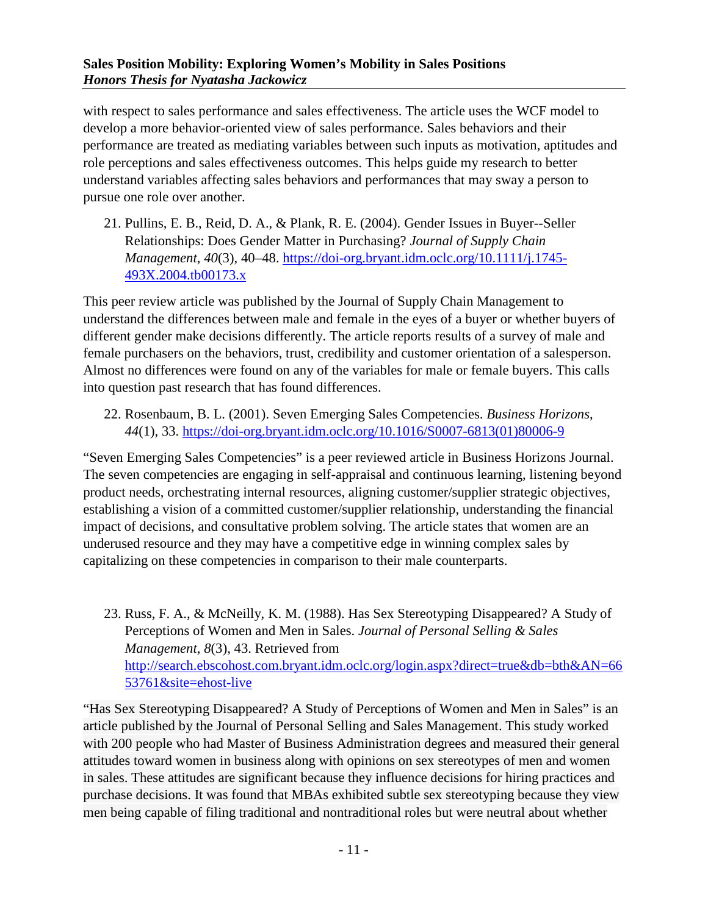with respect to sales performance and sales effectiveness. The article uses the WCF model to develop a more behavior-oriented view of sales performance. Sales behaviors and their performance are treated as mediating variables between such inputs as motivation, aptitudes and role perceptions and sales effectiveness outcomes. This helps guide my research to better understand variables affecting sales behaviors and performances that may sway a person to pursue one role over another.

21. Pullins, E. B., Reid, D. A., & Plank, R. E. (2004). Gender Issues in Buyer--Seller Relationships: Does Gender Matter in Purchasing? *Journal of Supply Chain Management*, *40*(3), 40–48. https://doi-org.bryant.idm.oclc.org/10.1111/j.1745-493X.2004.tb00173.x

This peer review article was published by the Journal of Supply Chain Management to understand the differences between male and female in the eyes of a buyer or whether buyers of different gender make decisions differently. The article reports results of a survey of male and female purchasers on the behaviors, trust, credibility and customer orientation of a salesperson. Almost no differences were found on any of the variables for male or female buyers. This calls into question past research that has found differences.

22. Rosenbaum, B. L. (2001). Seven Emerging Sales Competencies. *Business Horizons*, *44*(1), 33. https://doi-org.bryant.idm.oclc.org/10.1016/S0007-6813(01)80006-9

"Seven Emerging Sales Competencies" is a peer reviewed article in Business Horizons Journal. The seven competencies are engaging in self-appraisal and continuous learning, listening beyond product needs, orchestrating internal resources, aligning customer/supplier strategic objectives, establishing a vision of a committed customer/supplier relationship, understanding the financial impact of decisions, and consultative problem solving. The article states that women are an underused resource and they may have a competitive edge in winning complex sales by capitalizing on these competencies in comparison to their male counterparts.

23. Russ, F. A., & McNeilly, K. M. (1988). Has Sex Stereotyping Disappeared? A Study of Perceptions of Women and Men in Sales. *Journal of Personal Selling & Sales Management*, *8*(3), 43. Retrieved from http://search.ebscohost.com.bryant.idm.oclc.org/login.aspx?direct=true&db=bth&AN=6653761&site=ehost-live

"Has Sex Stereotyping Disappeared? A Study of Perceptions of Women and Men in Sales" is an article published by the Journal of Personal Selling and Sales Management. This study worked with 200 people who had Master of Business Administration degrees and measured their general attitudes toward women in business along with opinions on sex stereotypes of men and women in sales. These attitudes are significant because they influence decisions for hiring practices and purchase decisions. It was found that MBAs exhibited subtle sex stereotyping because they view men being capable of filing traditional and nontraditional roles but were neutral about whether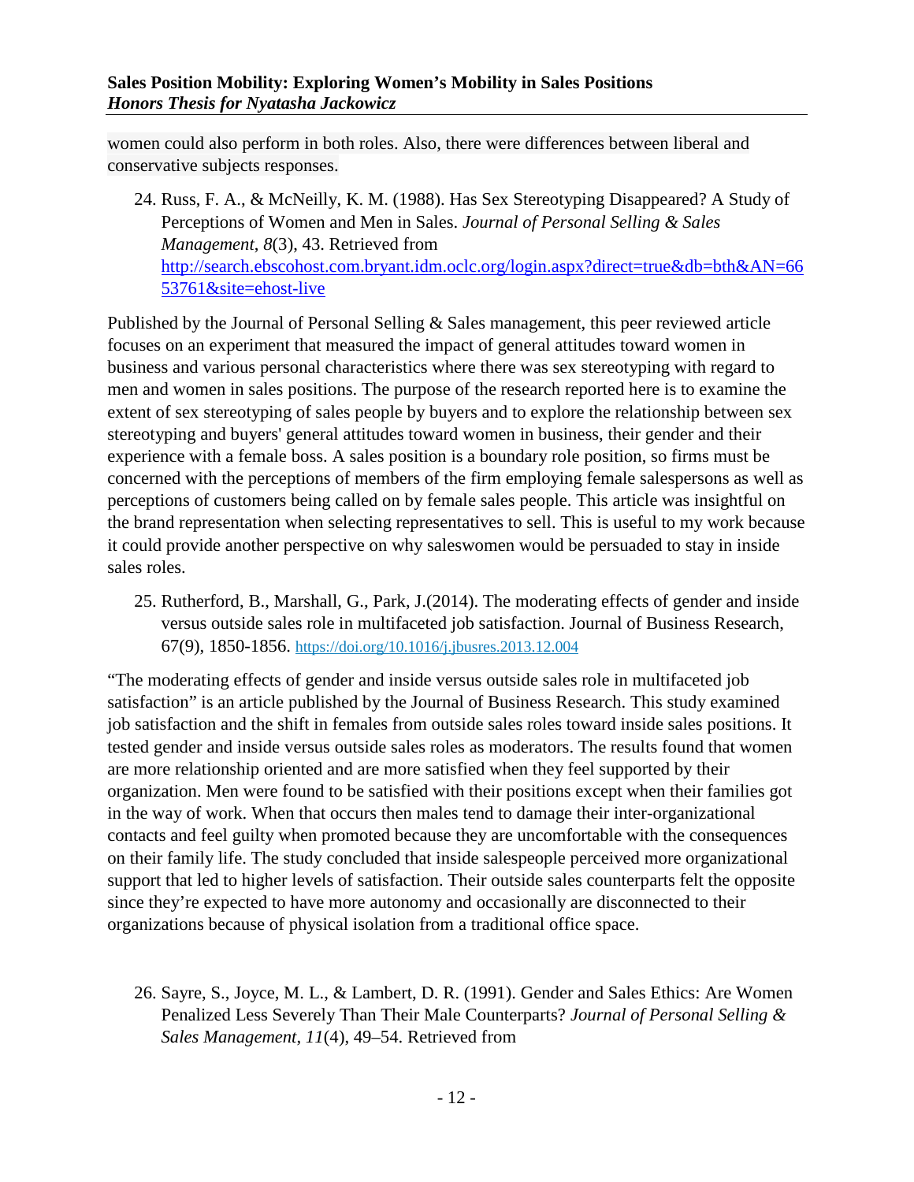women could also perform in both roles. Also, there were differences between liberal and conservative subjects responses.

24. Russ, F. A., & McNeilly, K. M. (1988). Has Sex Stereotyping Disappeared? A Study of Perceptions of Women and Men in Sales. *Journal of Personal Selling & Sales Management*, *8*(3), 43. Retrieved from http://search.ebscohost.com.bryant.idm.oclc.org/login.aspx?direct=true&db=bth&AN=6653761&site=ehost-live

Published by the Journal of Personal Selling & Sales management, this peer reviewed article focuses on an experiment that measured the impact of general attitudes toward women in business and various personal characteristics where there was sex stereotyping with regard to men and women in sales positions. The purpose of the research reported here is to examine the extent of sex stereotyping of sales people by buyers and to explore the relationship between sex stereotyping and buyers' general attitudes toward women in business, their gender and their experience with a female boss. A sales position is a boundary role position, so firms must be concerned with the perceptions of members of the firm employing female salespersons as well as perceptions of customers being called on by female sales people. This article was insightful on the brand representation when selecting representatives to sell. This is useful to my work because it could provide another perspective on why saleswomen would be persuaded to stay in inside sales roles.

25. Rutherford, B., Marshall, G., Park, J.(2014). The moderating effects of gender and inside versus outside sales role in multifaceted job satisfaction. Journal of Business Research, 67(9), 1850-1856. https://doi.org/10.1016/j.jbusres.2013.12.004

"The moderating effects of gender and inside versus outside sales role in multifaceted job satisfaction" is an article published by the Journal of Business Research. This study examined job satisfaction and the shift in females from outside sales roles toward inside sales positions. It tested gender and inside versus outside sales roles as moderators. The results found that women are more relationship oriented and are more satisfied when they feel supported by their organization. Men were found to be satisfied with their positions except when their families got in the way of work. When that occurs then males tend to damage their inter-organizational contacts and feel guilty when promoted because they are uncomfortable with the consequences on their family life. The study concluded that inside salespeople perceived more organizational support that led to higher levels of satisfaction. Their outside sales counterparts felt the opposite since they're expected to have more autonomy and occasionally are disconnected to their organizations because of physical isolation from a traditional office space.

26. Sayre, S., Joyce, M. L., & Lambert, D. R. (1991). Gender and Sales Ethics: Are Women Penalized Less Severely Than Their Male Counterparts? *Journal of Personal Selling & Sales Management*, *11*(4), 49–54. Retrieved from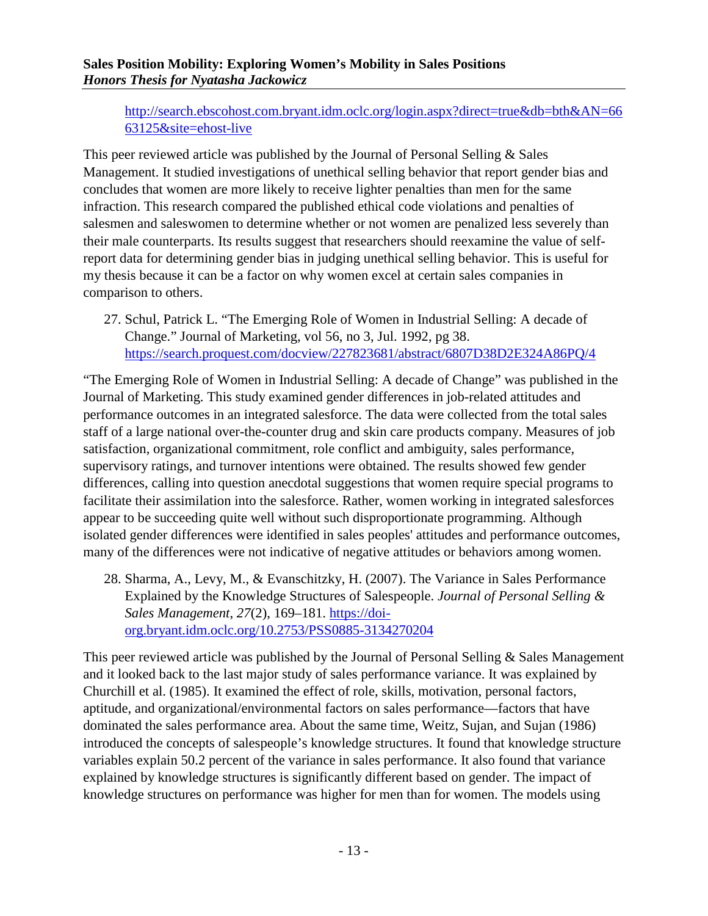http://search.ebscohost.com.bryant.idm.oclc.org/login.aspx?direct=true&db=bth&AN=6663125&site=ehost-live

This peer reviewed article was published by the Journal of Personal Selling & Sales Management. It studied investigations of unethical selling behavior that report gender bias and concludes that women are more likely to receive lighter penalties than men for the same infraction. This research compared the published ethical code violations and penalties of salesmen and saleswomen to determine whether or not women are penalized less severely than their male counterparts. Its results suggest that researchers should reexamine the value of self-report data for determining gender bias in judging unethical selling behavior. This is useful for my thesis because it can be a factor on why women excel at certain sales companies in comparison to others.

27. Schul, Patrick L. "The Emerging Role of Women in Industrial Selling: A decade of Change." Journal of Marketing, vol 56, no 3, Jul. 1992, pg 38. https://search.proquest.com/docview/227823681/abstract/6807D38D2E324A86PQ/4

"The Emerging Role of Women in Industrial Selling: A decade of Change" was published in the Journal of Marketing. This study examined gender differences in job-related attitudes and performance outcomes in an integrated salesforce. The data were collected from the total sales staff of a large national over-the-counter drug and skin care products company. Measures of job satisfaction, organizational commitment, role conflict and ambiguity, sales performance, supervisory ratings, and turnover intentions were obtained. The results showed few gender differences, calling into question anecdotal suggestions that women require special programs to facilitate their assimilation into the salesforce. Rather, women working in integrated salesforces appear to be succeeding quite well without such disproportionate programming. Although isolated gender differences were identified in sales peoples' attitudes and performance outcomes, many of the differences were not indicative of negative attitudes or behaviors among women.

28. Sharma, A., Levy, M., & Evanschitzky, H. (2007). The Variance in Sales Performance Explained by the Knowledge Structures of Salespeople. *Journal of Personal Selling & Sales Management*, *27*(2), 169–181. https://doi-org.bryant.idm.oclc.org/10.2753/PSS0885-3134270204

This peer reviewed article was published by the Journal of Personal Selling & Sales Management and it looked back to the last major study of sales performance variance. It was explained by Churchill et al. (1985). It examined the effect of role, skills, motivation, personal factors, aptitude, and organizational/environmental factors on sales performance—factors that have dominated the sales performance area. About the same time, Weitz, Sujan, and Sujan (1986) introduced the concepts of salespeople's knowledge structures. It found that knowledge structure variables explain 50.2 percent of the variance in sales performance. It also found that variance explained by knowledge structures is significantly different based on gender. The impact of knowledge structures on performance was higher for men than for women. The models using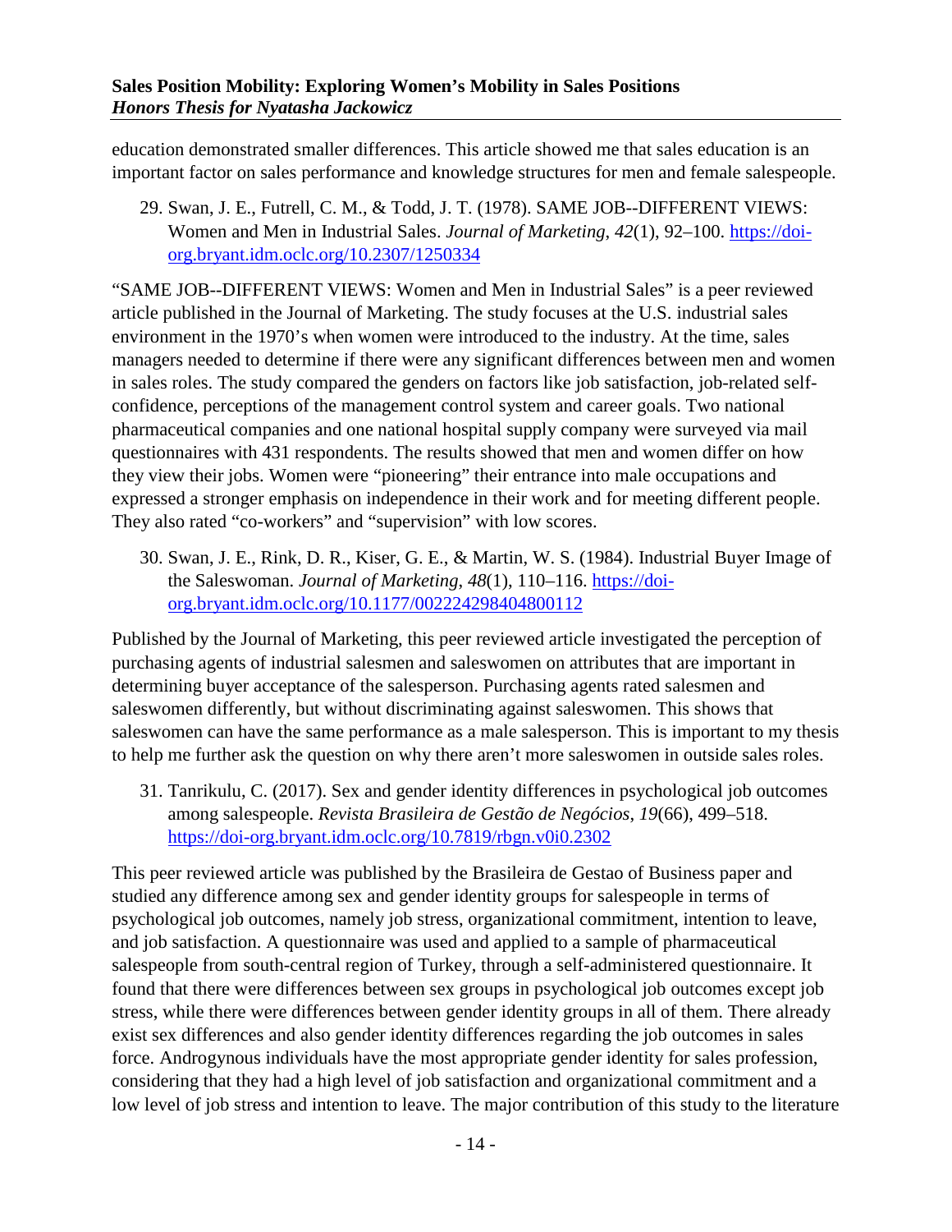education demonstrated smaller differences. This article showed me that sales education is an important factor on sales performance and knowledge structures for men and female salespeople.

29. Swan, J. E., Futrell, C. M., & Todd, J. T. (1978). SAME JOB--DIFFERENT VIEWS: Women and Men in Industrial Sales. *Journal of Marketing*, *42*(1), 92–100. https://doi-org.bryant.idm.oclc.org/10.2307/1250334

"SAME JOB--DIFFERENT VIEWS: Women and Men in Industrial Sales" is a peer reviewed article published in the Journal of Marketing. The study focuses at the U.S. industrial sales environment in the 1970's when women were introduced to the industry. At the time, sales managers needed to determine if there were any significant differences between men and women in sales roles. The study compared the genders on factors like job satisfaction, job-related self-confidence, perceptions of the management control system and career goals. Two national pharmaceutical companies and one national hospital supply company were surveyed via mail questionnaires with 431 respondents. The results showed that men and women differ on how they view their jobs. Women were "pioneering" their entrance into male occupations and expressed a stronger emphasis on independence in their work and for meeting different people. They also rated "co-workers" and "supervision" with low scores.

30. Swan, J. E., Rink, D. R., Kiser, G. E., & Martin, W. S. (1984). Industrial Buyer Image of the Saleswoman. *Journal of Marketing*, *48*(1), 110–116. https://doi-org.bryant.idm.oclc.org/10.1177/002224298404800112

Published by the Journal of Marketing, this peer reviewed article investigated the perception of purchasing agents of industrial salesmen and saleswomen on attributes that are important in determining buyer acceptance of the salesperson. Purchasing agents rated salesmen and saleswomen differently, but without discriminating against saleswomen. This shows that saleswomen can have the same performance as a male salesperson. This is important to my thesis to help me further ask the question on why there aren't more saleswomen in outside sales roles.

31. Tanrikulu, C. (2017). Sex and gender identity differences in psychological job outcomes among salespeople. *Revista Brasileira de Gestão de Negócios*, *19*(66), 499–518. https://doi-org.bryant.idm.oclc.org/10.7819/rbgn.v0i0.2302

This peer reviewed article was published by the Brasileira de Gestao of Business paper and studied any difference among sex and gender identity groups for salespeople in terms of psychological job outcomes, namely job stress, organizational commitment, intention to leave, and job satisfaction. A questionnaire was used and applied to a sample of pharmaceutical salespeople from south-central region of Turkey, through a self-administered questionnaire. It found that there were differences between sex groups in psychological job outcomes except job stress, while there were differences between gender identity groups in all of them. There already exist sex differences and also gender identity differences regarding the job outcomes in sales force. Androgynous individuals have the most appropriate gender identity for sales profession, considering that they had a high level of job satisfaction and organizational commitment and a low level of job stress and intention to leave. The major contribution of this study to the literature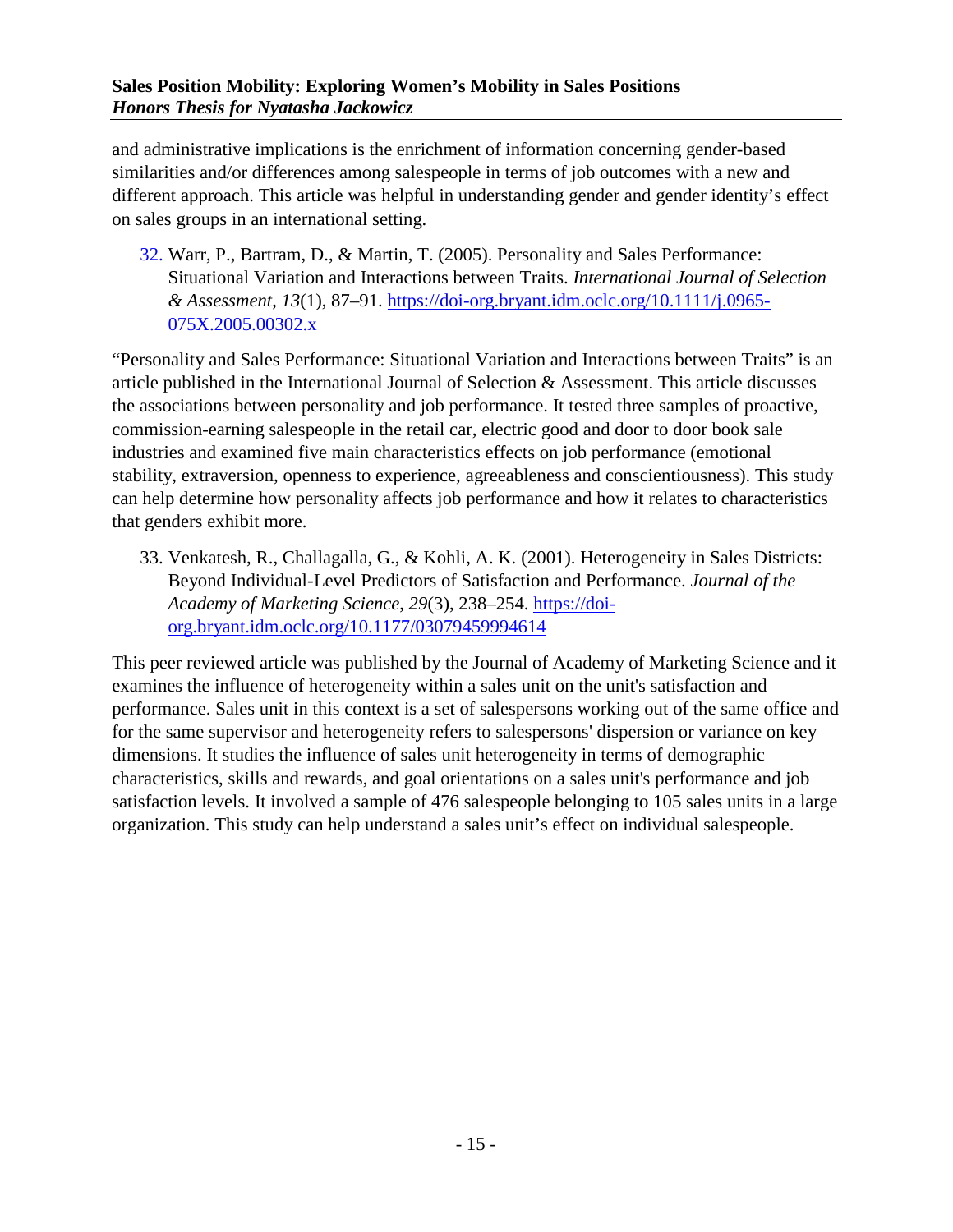and administrative implications is the enrichment of information concerning gender-based similarities and/or differences among salespeople in terms of job outcomes with a new and different approach. This article was helpful in understanding gender and gender identity's effect on sales groups in an international setting.

32. Warr, P., Bartram, D., & Martin, T. (2005). Personality and Sales Performance: Situational Variation and Interactions between Traits. *International Journal of Selection & Assessment*, *13*(1), 87–91. [https://doi-org.bryant.idm.oclc.org/10.1111/j.0965-075X.2005.00302.x](https://doi-org.bryant.idm.oclc.org/10.1111/j.0965-075X.2005.00302.x)

"Personality and Sales Performance: Situational Variation and Interactions between Traits" is an article published in the International Journal of Selection & Assessment. This article discusses the associations between personality and job performance. It tested three samples of proactive, commission-earning salespeople in the retail car, electric good and door to door book sale industries and examined five main characteristics effects on job performance (emotional stability, extraversion, openness to experience, agreeableness and conscientiousness). This study can help determine how personality affects job performance and how it relates to characteristics that genders exhibit more.

33. Venkatesh, R., Challagalla, G., & Kohli, A. K. (2001). Heterogeneity in Sales Districts: Beyond Individual-Level Predictors of Satisfaction and Performance. *Journal of the Academy of Marketing Science*, *29*(3), 238–254. [https://doi-org.bryant.idm.oclc.org/10.1177/03079459994614](https://doi-org.bryant.idm.oclc.org/10.1177/03079459994614)

This peer reviewed article was published by the Journal of Academy of Marketing Science and it examines the influence of heterogeneity within a sales unit on the unit's satisfaction and performance. Sales unit in this context is a set of salespersons working out of the same office and for the same supervisor and heterogeneity refers to salespersons' dispersion or variance on key dimensions. It studies the influence of sales unit heterogeneity in terms of demographic characteristics, skills and rewards, and goal orientations on a sales unit's performance and job satisfaction levels. It involved a sample of 476 salespeople belonging to 105 sales units in a large organization. This study can help understand a sales unit's effect on individual salespeople.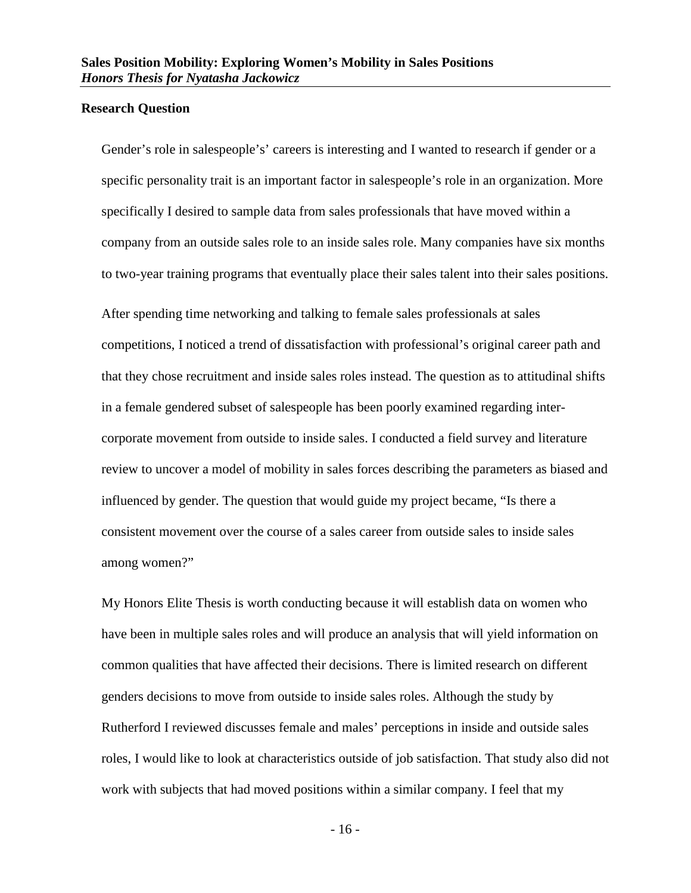## Research Question

Gender's role in salespeople's' careers is interesting and I wanted to research if gender or a specific personality trait is an important factor in salespeople's role in an organization. More specifically I desired to sample data from sales professionals that have moved within a company from an outside sales role to an inside sales role. Many companies have six months to two-year training programs that eventually place their sales talent into their sales positions.

After spending time networking and talking to female sales professionals at sales competitions, I noticed a trend of dissatisfaction with professional's original career path and that they chose recruitment and inside sales roles instead. The question as to attitudinal shifts in a female gendered subset of salespeople has been poorly examined regarding inter-corporate movement from outside to inside sales. I conducted a field survey and literature review to uncover a model of mobility in sales forces describing the parameters as biased and influenced by gender. The question that would guide my project became, "Is there a consistent movement over the course of a sales career from outside sales to inside sales among women?"

My Honors Elite Thesis is worth conducting because it will establish data on women who have been in multiple sales roles and will produce an analysis that will yield information on common qualities that have affected their decisions. There is limited research on different genders decisions to move from outside to inside sales roles. Although the study by Rutherford I reviewed discusses female and males' perceptions in inside and outside sales roles, I would like to look at characteristics outside of job satisfaction. That study also did not work with subjects that had moved positions within a similar company. I feel that my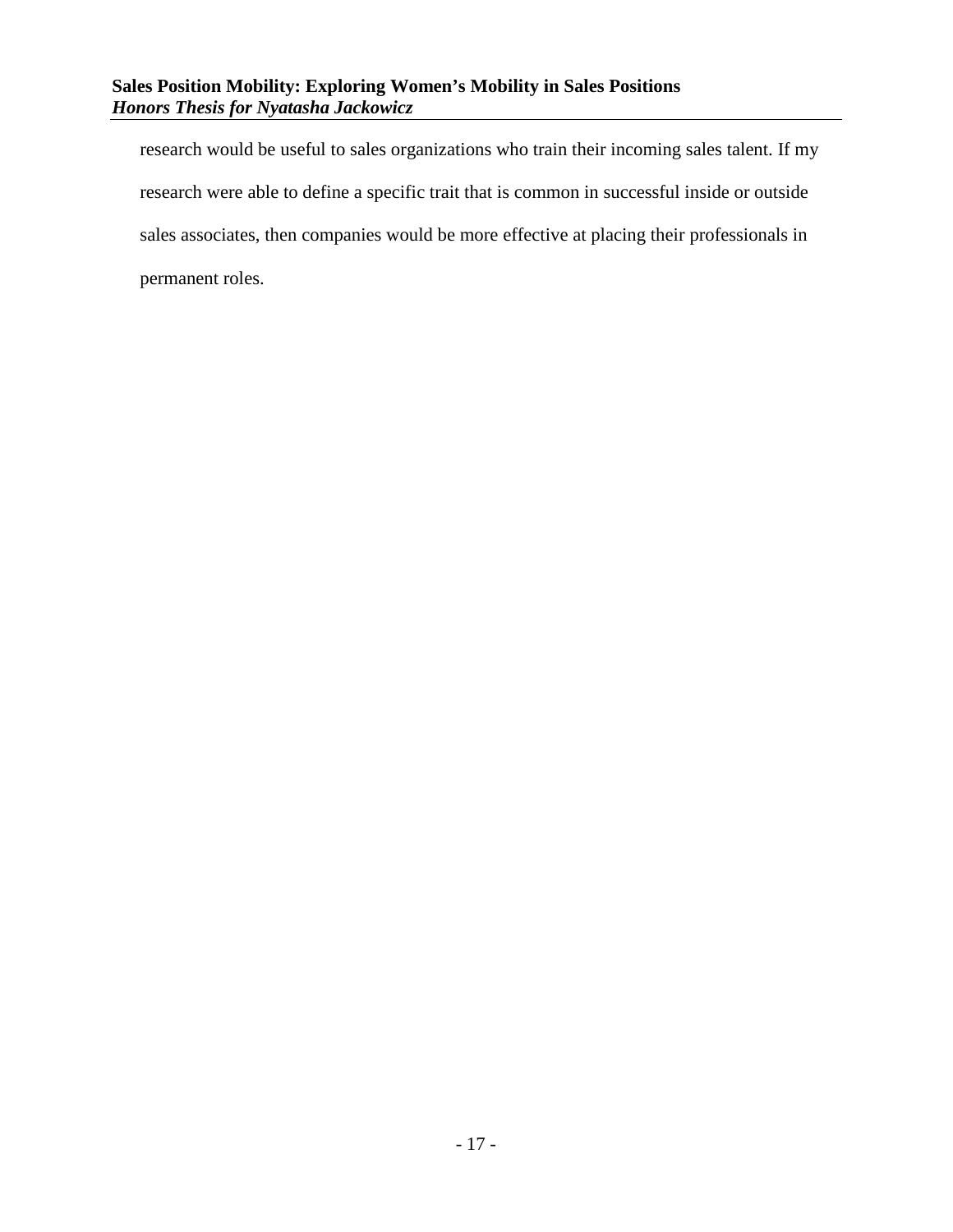research would be useful to sales organizations who train their incoming sales talent. If my research were able to define a specific trait that is common in successful inside or outside sales associates, then companies would be more effective at placing their professionals in permanent roles.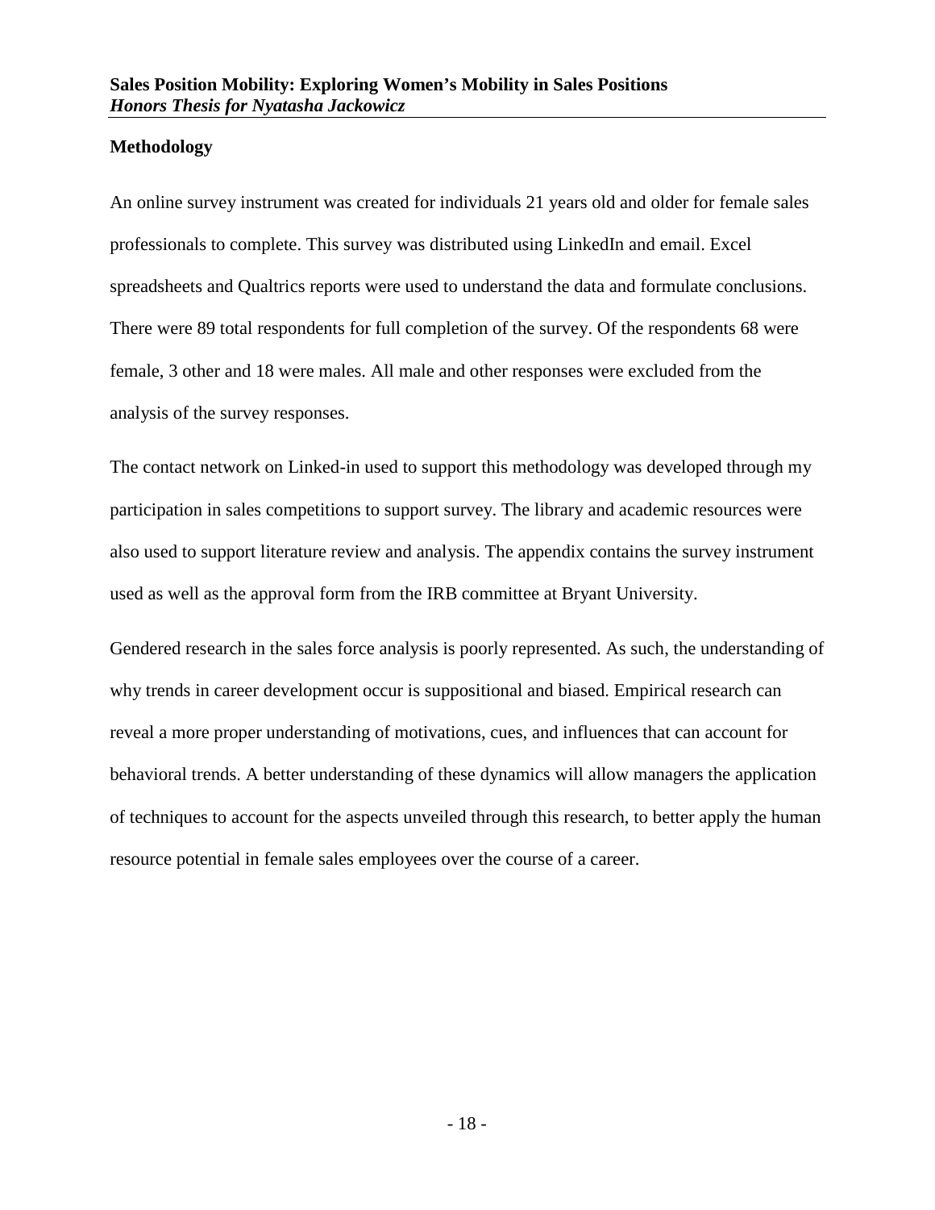## Methodology

An online survey instrument was created for individuals 21 years old and older for female sales professionals to complete. This survey was distributed using LinkedIn and email. Excel spreadsheets and Qualtrics reports were used to understand the data and formulate conclusions. There were 89 total respondents for full completion of the survey. Of the respondents 68 were female, 3 other and 18 were males. All male and other responses were excluded from the analysis of the survey responses.

The contact network on Linked-in used to support this methodology was developed through my participation in sales competitions to support survey. The library and academic resources were also used to support literature review and analysis. The appendix contains the survey instrument used as well as the approval form from the IRB committee at Bryant University.

Gendered research in the sales force analysis is poorly represented. As such, the understanding of why trends in career development occur is suppositional and biased. Empirical research can reveal a more proper understanding of motivations, cues, and influences that can account for behavioral trends. A better understanding of these dynamics will allow managers the application of techniques to account for the aspects unveiled through this research, to better apply the human resource potential in female sales employees over the course of a career.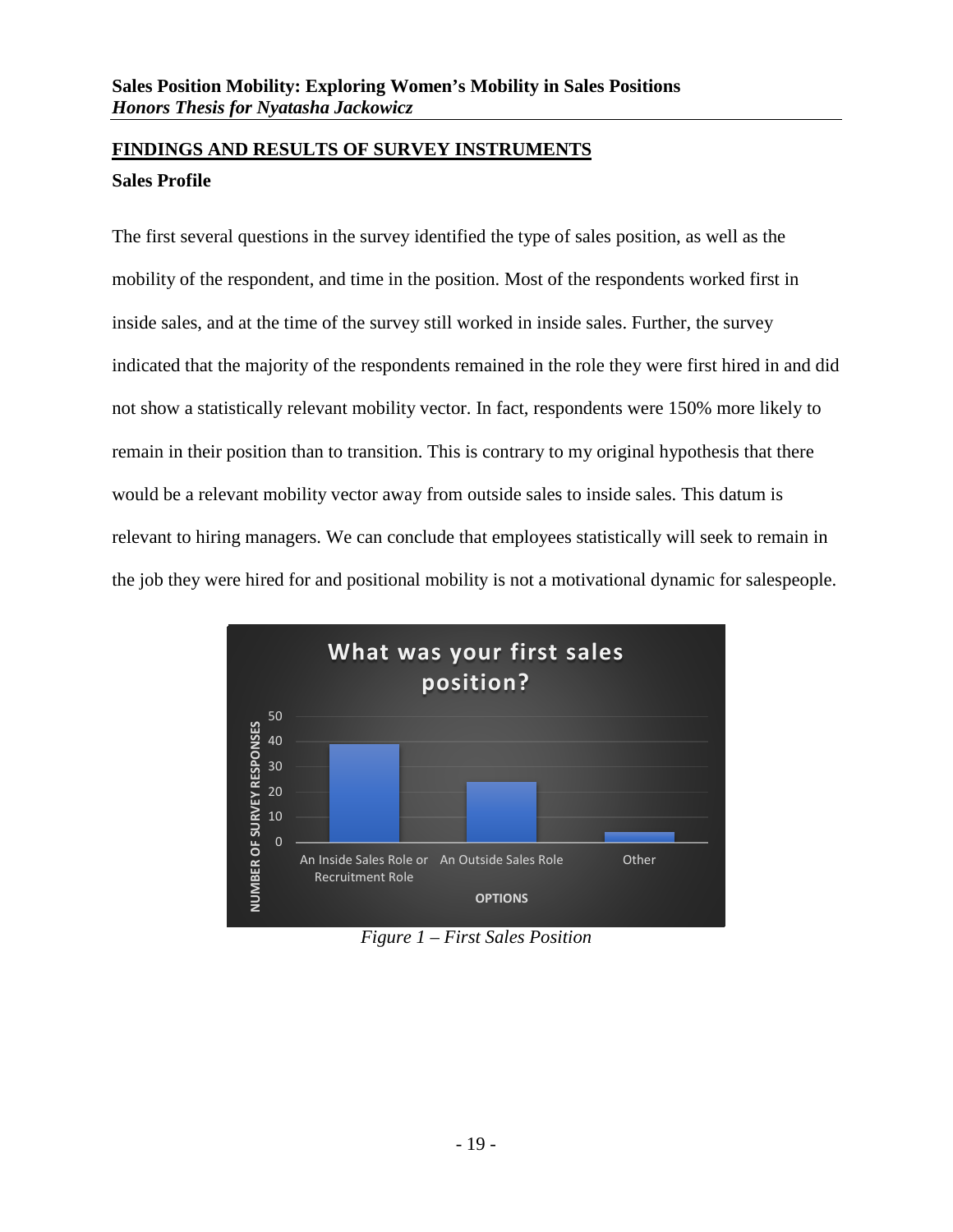## FINDINGS AND RESULTS OF SURVEY INSTRUMENTS

### Sales Profile

The first several questions in the survey identified the type of sales position, as well as the mobility of the respondent, and time in the position. Most of the respondents worked first in inside sales, and at the time of the survey still worked in inside sales. Further, the survey indicated that the majority of the respondents remained in the role they were first hired in and did not show a statistically relevant mobility vector. In fact, respondents were 150% more likely to remain in their position than to transition. This is contrary to my original hypothesis that there would be a relevant mobility vector away from outside sales to inside sales. This datum is relevant to hiring managers. We can conclude that employees statistically will seek to remain in the job they were hired for and positional mobility is not a motivational dynamic for salespeople.

*Figure 1 – First Sales Position*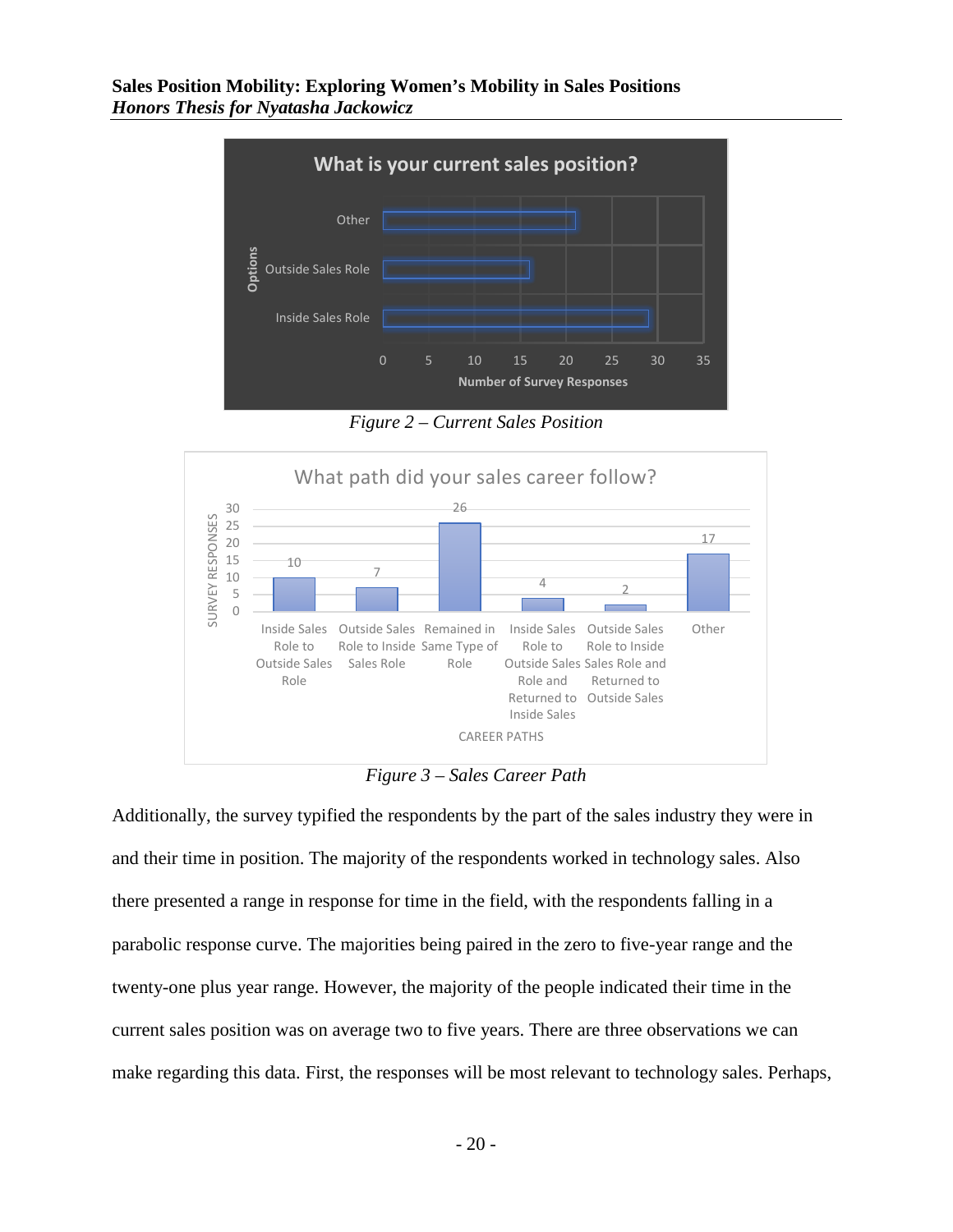*Figure 2 – Current Sales Position*

*Figure 3 – Sales Career Path*

Additionally, the survey typified the respondents by the part of the sales industry they were in and their time in position. The majority of the respondents worked in technology sales. Also there presented a range in response for time in the field, with the respondents falling in a parabolic response curve. The majorities being paired in the zero to five-year range and the twenty-one plus year range. However, the majority of the people indicated their time in the current sales position was on average two to five years. There are three observations we can make regarding this data. First, the responses will be most relevant to technology sales. Perhaps,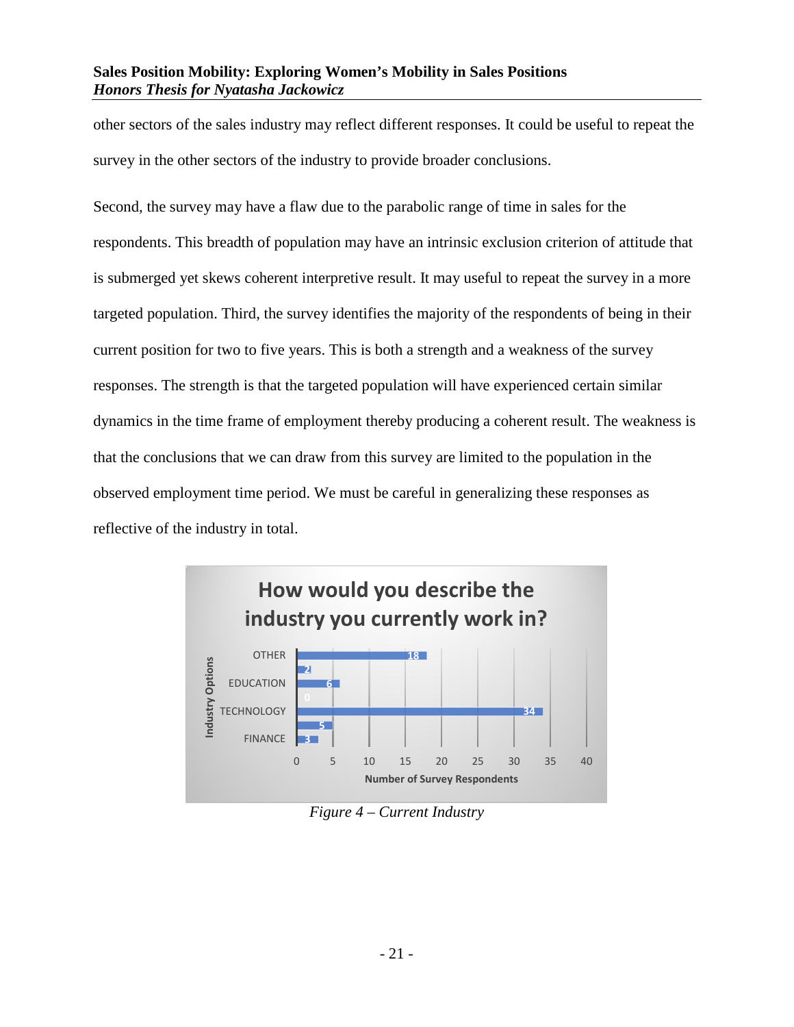other sectors of the sales industry may reflect different responses. It could be useful to repeat the survey in the other sectors of the industry to provide broader conclusions.

Second, the survey may have a flaw due to the parabolic range of time in sales for the respondents. This breadth of population may have an intrinsic exclusion criterion of attitude that is submerged yet skews coherent interpretive result. It may useful to repeat the survey in a more targeted population. Third, the survey identifies the majority of the respondents of being in their current position for two to five years. This is both a strength and a weakness of the survey responses. The strength is that the targeted population will have experienced certain similar dynamics in the time frame of employment thereby producing a coherent result. The weakness is that the conclusions that we can draw from this survey are limited to the population in the observed employment time period. We must be careful in generalizing these responses as reflective of the industry in total.

**How would you describe the industry you currently work in?**

| Industry Options | Number of Survey Respondents |
|---|---|
| OTHER | 18 |
| | 2 |
| EDUCATION | 6 |
| | 0 |
| TECHNOLOGY | 34 |
| | 5 |
| FINANCE | 3 |

*Figure 4 – Current Industry*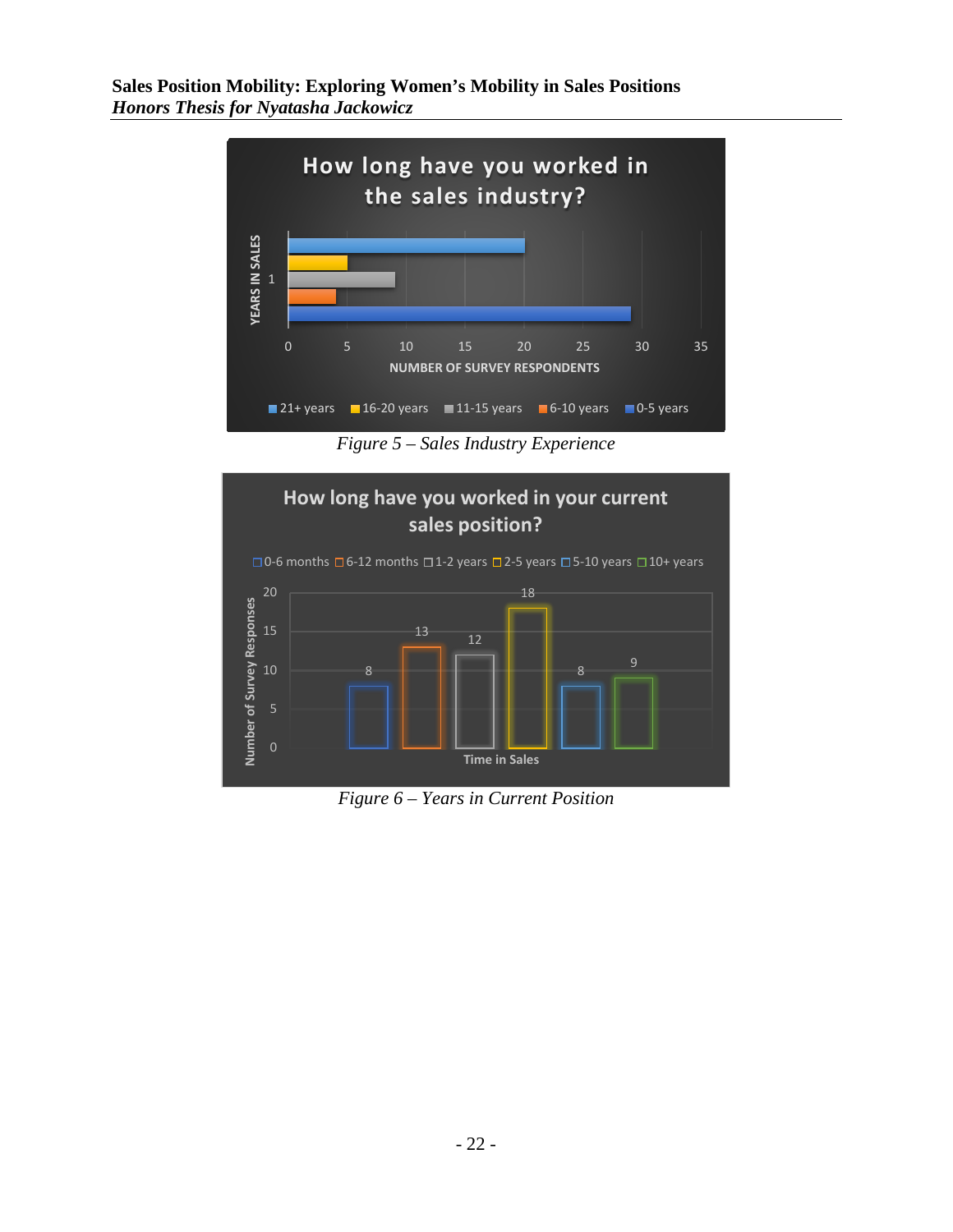**How long have you worked in the sales industry?**

YEARS IN SALES: 1

NUMBER OF SURVEY RESPONDENTS: 0, 5, 10, 15, 20, 25, 30, 35

21+ years | 16-20 years | 11-15 years | 6-10 years | 0-5 years

*Figure 5 – Sales Industry Experience*

**How long have you worked in your current sales position?**

0-6 months | 6-12 months | 1-2 years | 2-5 years | 5-10 years | 10+ years

| Time in Sales | Number of Survey Responses |
|---|---|
| 0-6 months | 8 |
| 6-12 months | 13 |
| 1-2 years | 12 |
| 2-5 years | 18 |
| 5-10 years | 8 |
| 10+ years | 9 |

*Figure 6 – Years in Current Position*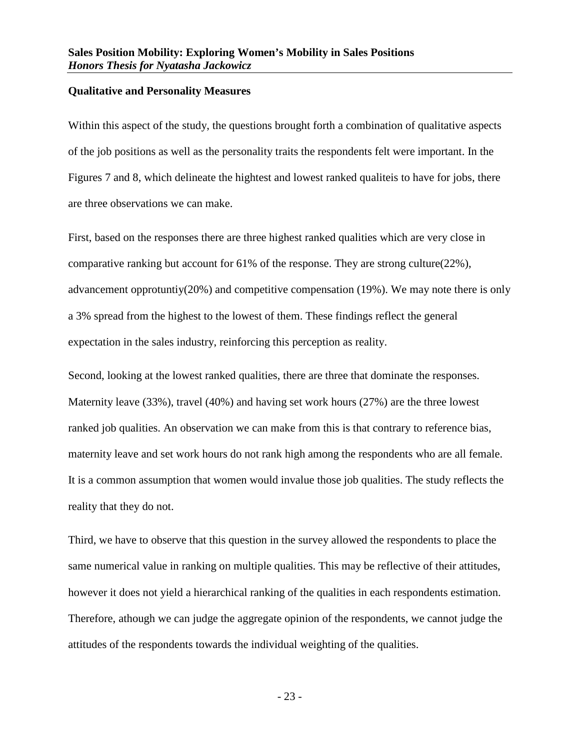### Qualitative and Personality Measures

Within this aspect of the study, the questions brought forth a combination of qualitative aspects of the job positions as well as the personality traits the respondents felt were important. In the Figures 7 and 8, which delineate the hightest and lowest ranked qualiteis to have for jobs, there are three observations we can make.

First, based on the responses there are three highest ranked qualities which are very close in comparative ranking but account for 61% of the response. They are strong culture(22%), advancement opprotuntiy(20%) and competitive compensation (19%). We may note there is only a 3% spread from the highest to the lowest of them. These findings reflect the general expectation in the sales industry, reinforcing this perception as reality.

Second, looking at the lowest ranked qualities, there are three that dominate the responses. Maternity leave (33%), travel (40%) and having set work hours (27%) are the three lowest ranked job qualities. An observation we can make from this is that contrary to reference bias, maternity leave and set work hours do not rank high among the respondents who are all female. It is a common assumption that women would invalue those job qualities. The study reflects the reality that they do not.

Third, we have to observe that this question in the survey allowed the respondents to place the same numerical value in ranking on multiple qualities. This may be reflective of their attitudes, however it does not yield a hierarchical ranking of the qualities in each respondents estimation. Therefore, athough we can judge the aggregate opinion of the respondents, we cannot judge the attitudes of the respondents towards the individual weighting of the qualities.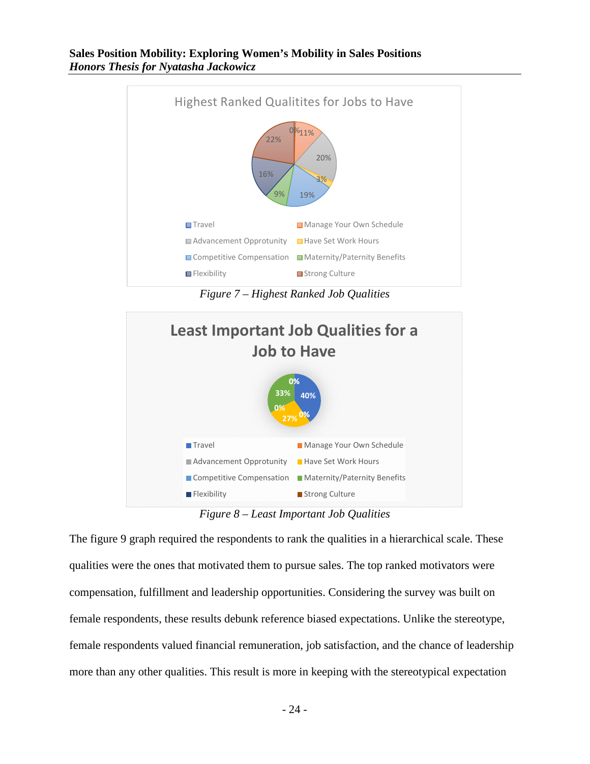*Figure 7 – Highest Ranked Job Qualities*

*Figure 8 – Least Important Job Qualities*

The figure 9 graph required the respondents to rank the qualities in a hierarchical scale. These qualities were the ones that motivated them to pursue sales. The top ranked motivators were compensation, fulfillment and leadership opportunities. Considering the survey was built on female respondents, these results debunk reference biased expectations. Unlike the stereotype, female respondents valued financial remuneration, job satisfaction, and the chance of leadership more than any other qualities. This result is more in keeping with the stereotypical expectation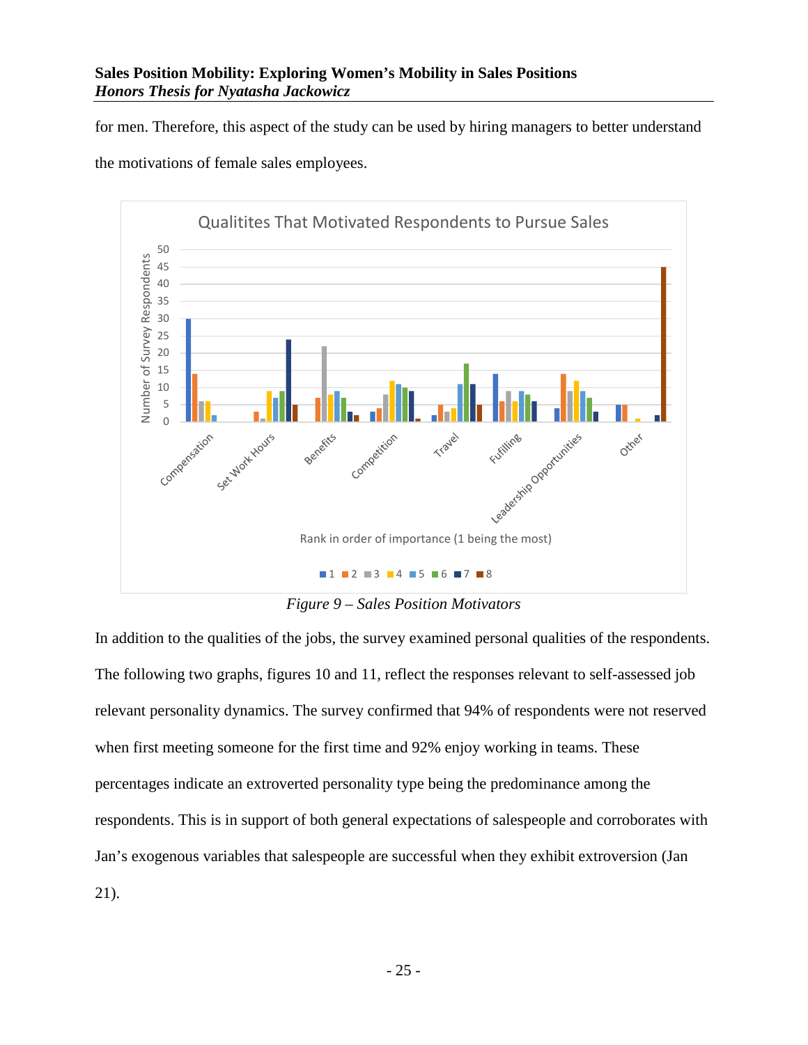for men. Therefore, this aspect of the study can be used by hiring managers to better understand the motivations of female sales employees.

*Figure 9 – Sales Position Motivators*

In addition to the qualities of the jobs, the survey examined personal qualities of the respondents. The following two graphs, figures 10 and 11, reflect the responses relevant to self-assessed job relevant personality dynamics. The survey confirmed that 94% of respondents were not reserved when first meeting someone for the first time and 92% enjoy working in teams. These percentages indicate an extroverted personality type being the predominance among the respondents. This is in support of both general expectations of salespeople and corroborates with Jan's exogenous variables that salespeople are successful when they exhibit extroversion (Jan 21).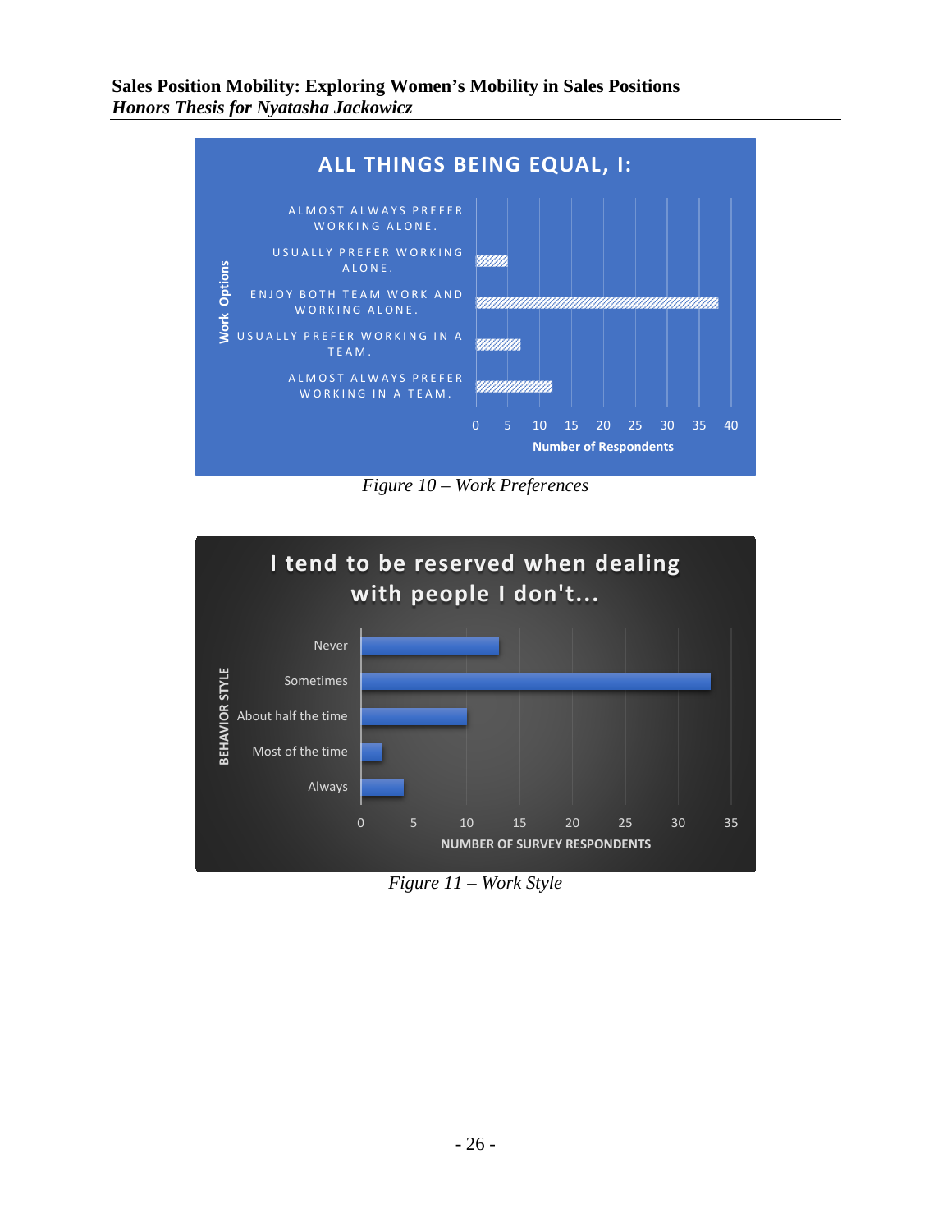**ALL THINGS BEING EQUAL, I:**

| Work Options | Number of Respondents |
|---|---|
| Almost always prefer working alone. | 0 |
| Usually prefer working alone. | 5 |
| Enjoy both team work and working alone. | 38 |
| Usually prefer working in a team. | 7 |
| Almost always prefer working in a team. | 12 |

*Figure 10 – Work Preferences*

**I tend to be reserved when dealing with people I don't...**

| Behavior Style | Number of Survey Respondents |
|---|---|
| Never | 13 |
| Sometimes | 33 |
| About half the time | 10 |
| Most of the time | 2 |
| Always | 4 |

*Figure 11 – Work Style*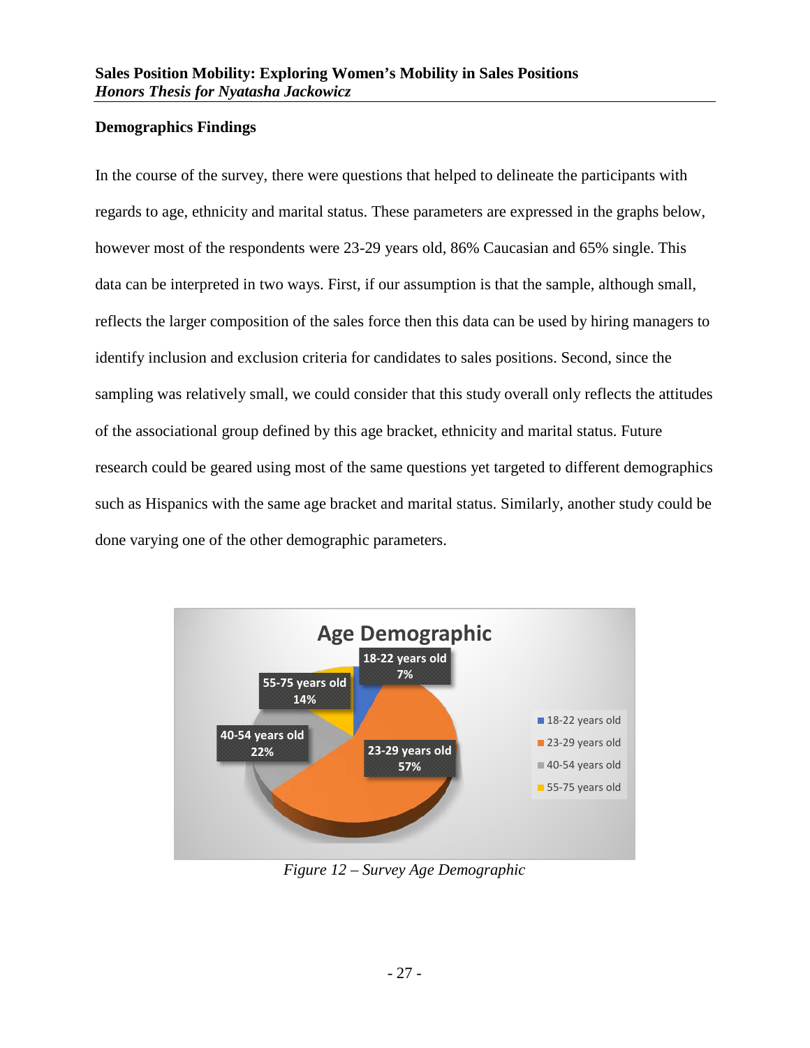## Demographics Findings

In the course of the survey, there were questions that helped to delineate the participants with regards to age, ethnicity and marital status. These parameters are expressed in the graphs below, however most of the respondents were 23-29 years old, 86% Caucasian and 65% single. This data can be interpreted in two ways. First, if our assumption is that the sample, although small, reflects the larger composition of the sales force then this data can be used by hiring managers to identify inclusion and exclusion criteria for candidates to sales positions. Second, since the sampling was relatively small, we could consider that this study overall only reflects the attitudes of the associational group defined by this age bracket, ethnicity and marital status. Future research could be geared using most of the same questions yet targeted to different demographics such as Hispanics with the same age bracket and marital status. Similarly, another study could be done varying one of the other demographic parameters.

*Figure 12 – Survey Age Demographic*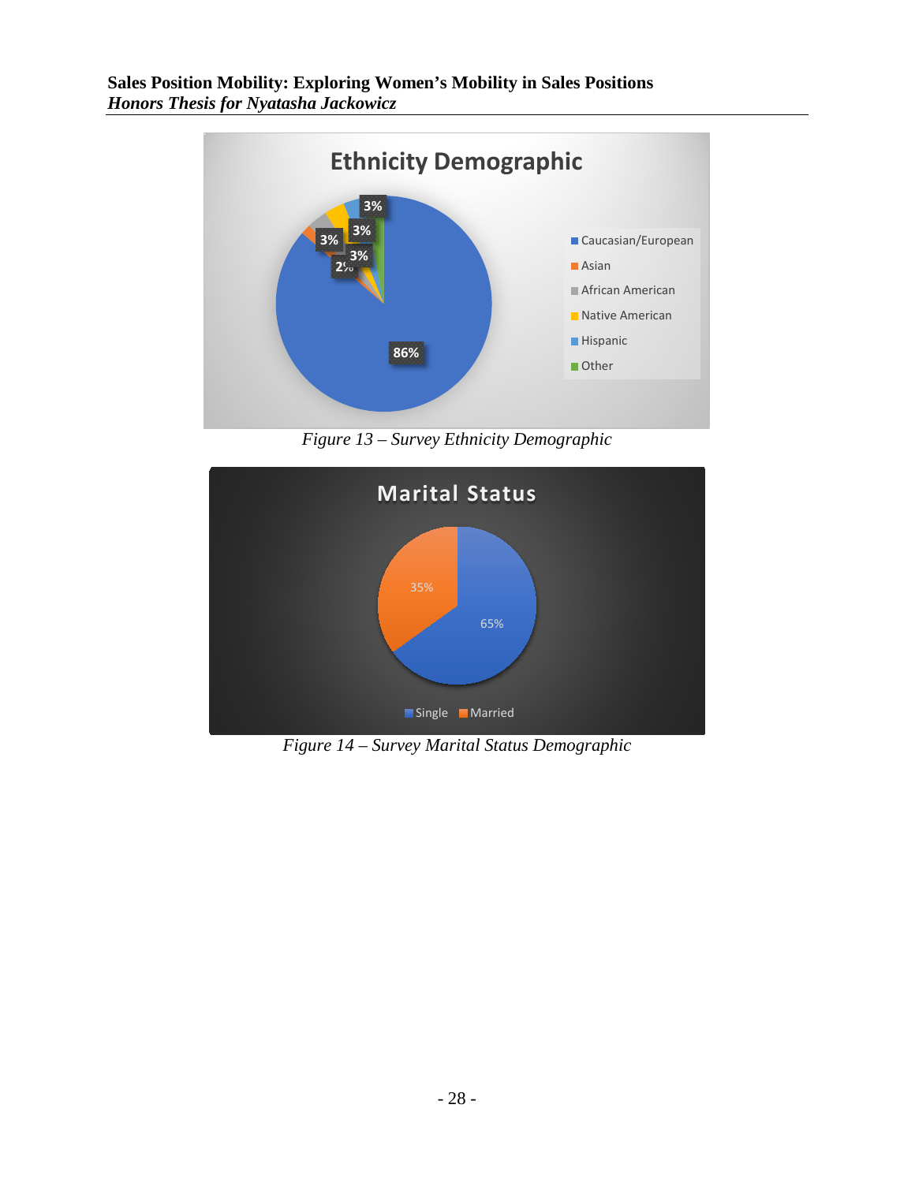Figure 13 – Survey Ethnicity Demographic

Figure 14 – Survey Marital Status Demographic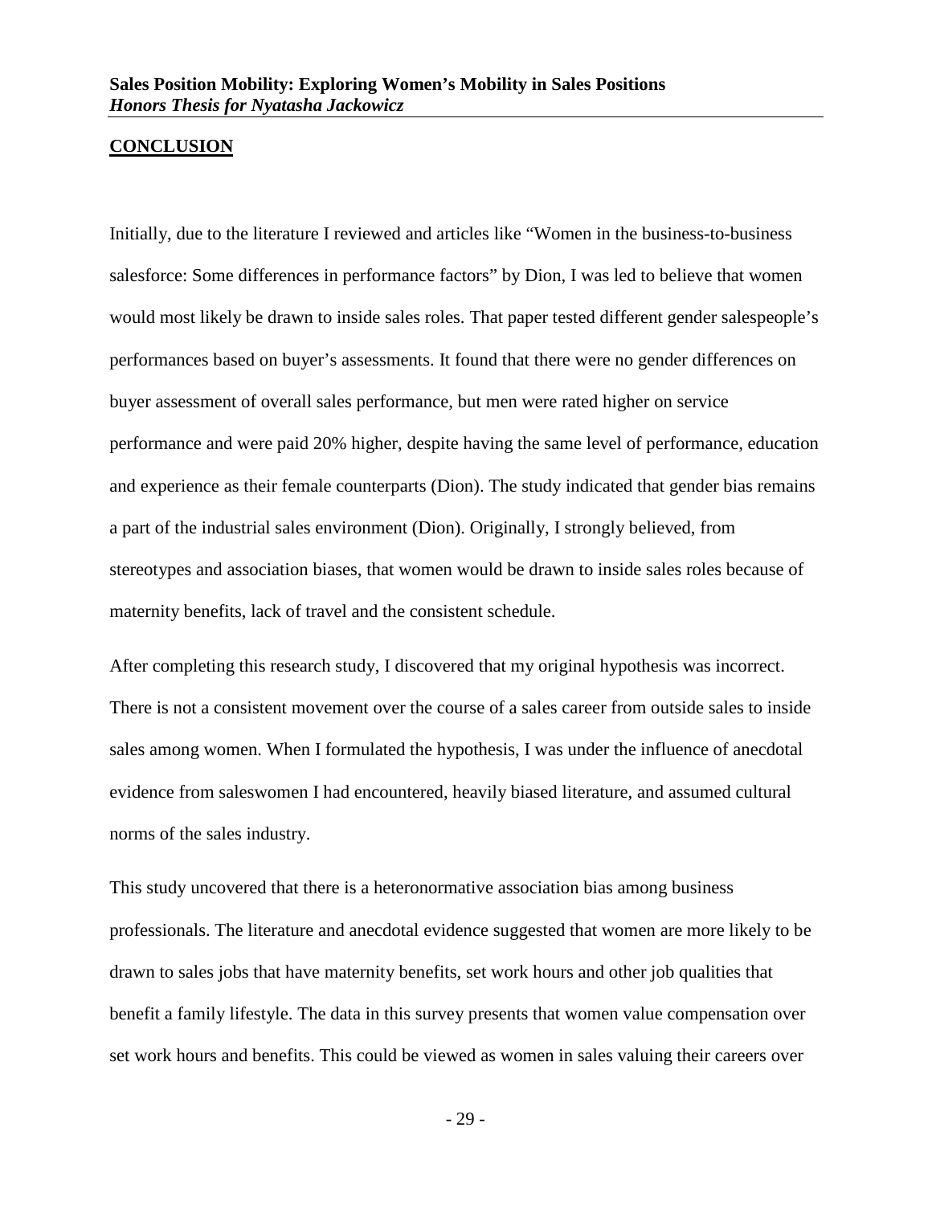## CONCLUSION

Initially, due to the literature I reviewed and articles like "Women in the business-to-business salesforce: Some differences in performance factors" by Dion, I was led to believe that women would most likely be drawn to inside sales roles. That paper tested different gender salespeople's performances based on buyer's assessments. It found that there were no gender differences on buyer assessment of overall sales performance, but men were rated higher on service performance and were paid 20% higher, despite having the same level of performance, education and experience as their female counterparts (Dion). The study indicated that gender bias remains a part of the industrial sales environment (Dion). Originally, I strongly believed, from stereotypes and association biases, that women would be drawn to inside sales roles because of maternity benefits, lack of travel and the consistent schedule.

After completing this research study, I discovered that my original hypothesis was incorrect. There is not a consistent movement over the course of a sales career from outside sales to inside sales among women. When I formulated the hypothesis, I was under the influence of anecdotal evidence from saleswomen I had encountered, heavily biased literature, and assumed cultural norms of the sales industry.

This study uncovered that there is a heteronormative association bias among business professionals. The literature and anecdotal evidence suggested that women are more likely to be drawn to sales jobs that have maternity benefits, set work hours and other job qualities that benefit a family lifestyle. The data in this survey presents that women value compensation over set work hours and benefits. This could be viewed as women in sales valuing their careers over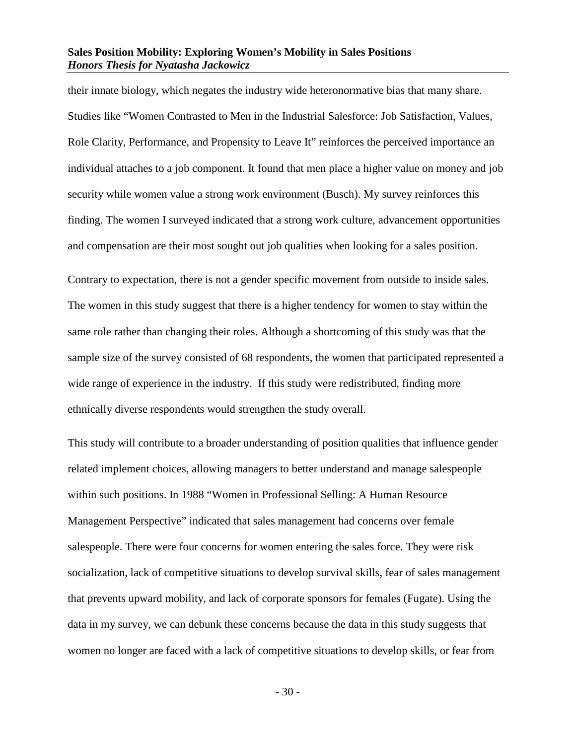their innate biology, which negates the industry wide heteronormative bias that many share. Studies like "Women Contrasted to Men in the Industrial Salesforce: Job Satisfaction, Values, Role Clarity, Performance, and Propensity to Leave It" reinforces the perceived importance an individual attaches to a job component. It found that men place a higher value on money and job security while women value a strong work environment (Busch). My survey reinforces this finding. The women I surveyed indicated that a strong work culture, advancement opportunities and compensation are their most sought out job qualities when looking for a sales position.

Contrary to expectation, there is not a gender specific movement from outside to inside sales. The women in this study suggest that there is a higher tendency for women to stay within the same role rather than changing their roles. Although a shortcoming of this study was that the sample size of the survey consisted of 68 respondents, the women that participated represented a wide range of experience in the industry. If this study were redistributed, finding more ethnically diverse respondents would strengthen the study overall.

This study will contribute to a broader understanding of position qualities that influence gender related implement choices, allowing managers to better understand and manage salespeople within such positions. In 1988 "Women in Professional Selling: A Human Resource Management Perspective" indicated that sales management had concerns over female salespeople. There were four concerns for women entering the sales force. They were risk socialization, lack of competitive situations to develop survival skills, fear of sales management that prevents upward mobility, and lack of corporate sponsors for females (Fugate). Using the data in my survey, we can debunk these concerns because the data in this study suggests that women no longer are faced with a lack of competitive situations to develop skills, or fear from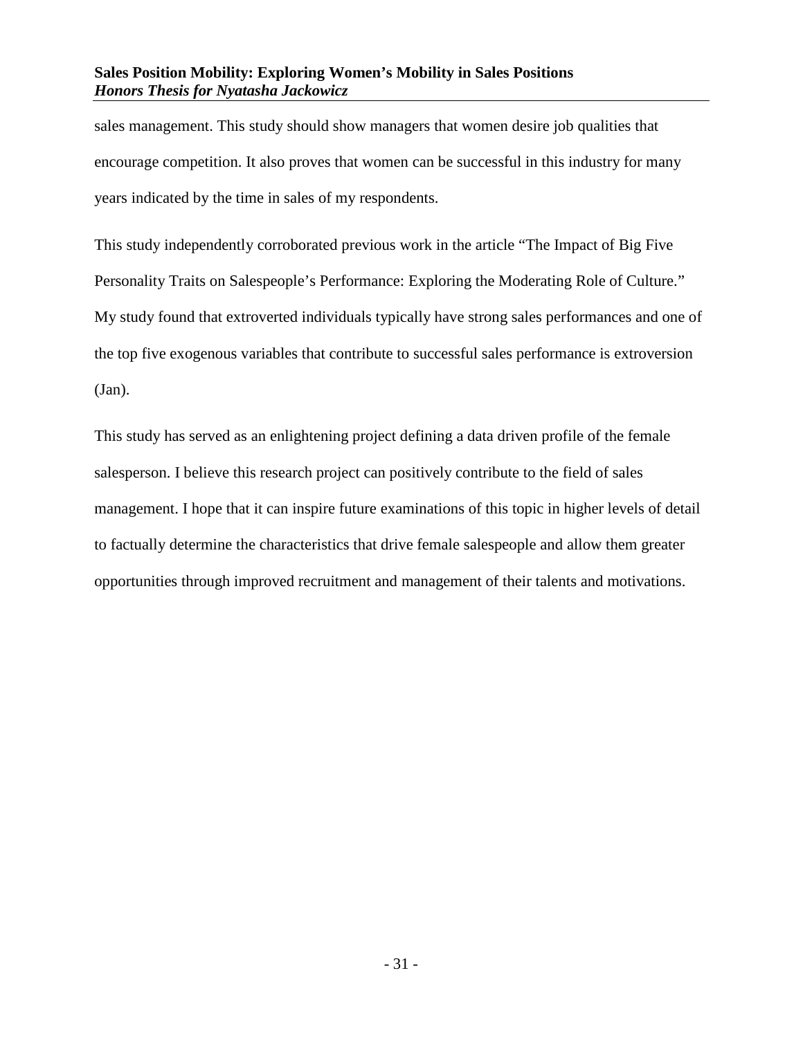sales management. This study should show managers that women desire job qualities that encourage competition. It also proves that women can be successful in this industry for many years indicated by the time in sales of my respondents.

This study independently corroborated previous work in the article "The Impact of Big Five Personality Traits on Salespeople's Performance: Exploring the Moderating Role of Culture." My study found that extroverted individuals typically have strong sales performances and one of the top five exogenous variables that contribute to successful sales performance is extroversion (Jan).

This study has served as an enlightening project defining a data driven profile of the female salesperson. I believe this research project can positively contribute to the field of sales management. I hope that it can inspire future examinations of this topic in higher levels of detail to factually determine the characteristics that drive female salespeople and allow them greater opportunities through improved recruitment and management of their talents and motivations.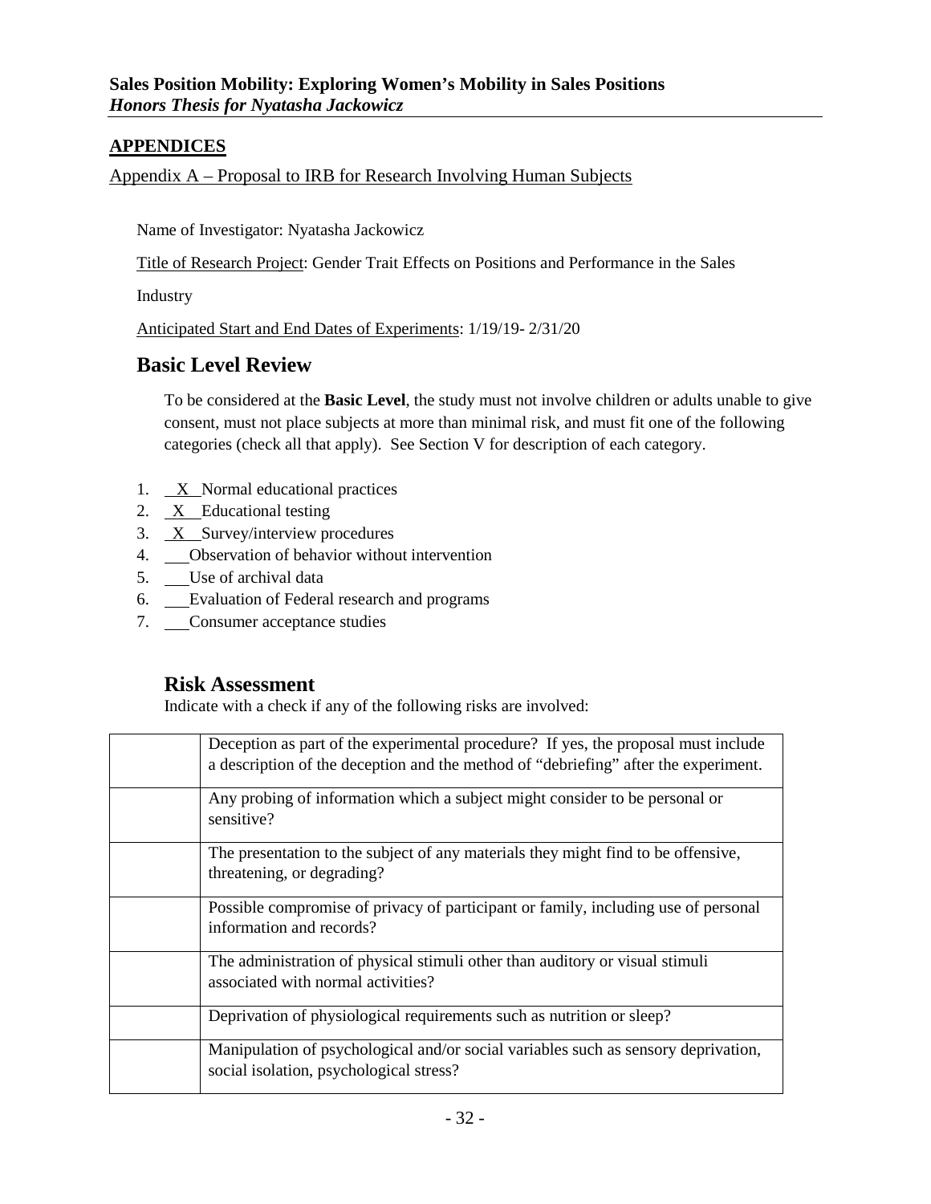## APPENDICES

Appendix A – Proposal to IRB for Research Involving Human Subjects

Name of Investigator: Nyatasha Jackowicz

Title of Research Project: Gender Trait Effects on Positions and Performance in the Sales Industry

Anticipated Start and End Dates of Experiments: 1/19/19- 2/31/20

## Basic Level Review

To be considered at the **Basic Level**, the study must not involve children or adults unable to give consent, must not place subjects at more than minimal risk, and must fit one of the following categories (check all that apply). See Section V for description of each category.

1. X Normal educational practices
2. X Educational testing
3. X Survey/interview procedures
4. ___ Observation of behavior without intervention
5. ___ Use of archival data
6. ___ Evaluation of Federal research and programs
7. ___ Consumer acceptance studies

## Risk Assessment

Indicate with a check if any of the following risks are involved:

| | |
|---|---|
| | Deception as part of the experimental procedure? If yes, the proposal must include a description of the deception and the method of "debriefing" after the experiment. |
| | Any probing of information which a subject might consider to be personal or sensitive? |
| | The presentation to the subject of any materials they might find to be offensive, threatening, or degrading? |
| | Possible compromise of privacy of participant or family, including use of personal information and records? |
| | The administration of physical stimuli other than auditory or visual stimuli associated with normal activities? |
| | Deprivation of physiological requirements such as nutrition or sleep? |
| | Manipulation of psychological and/or social variables such as sensory deprivation, social isolation, psychological stress? |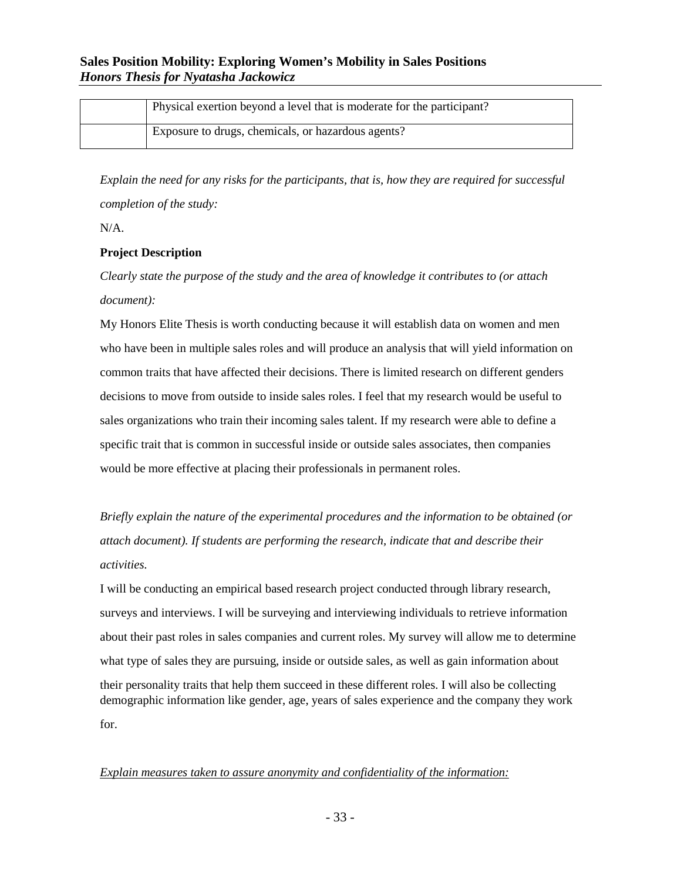| | |
|---|---|
| | Physical exertion beyond a level that is moderate for the participant? |
| | Exposure to drugs, chemicals, or hazardous agents? |

*Explain the need for any risks for the participants, that is, how they are required for successful completion of the study:*

N/A.

**Project Description**

*Clearly state the purpose of the study and the area of knowledge it contributes to (or attach document):*

My Honors Elite Thesis is worth conducting because it will establish data on women and men who have been in multiple sales roles and will produce an analysis that will yield information on common traits that have affected their decisions. There is limited research on different genders decisions to move from outside to inside sales roles. I feel that my research would be useful to sales organizations who train their incoming sales talent. If my research were able to define a specific trait that is common in successful inside or outside sales associates, then companies would be more effective at placing their professionals in permanent roles.

*Briefly explain the nature of the experimental procedures and the information to be obtained (or attach document). If students are performing the research, indicate that and describe their activities.*

I will be conducting an empirical based research project conducted through library research, surveys and interviews. I will be surveying and interviewing individuals to retrieve information about their past roles in sales companies and current roles. My survey will allow me to determine what type of sales they are pursuing, inside or outside sales, as well as gain information about their personality traits that help them succeed in these different roles. I will also be collecting demographic information like gender, age, years of sales experience and the company they work for.

*Explain measures taken to assure anonymity and confidentiality of the information:*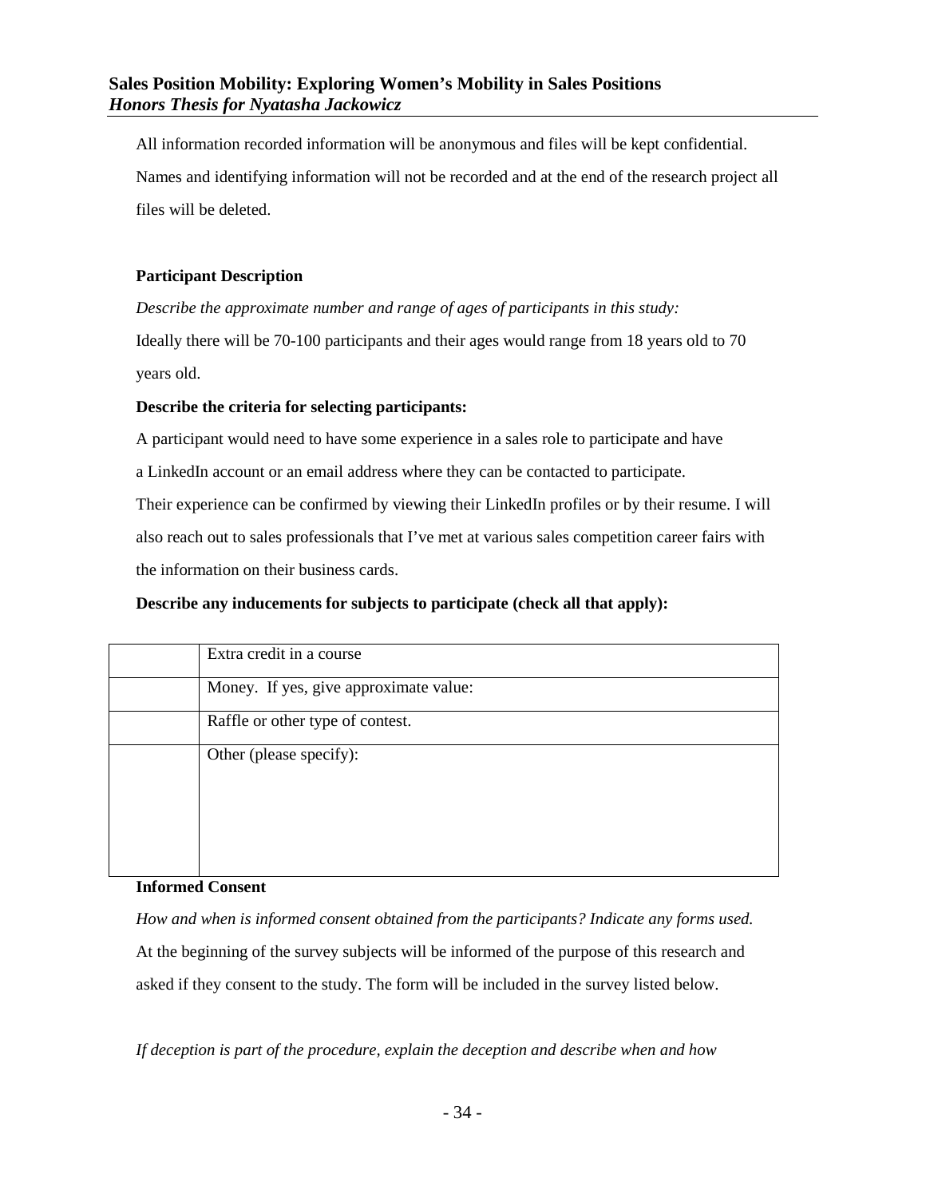All information recorded information will be anonymous and files will be kept confidential. Names and identifying information will not be recorded and at the end of the research project all files will be deleted.

**Participant Description**

*Describe the approximate number and range of ages of participants in this study:*

Ideally there will be 70-100 participants and their ages would range from 18 years old to 70 years old.

**Describe the criteria for selecting participants:**

A participant would need to have some experience in a sales role to participate and have a LinkedIn account or an email address where they can be contacted to participate.

Their experience can be confirmed by viewing their LinkedIn profiles or by their resume. I will also reach out to sales professionals that I've met at various sales competition career fairs with the information on their business cards.

**Describe any inducements for subjects to participate (check all that apply):**

| | |
|---|---|
| | Extra credit in a course |
| | Money. If yes, give approximate value: |
| | Raffle or other type of contest. |
| | Other (please specify): |

**Informed Consent**

*How and when is informed consent obtained from the participants? Indicate any forms used.*

At the beginning of the survey subjects will be informed of the purpose of this research and asked if they consent to the study. The form will be included in the survey listed below.

*If deception is part of the procedure, explain the deception and describe when and how*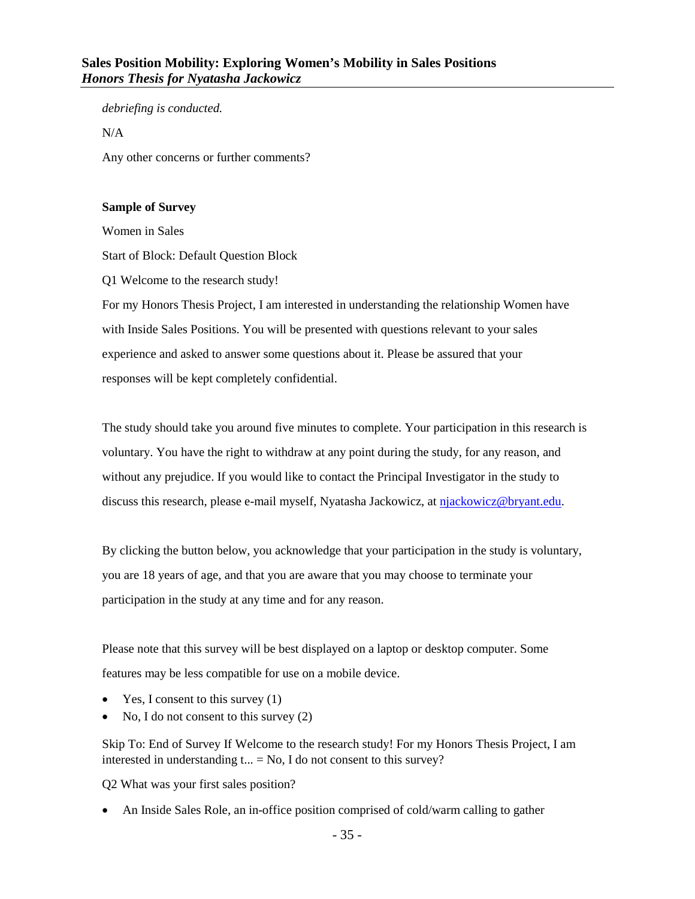*debriefing is conducted.*

N/A

Any other concerns or further comments?

**Sample of Survey**

Women in Sales

Start of Block: Default Question Block

Q1 Welcome to the research study!

For my Honors Thesis Project, I am interested in understanding the relationship Women have with Inside Sales Positions. You will be presented with questions relevant to your sales experience and asked to answer some questions about it. Please be assured that your responses will be kept completely confidential.

The study should take you around five minutes to complete. Your participation in this research is voluntary. You have the right to withdraw at any point during the study, for any reason, and without any prejudice. If you would like to contact the Principal Investigator in the study to discuss this research, please e-mail myself, Nyatasha Jackowicz, at njackowicz@bryant.edu.

By clicking the button below, you acknowledge that your participation in the study is voluntary, you are 18 years of age, and that you are aware that you may choose to terminate your participation in the study at any time and for any reason.

Please note that this survey will be best displayed on a laptop or desktop computer. Some features may be less compatible for use on a mobile device.

- Yes, I consent to this survey (1)
- No, I do not consent to this survey (2)

Skip To: End of Survey If Welcome to the research study! For my Honors Thesis Project, I am interested in understanding t... = No, I do not consent to this survey?

Q2 What was your first sales position?

- An Inside Sales Role, an in-office position comprised of cold/warm calling to gather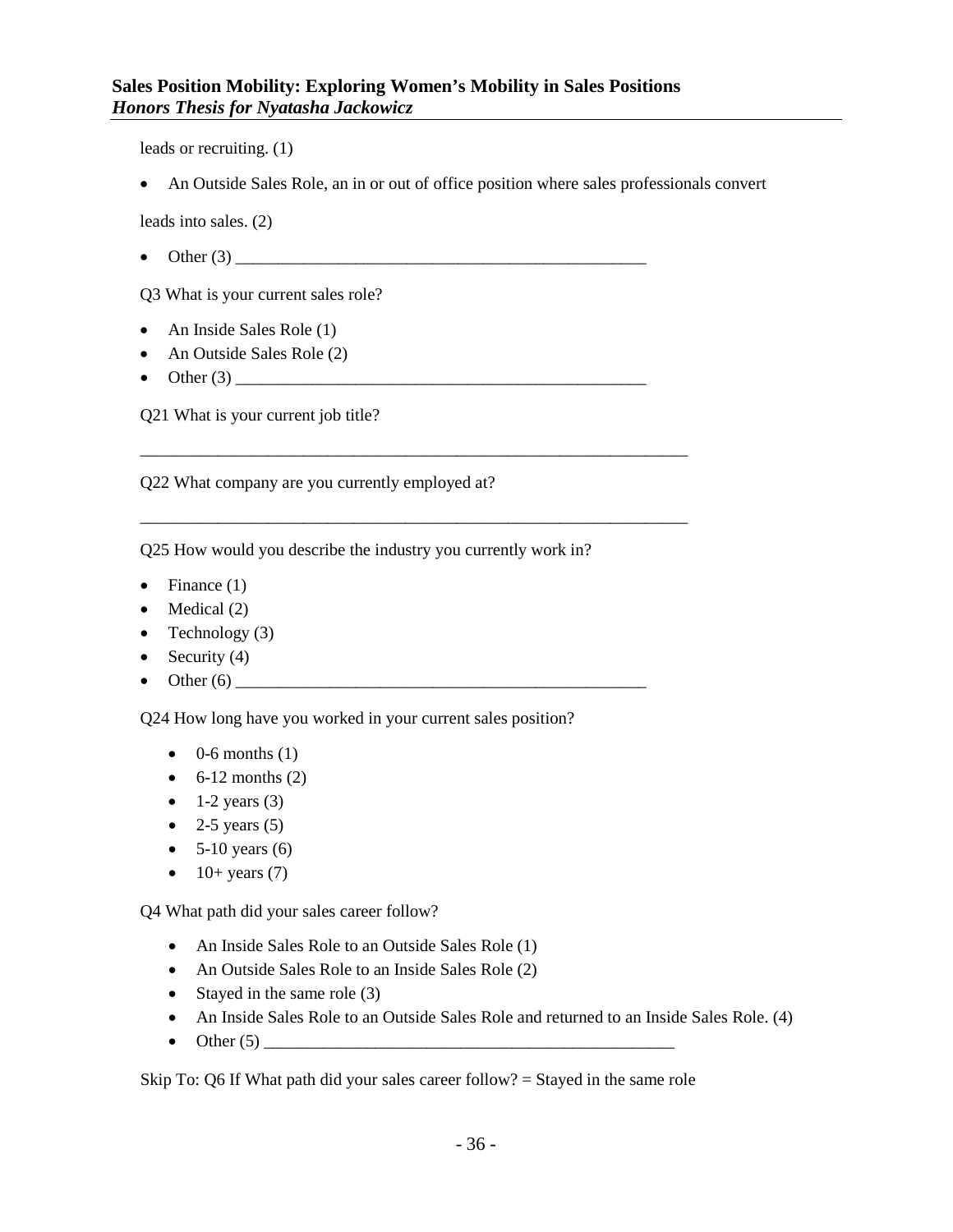leads or recruiting. (1)

- An Outside Sales Role, an in or out of office position where sales professionals convert

leads into sales. (2)

- Other (3) ________________________________________________

Q3 What is your current sales role?

- An Inside Sales Role (1)
- An Outside Sales Role (2)
- Other (3) ________________________________________________

Q21 What is your current job title?

________________________________________________________________

Q22 What company are you currently employed at?

________________________________________________________________

Q25 How would you describe the industry you currently work in?

- Finance (1)
- Medical (2)
- Technology (3)
- Security (4)
- Other (6) ________________________________________________

Q24 How long have you worked in your current sales position?

- 0-6 months (1)
- 6-12 months (2)
- 1-2 years (3)
- 2-5 years (5)
- 5-10 years (6)
- 10+ years (7)

Q4 What path did your sales career follow?

- An Inside Sales Role to an Outside Sales Role (1)
- An Outside Sales Role to an Inside Sales Role (2)
- Stayed in the same role (3)
- An Inside Sales Role to an Outside Sales Role and returned to an Inside Sales Role. (4)
- Other (5) ________________________________________________

Skip To: Q6 If What path did your sales career follow? = Stayed in the same role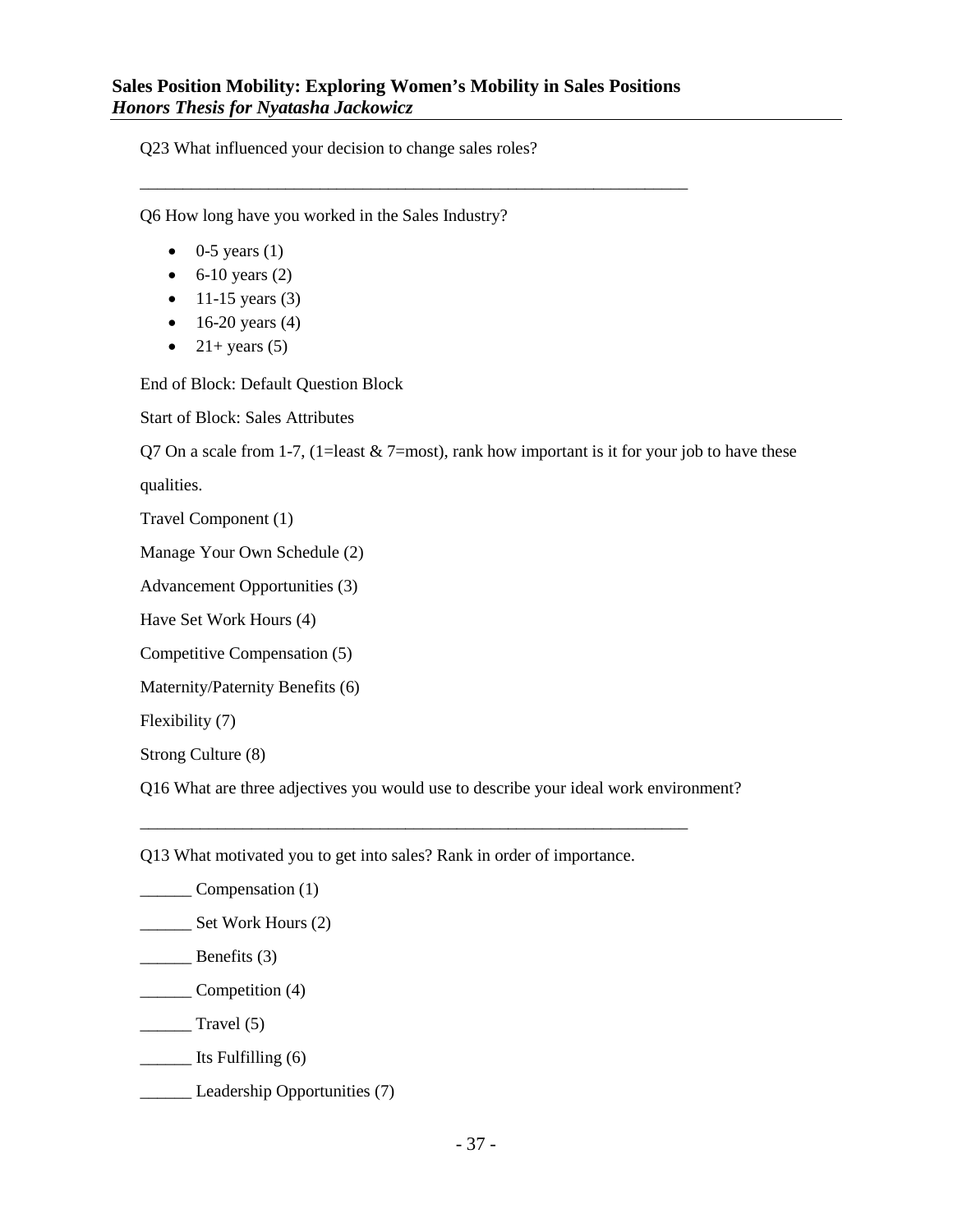Q23 What influenced your decision to change sales roles?

________________________________________________________________

Q6 How long have you worked in the Sales Industry?

- 0-5 years (1)
- 6-10 years (2)
- 11-15 years (3)
- 16-20 years (4)
- 21+ years (5)

End of Block: Default Question Block

Start of Block: Sales Attributes

Q7 On a scale from 1-7, (1=least & 7=most), rank how important is it for your job to have these qualities.

Travel Component (1)

Manage Your Own Schedule (2)

Advancement Opportunities (3)

Have Set Work Hours (4)

Competitive Compensation (5)

Maternity/Paternity Benefits (6)

Flexibility (7)

Strong Culture (8)

Q16 What are three adjectives you would use to describe your ideal work environment?

________________________________________________________________

Q13 What motivated you to get into sales? Rank in order of importance.

______ Compensation (1)

______ Set Work Hours (2)

______ Benefits (3)

______ Competition (4)

______ Travel (5)

______ Its Fulfilling (6)

______ Leadership Opportunities (7)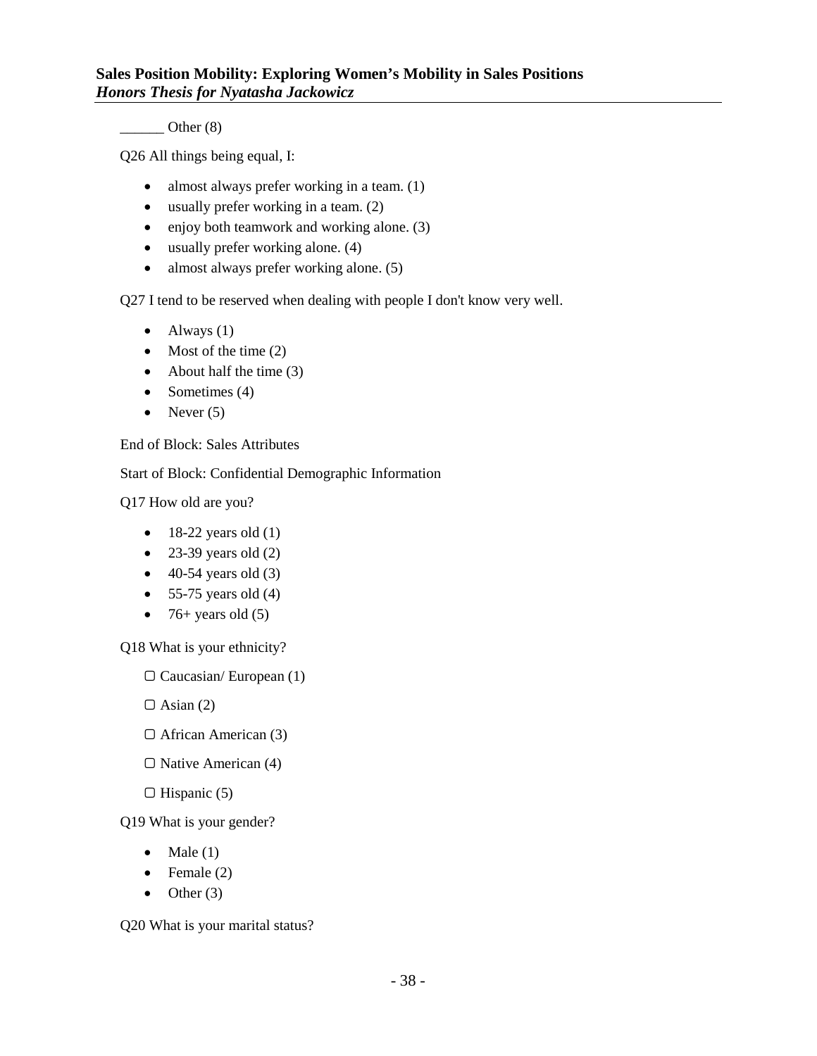______ Other (8)

Q26 All things being equal, I:

- almost always prefer working in a team. (1)
- usually prefer working in a team. (2)
- enjoy both teamwork and working alone. (3)
- usually prefer working alone. (4)
- almost always prefer working alone. (5)

Q27 I tend to be reserved when dealing with people I don't know very well.

- Always (1)
- Most of the time (2)
- About half the time (3)
- Sometimes (4)
- Never (5)

End of Block: Sales Attributes

Start of Block: Confidential Demographic Information

Q17 How old are you?

- 18-22 years old (1)
- 23-39 years old (2)
- 40-54 years old (3)
- 55-75 years old (4)
- 76+ years old (5)

Q18 What is your ethnicity?

▢ Caucasian/ European (1)

▢ Asian (2)

▢ African American (3)

▢ Native American (4)

▢ Hispanic (5)

Q19 What is your gender?

- Male (1)
- Female (2)
- Other (3)

Q20 What is your marital status?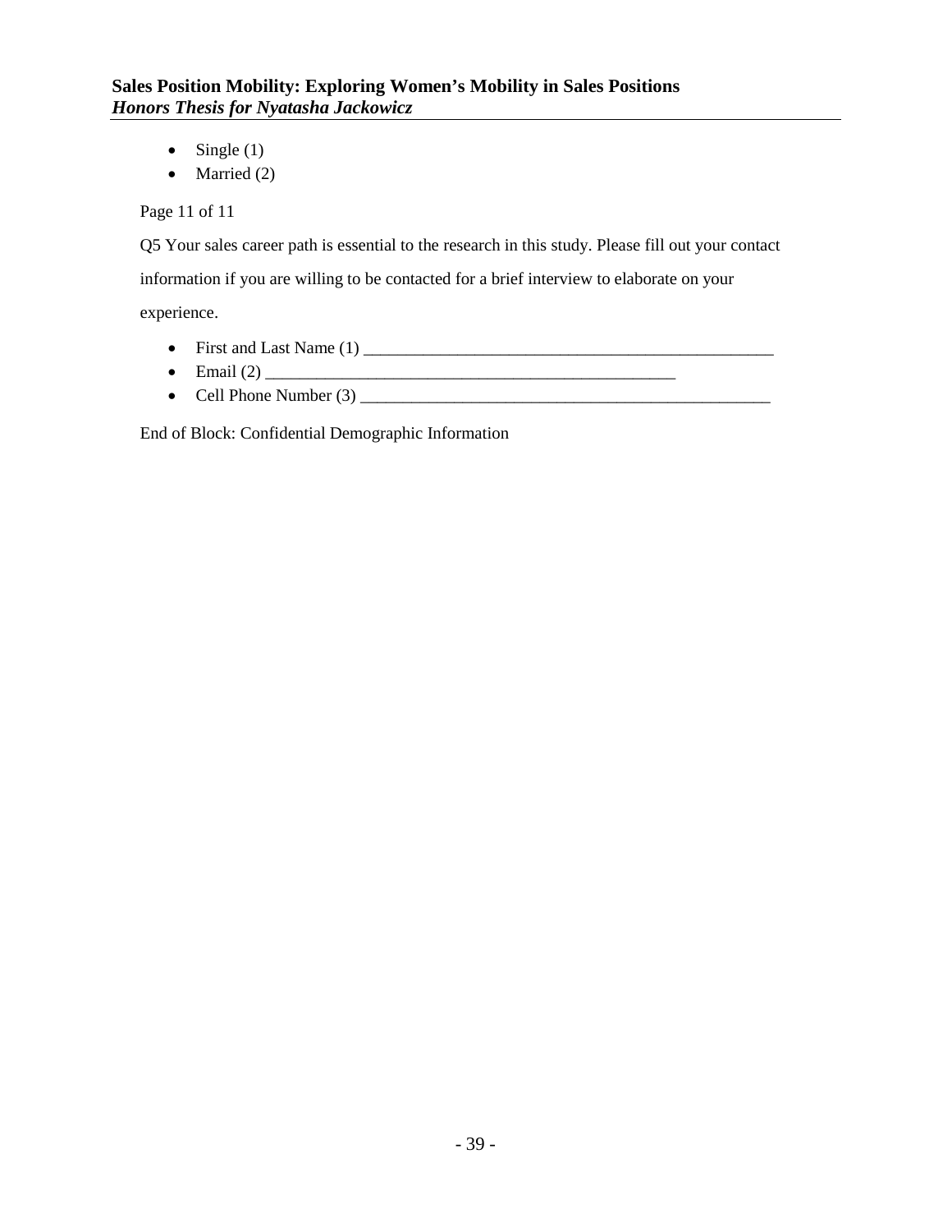- Single (1)
- Married (2)

Page 11 of 11

Q5 Your sales career path is essential to the research in this study. Please fill out your contact information if you are willing to be contacted for a brief interview to elaborate on your experience.

- First and Last Name (1) ________________________________________________
- Email (2) ________________________________________________
- Cell Phone Number (3) ________________________________________________

End of Block: Confidential Demographic Information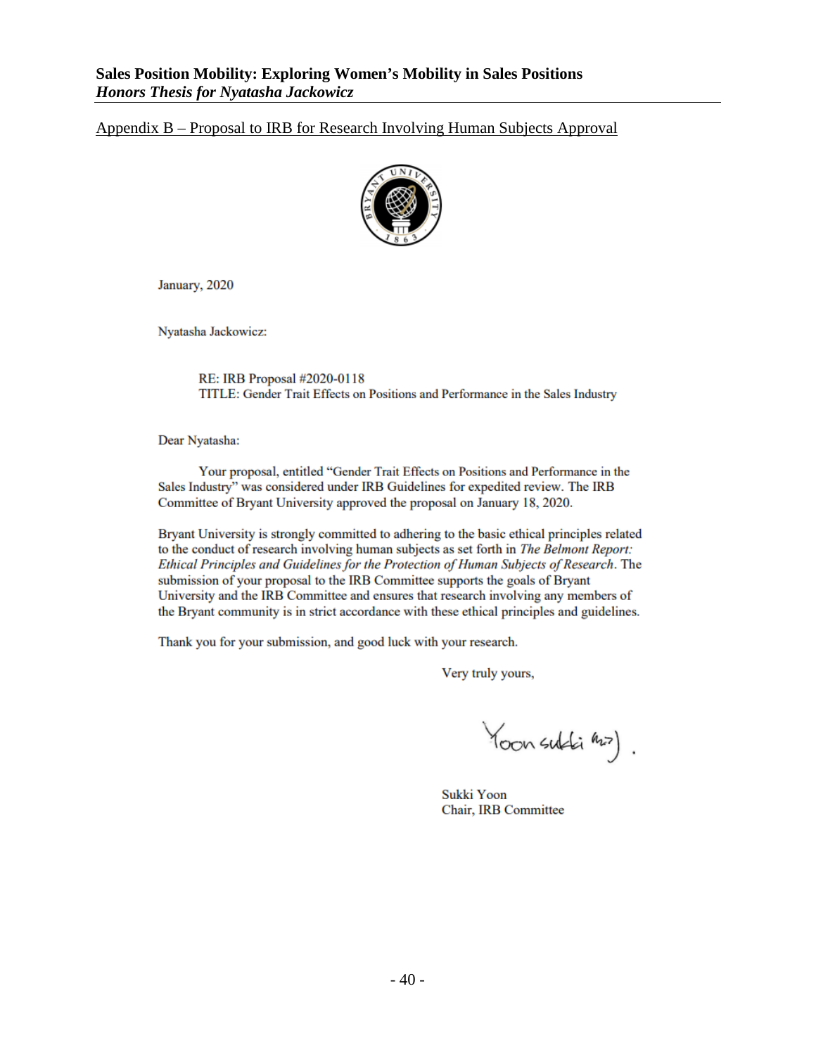Appendix B – Proposal to IRB for Research Involving Human Subjects Approval

January, 2020

Nyatasha Jackowicz:

RE: IRB Proposal #2020-0118
TITLE: Gender Trait Effects on Positions and Performance in the Sales Industry

Dear Nyatasha:

Your proposal, entitled "Gender Trait Effects on Positions and Performance in the Sales Industry" was considered under IRB Guidelines for expedited review. The IRB Committee of Bryant University approved the proposal on January 18, 2020.

Bryant University is strongly committed to adhering to the basic ethical principles related to the conduct of research involving human subjects as set forth in *The Belmont Report: Ethical Principles and Guidelines for the Protection of Human Subjects of Research*. The submission of your proposal to the IRB Committee supports the goals of Bryant University and the IRB Committee and ensures that research involving any members of the Bryant community is in strict accordance with these ethical principles and guidelines.

Thank you for your submission, and good luck with your research.

Very truly yours,

Sukki Yoon
Chair, IRB Committee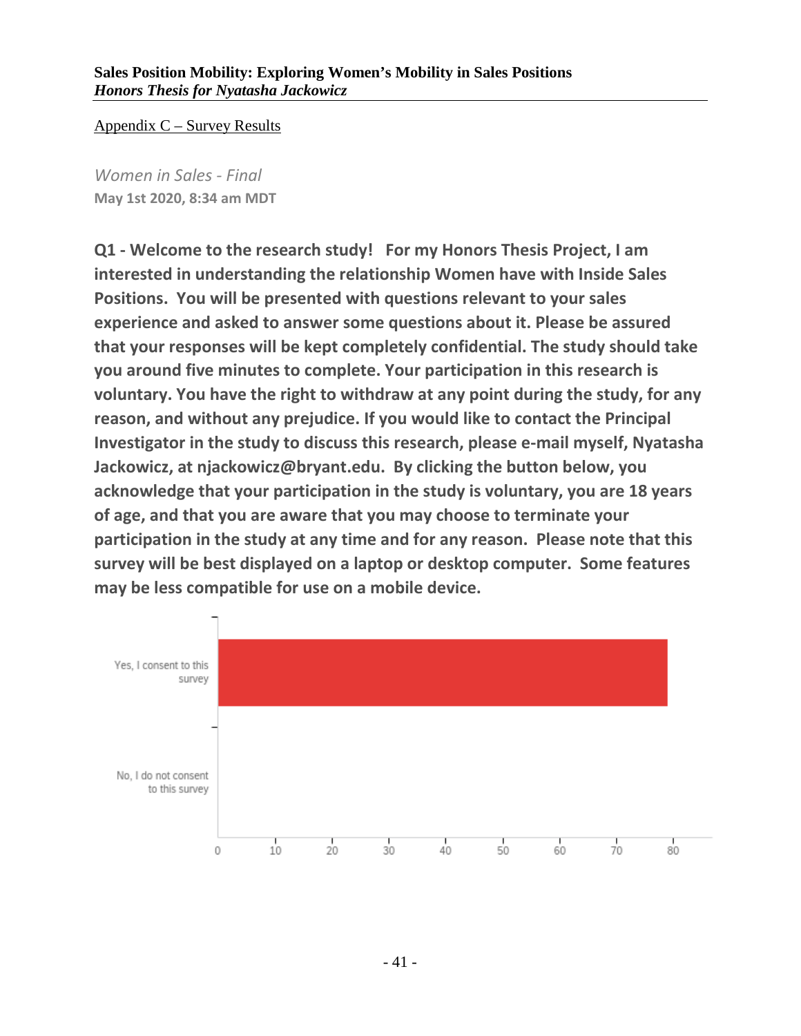Appendix C – Survey Results

*Women in Sales - Final*

**May 1st 2020, 8:34 am MDT**

**Q1 - Welcome to the research study! For my Honors Thesis Project, I am interested in understanding the relationship Women have with Inside Sales Positions. You will be presented with questions relevant to your sales experience and asked to answer some questions about it. Please be assured that your responses will be kept completely confidential. The study should take you around five minutes to complete. Your participation in this research is voluntary. You have the right to withdraw at any point during the study, for any reason, and without any prejudice. If you would like to contact the Principal Investigator in the study to discuss this research, please e-mail myself, Nyatasha Jackowicz, at njackowicz@bryant.edu. By clicking the button below, you acknowledge that your participation in the study is voluntary, you are 18 years of age, and that you are aware that you may choose to terminate your participation in the study at any time and for any reason. Please note that this survey will be best displayed on a laptop or desktop computer. Some features may be less compatible for use on a mobile device.**

Yes, I consent to this survey

No, I do not consent to this survey

0 10 20 30 40 50 60 70 80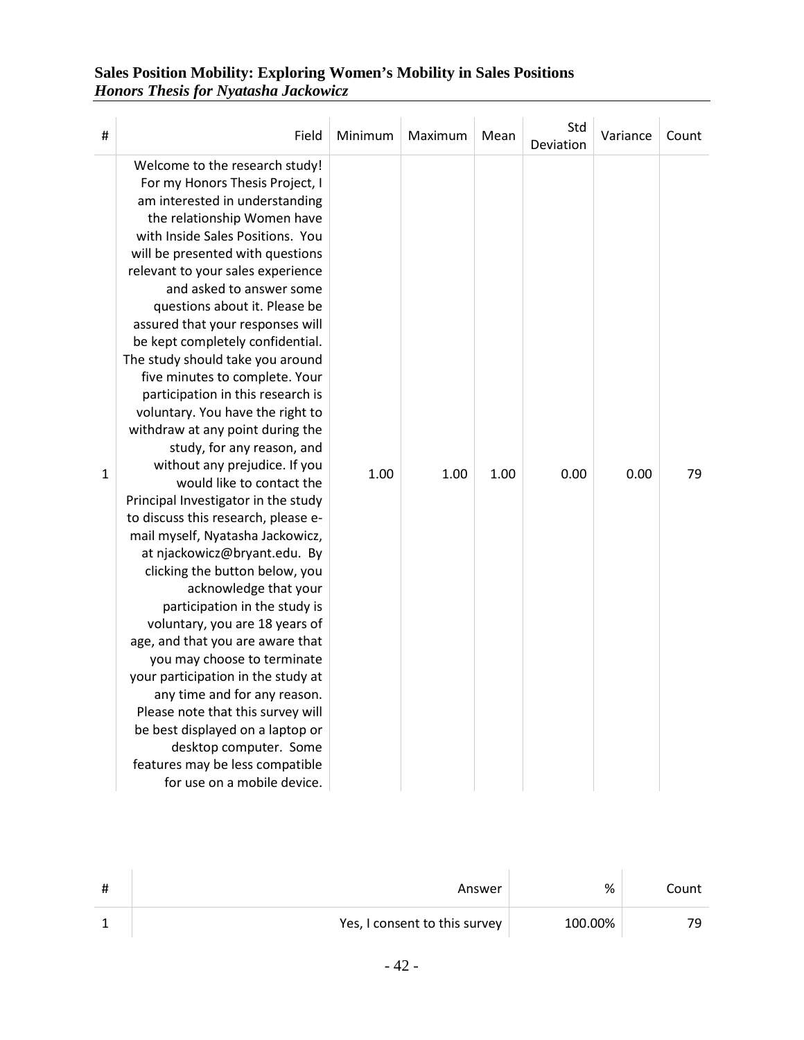| # | Field | Minimum | Maximum | Mean | Std Deviation | Variance | Count |
|---|---|---|---|---|---|---|---|
| 1 | Welcome to the research study! For my Honors Thesis Project, I am interested in understanding the relationship Women have with Inside Sales Positions. You will be presented with questions relevant to your sales experience and asked to answer some questions about it. Please be assured that your responses will be kept completely confidential. The study should take you around five minutes to complete. Your participation in this research is voluntary. You have the right to withdraw at any point during the study, for any reason, and without any prejudice. If you would like to contact the Principal Investigator in the study to discuss this research, please e-mail myself, Nyatasha Jackowicz, at njackowicz@bryant.edu. By clicking the button below, you acknowledge that your participation in the study is voluntary, you are 18 years of age, and that you are aware that you may choose to terminate your participation in the study at any time and for any reason. Please note that this survey will be best displayed on a laptop or desktop computer. Some features may be less compatible for use on a mobile device. | 1.00 | 1.00 | 1.00 | 0.00 | 0.00 | 79 |

| # | Answer | % | Count |
|---|---|---|---|
| 1 | Yes, I consent to this survey | 100.00% | 79 |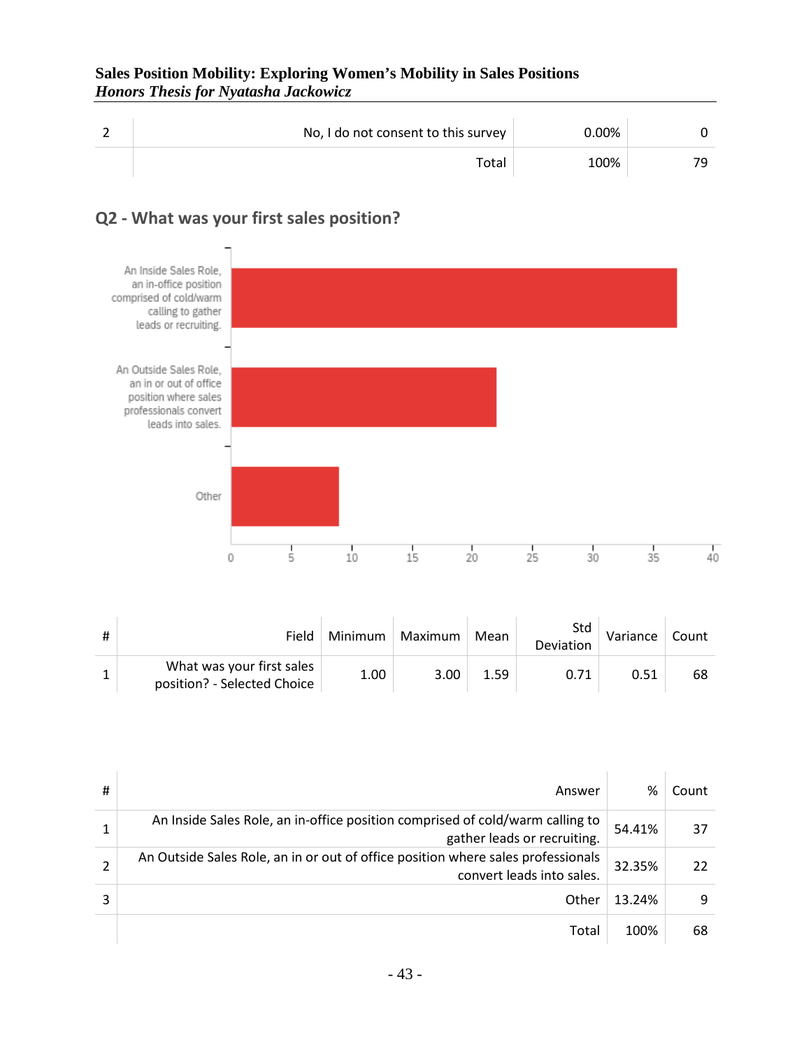| 2 | No, I do not consent to this survey | 0.00% | 0 |
|---|---|---|---|
|  | Total | 100% | 79 |

## Q2 - What was your first sales position?

| # | Field | Minimum | Maximum | Mean | Std Deviation | Variance | Count |
|---|---|---|---|---|---|---|---|
| 1 | What was your first sales position? - Selected Choice | 1.00 | 3.00 | 1.59 | 0.71 | 0.51 | 68 |

| # | Answer | % | Count |
|---|---|---|---|
| 1 | An Inside Sales Role, an in-office position comprised of cold/warm calling to gather leads or recruiting. | 54.41% | 37 |
| 2 | An Outside Sales Role, an in or out of office position where sales professionals convert leads into sales. | 32.35% | 22 |
| 3 | Other | 13.24% | 9 |
|  | Total | 100% | 68 |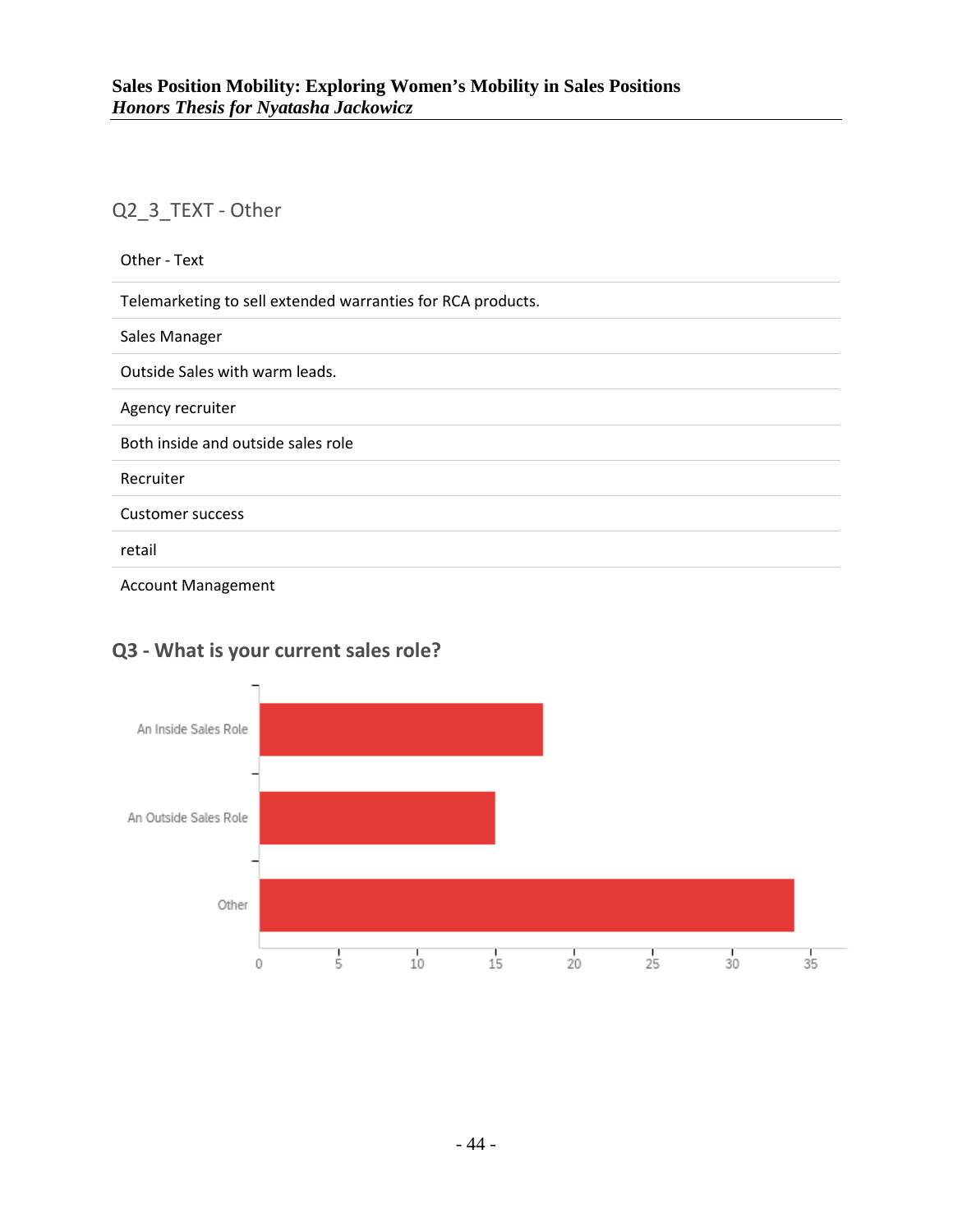## Q2_3_TEXT - Other

| Other - Text |
|---|
| Telemarketing to sell extended warranties for RCA products. |
| Sales Manager |
| Outside Sales with warm leads. |
| Agency recruiter |
| Both inside and outside sales role |
| Recruiter |
| Customer success |
| retail |
| Account Management |

## Q3 - What is your current sales role?

| Role | Count |
|---|---|
| An Inside Sales Role | 18 |
| An Outside Sales Role | 15 |
| Other | 34 |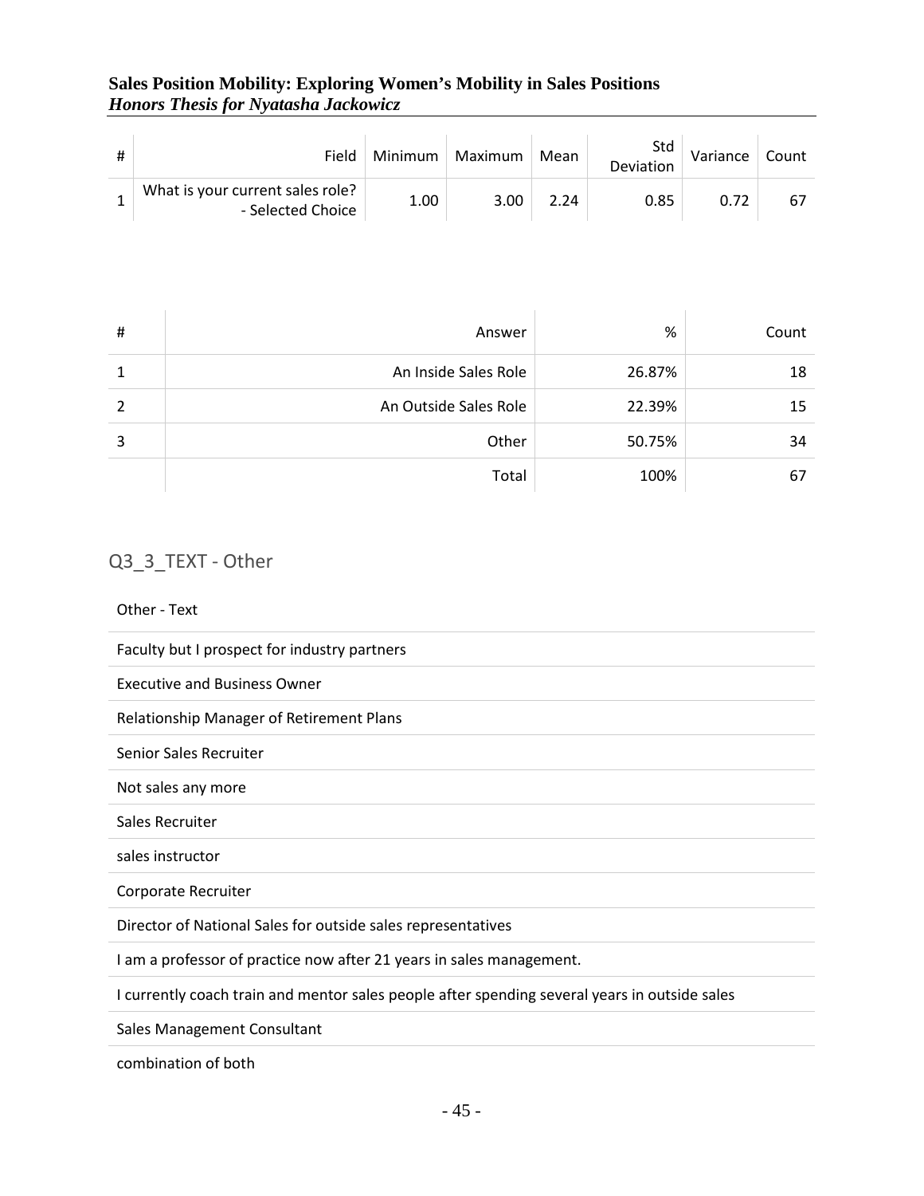| # | Field | Minimum | Maximum | Mean | Std Deviation | Variance | Count |
|---|---|---|---|---|---|---|---|
| 1 | What is your current sales role? - Selected Choice | 1.00 | 3.00 | 2.24 | 0.85 | 0.72 | 67 |

| # | Answer | % | Count |
|---|---|---|---|
| 1 | An Inside Sales Role | 26.87% | 18 |
| 2 | An Outside Sales Role | 22.39% | 15 |
| 3 | Other | 50.75% | 34 |
| | Total | 100% | 67 |

## Q3_3_TEXT - Other

| Other - Text |
|---|
| Faculty but I prospect for industry partners |
| Executive and Business Owner |
| Relationship Manager of Retirement Plans |
| Senior Sales Recruiter |
| Not sales any more |
| Sales Recruiter |
| sales instructor |
| Corporate Recruiter |
| Director of National Sales for outside sales representatives |
| I am a professor of practice now after 21 years in sales management. |
| I currently coach train and mentor sales people after spending several years in outside sales |
| Sales Management Consultant |
| combination of both |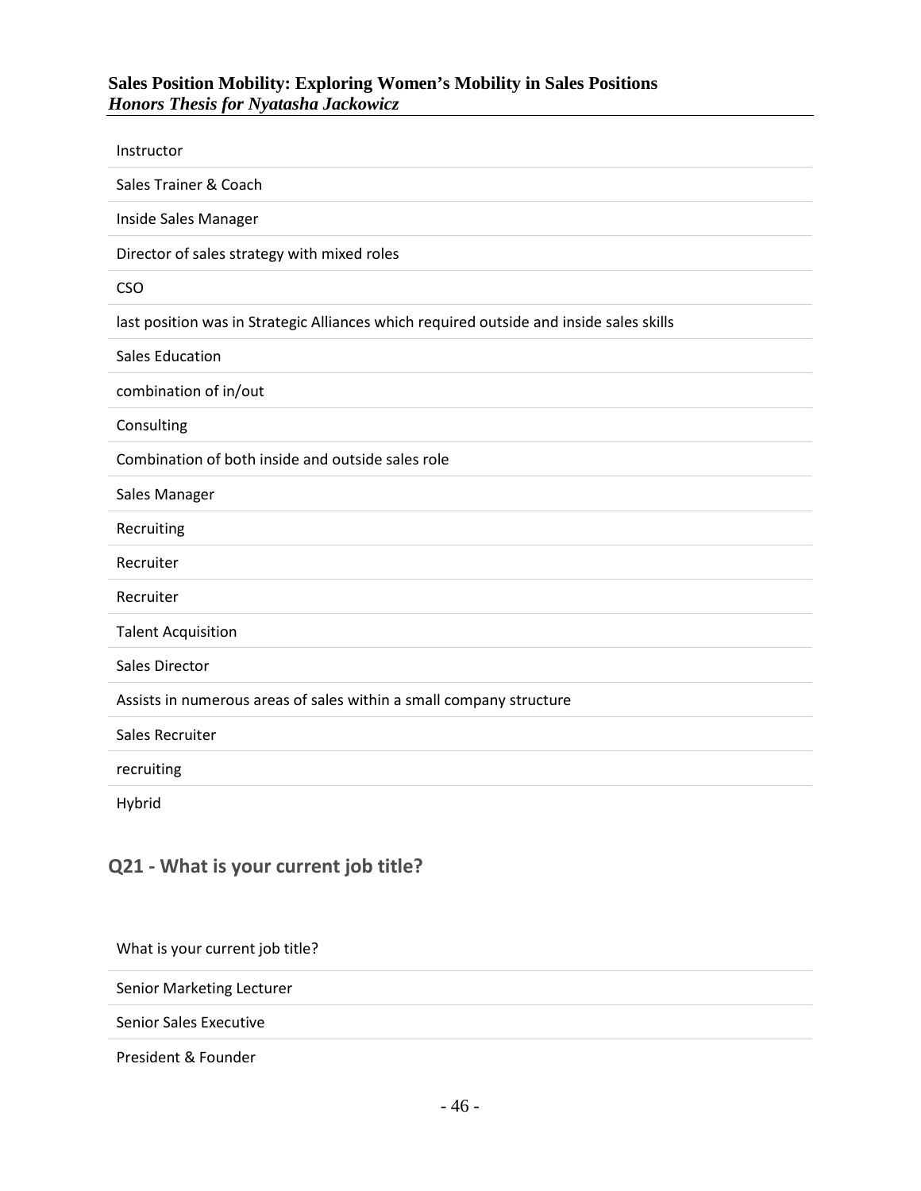| Instructor |
| --- |
| Sales Trainer & Coach |
| Inside Sales Manager |
| Director of sales strategy with mixed roles |
| CSO |
| last position was in Strategic Alliances which required outside and inside sales skills |
| Sales Education |
| combination of in/out |
| Consulting |
| Combination of both inside and outside sales role |
| Sales Manager |
| Recruiting |
| Recruiter |
| Recruiter |
| Talent Acquisition |
| Sales Director |
| Assists in numerous areas of sales within a small company structure |
| Sales Recruiter |
| recruiting |
| Hybrid |

## Q21 - What is your current job title?

| What is your current job title? |
| --- |
| Senior Marketing Lecturer |
| Senior Sales Executive |
| President & Founder |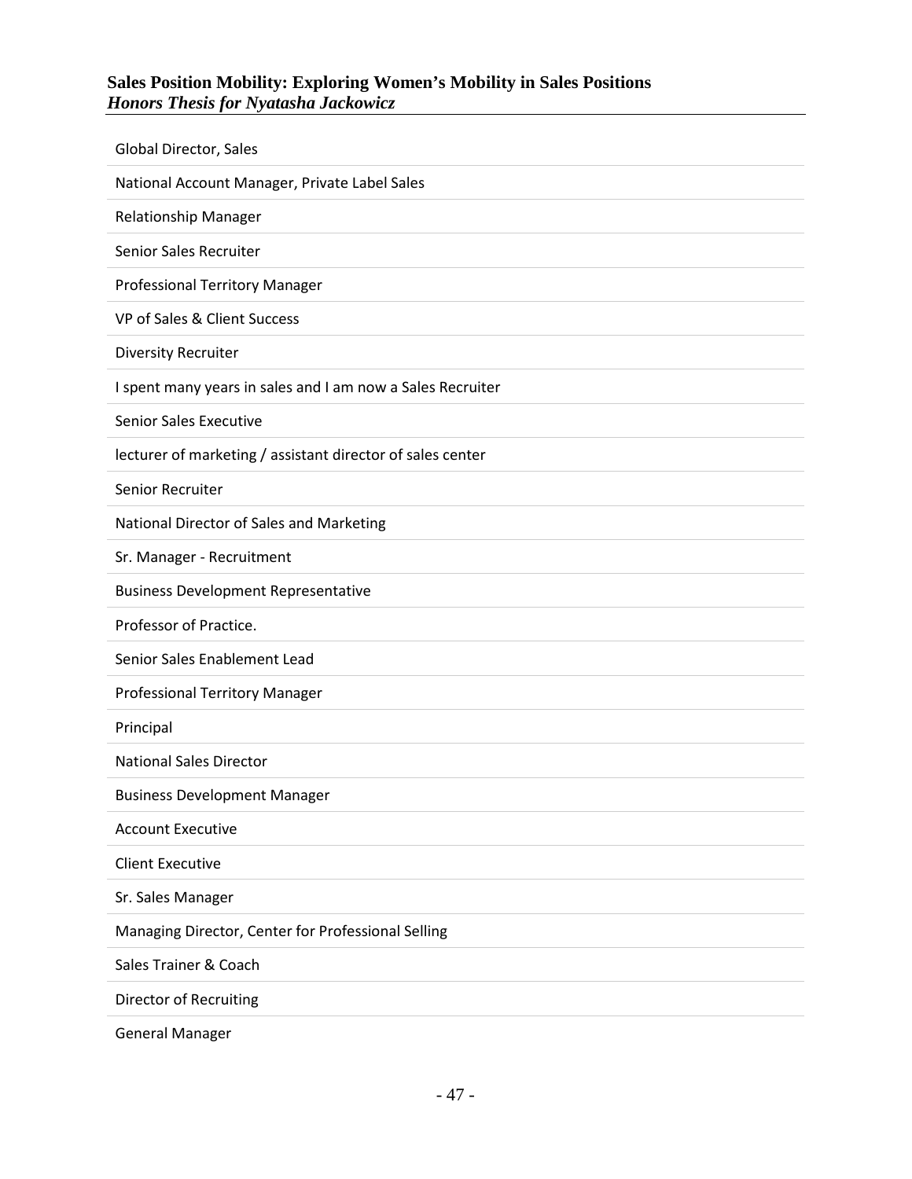Global Director, Sales

National Account Manager, Private Label Sales

Relationship Manager

Senior Sales Recruiter

Professional Territory Manager

VP of Sales & Client Success

Diversity Recruiter

I spent many years in sales and I am now a Sales Recruiter

Senior Sales Executive

lecturer of marketing / assistant director of sales center

Senior Recruiter

National Director of Sales and Marketing

Sr. Manager - Recruitment

Business Development Representative

Professor of Practice.

Senior Sales Enablement Lead

Professional Territory Manager

Principal

National Sales Director

Business Development Manager

Account Executive

Client Executive

Sr. Sales Manager

Managing Director, Center for Professional Selling

Sales Trainer & Coach

Director of Recruiting

General Manager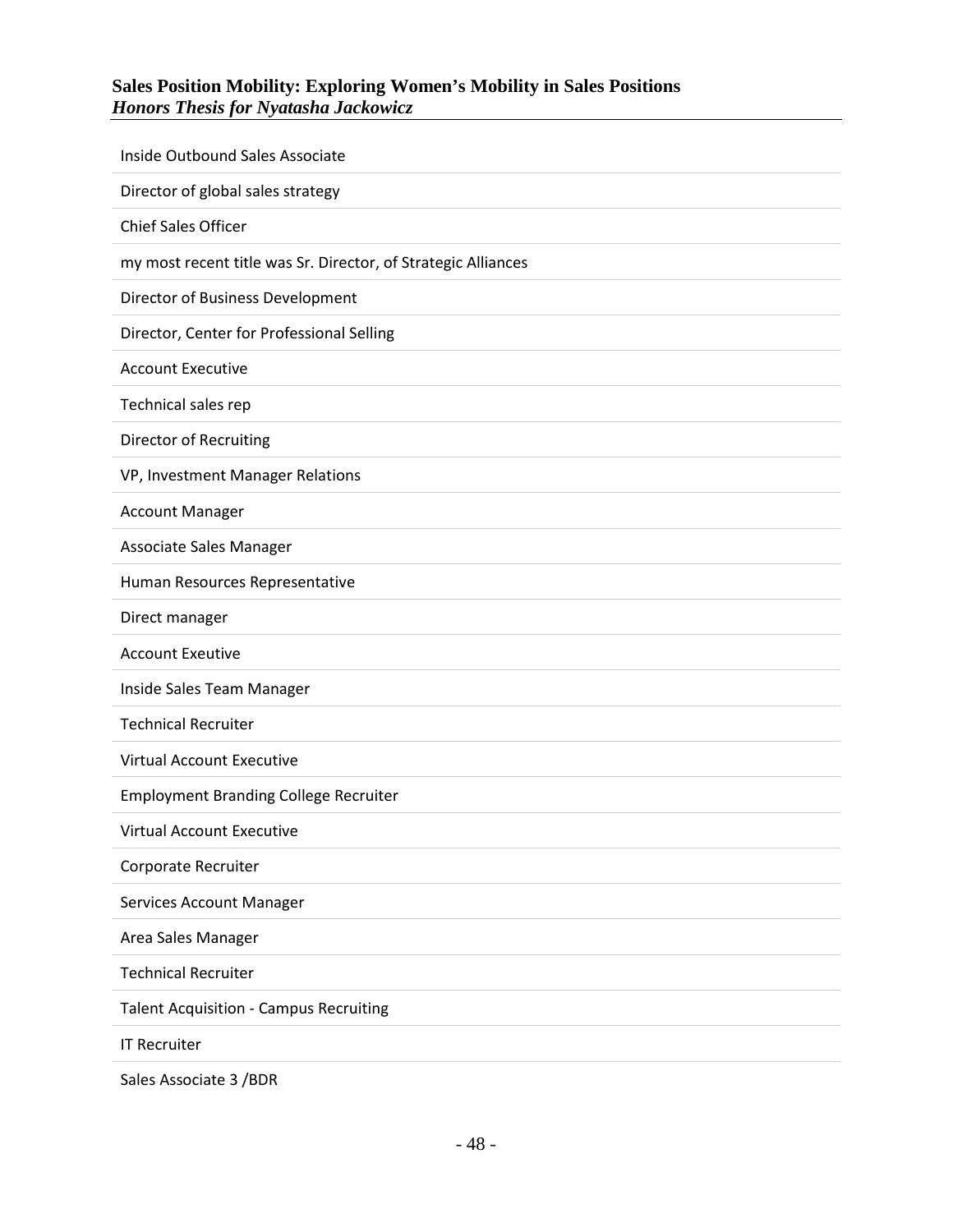Inside Outbound Sales Associate

Director of global sales strategy

Chief Sales Officer

my most recent title was Sr. Director, of Strategic Alliances

Director of Business Development

Director, Center for Professional Selling

Account Executive

Technical sales rep

Director of Recruiting

VP, Investment Manager Relations

Account Manager

Associate Sales Manager

Human Resources Representative

Direct manager

Account Exeutive

Inside Sales Team Manager

Technical Recruiter

Virtual Account Executive

Employment Branding College Recruiter

Virtual Account Executive

Corporate Recruiter

Services Account Manager

Area Sales Manager

Technical Recruiter

Talent Acquisition - Campus Recruiting

IT Recruiter

Sales Associate 3 /BDR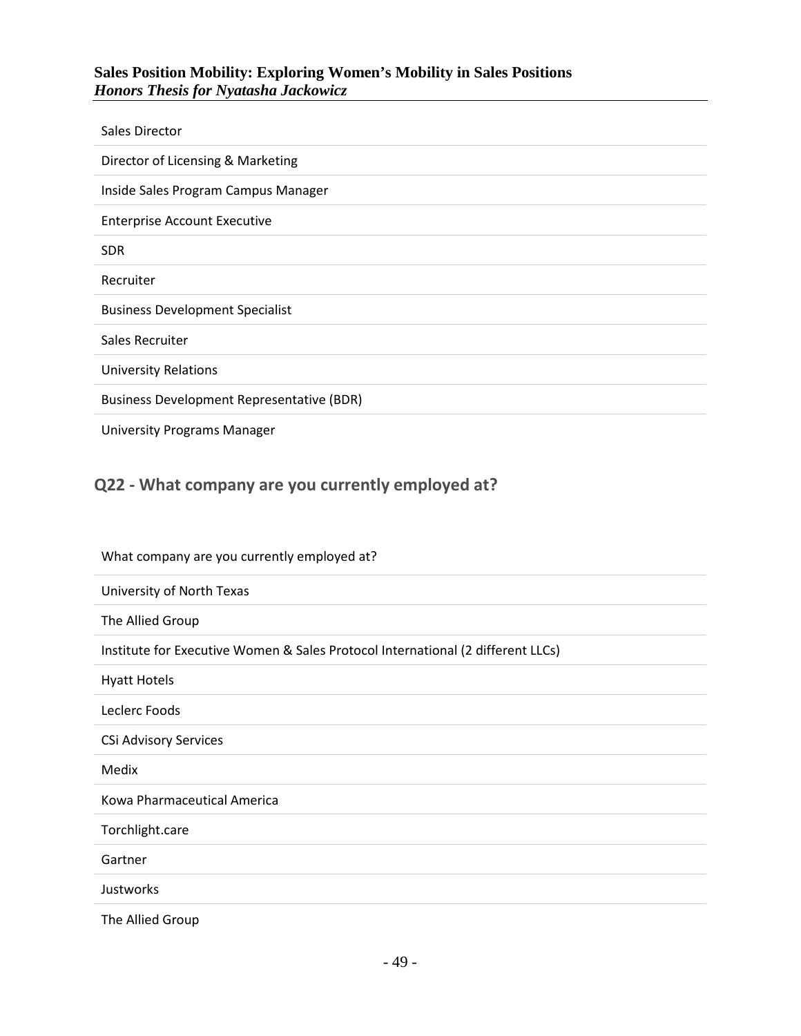| Sales Director |
| --- |
| Director of Licensing & Marketing |
| Inside Sales Program Campus Manager |
| Enterprise Account Executive |
| SDR |
| Recruiter |
| Business Development Specialist |
| Sales Recruiter |
| University Relations |
| Business Development Representative (BDR) |
| University Programs Manager |

## Q22 - What company are you currently employed at?

| What company are you currently employed at? |
| --- |
| University of North Texas |
| The Allied Group |
| Institute for Executive Women & Sales Protocol International (2 different LLCs) |
| Hyatt Hotels |
| Leclerc Foods |
| CSi Advisory Services |
| Medix |
| Kowa Pharmaceutical America |
| Torchlight.care |
| Gartner |
| Justworks |
| The Allied Group |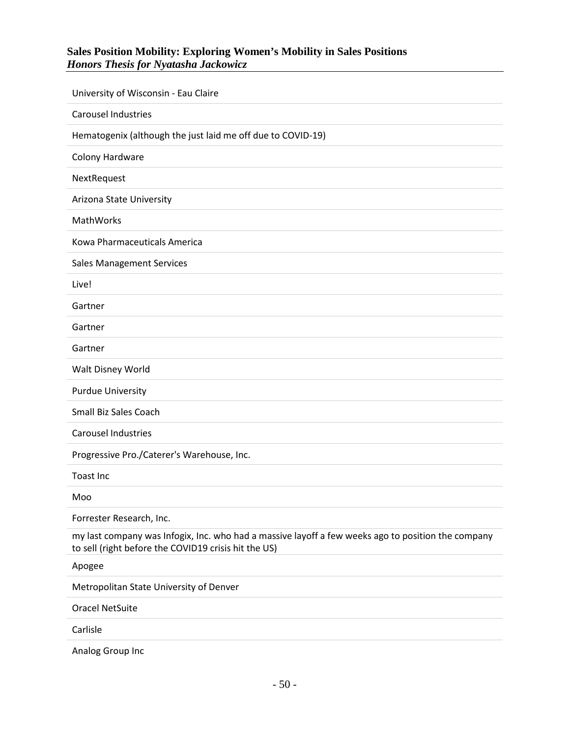University of Wisconsin - Eau Claire

Carousel Industries

Hematogenix (although the just laid me off due to COVID-19)

Colony Hardware

NextRequest

Arizona State University

MathWorks

Kowa Pharmaceuticals America

Sales Management Services

Live!

Gartner

Gartner

Gartner

Walt Disney World

Purdue University

Small Biz Sales Coach

Carousel Industries

Progressive Pro./Caterer's Warehouse, Inc.

Toast Inc

Moo

Forrester Research, Inc.

my last company was Infogix, Inc. who had a massive layoff a few weeks ago to position the company to sell (right before the COVID19 crisis hit the US)

Apogee

Metropolitan State University of Denver

Oracel NetSuite

Carlisle

Analog Group Inc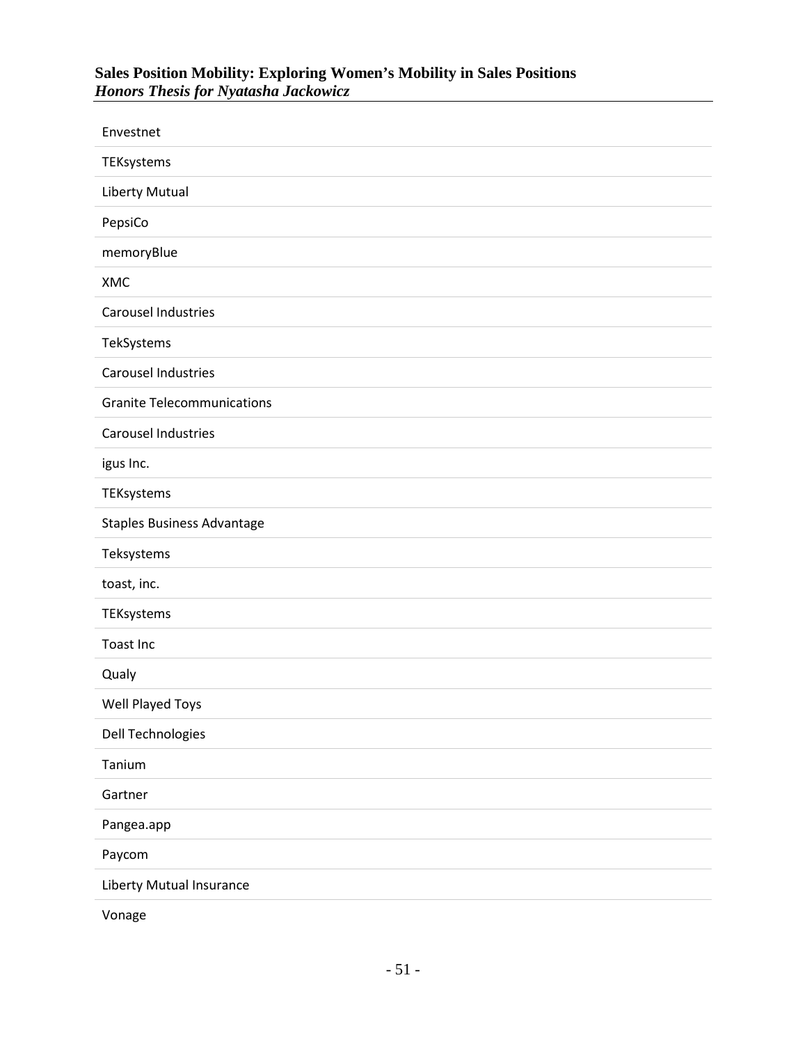Envestnet

TEKsystems

Liberty Mutual

PepsiCo

memoryBlue

XMC

Carousel Industries

TekSystems

Carousel Industries

Granite Telecommunications

Carousel Industries

igus Inc.

TEKsystems

Staples Business Advantage

Teksystems

toast, inc.

TEKsystems

Toast Inc

Qualy

Well Played Toys

Dell Technologies

Tanium

Gartner

Pangea.app

Paycom

Liberty Mutual Insurance

Vonage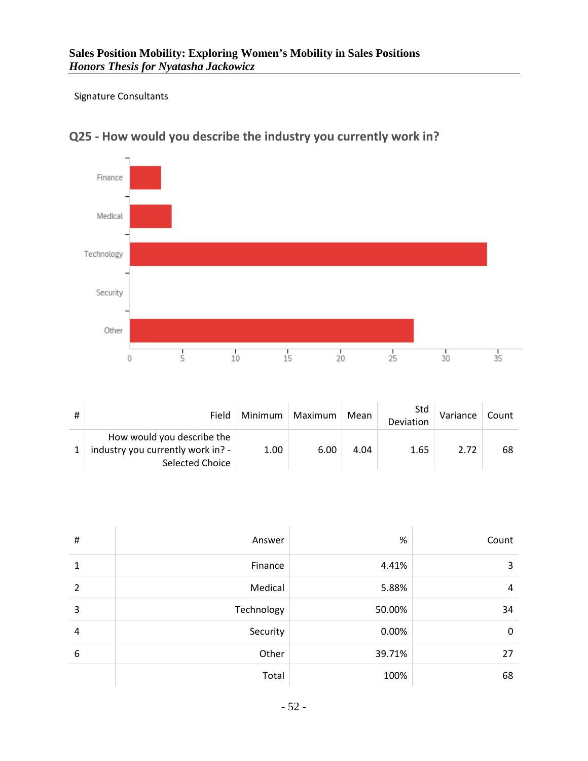Signature Consultants

## Q25 - How would you describe the industry you currently work in?

| # | Field | Minimum | Maximum | Mean | Std Deviation | Variance | Count |
|---|---|---|---|---|---|---|---|
| 1 | How would you describe the industry you currently work in? - Selected Choice | 1.00 | 6.00 | 4.04 | 1.65 | 2.72 | 68 |

| # | Answer | % | Count |
|---|---|---|---|
| 1 | Finance | 4.41% | 3 |
| 2 | Medical | 5.88% | 4 |
| 3 | Technology | 50.00% | 34 |
| 4 | Security | 0.00% | 0 |
| 6 | Other | 39.71% | 27 |
| | Total | 100% | 68 |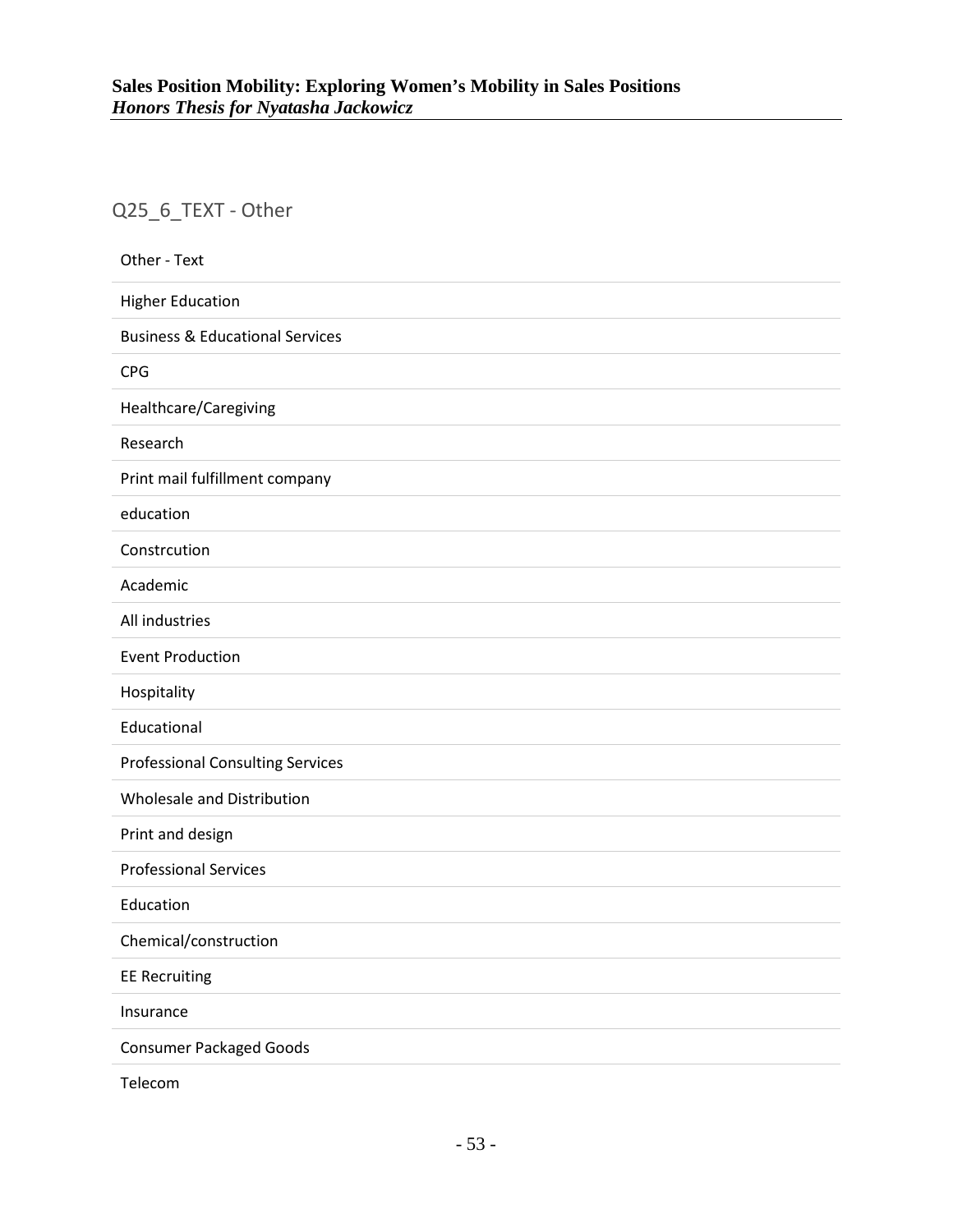## Q25_6_TEXT - Other

| Other - Text |
|---|
| Higher Education |
| Business & Educational Services |
| CPG |
| Healthcare/Caregiving |
| Research |
| Print mail fulfillment company |
| education |
| Constrcution |
| Academic |
| All industries |
| Event Production |
| Hospitality |
| Educational |
| Professional Consulting Services |
| Wholesale and Distribution |
| Print and design |
| Professional Services |
| Education |
| Chemical/construction |
| EE Recruiting |
| Insurance |
| Consumer Packaged Goods |
| Telecom |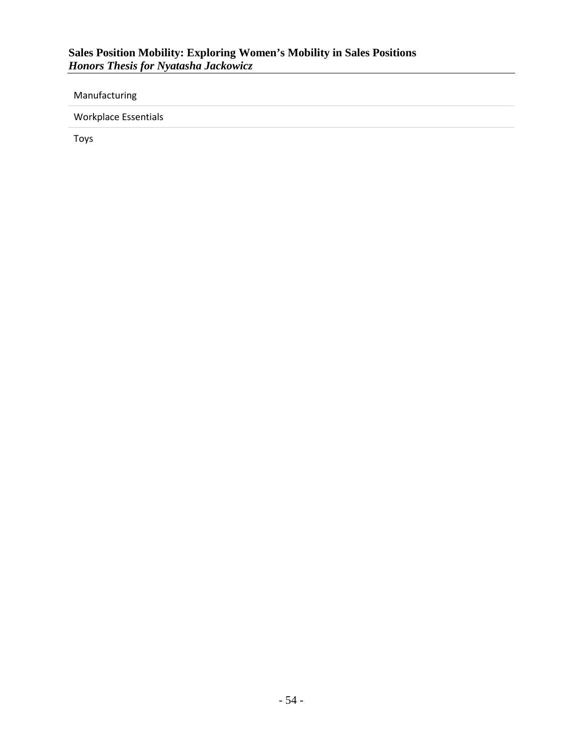Manufacturing

Workplace Essentials

Toys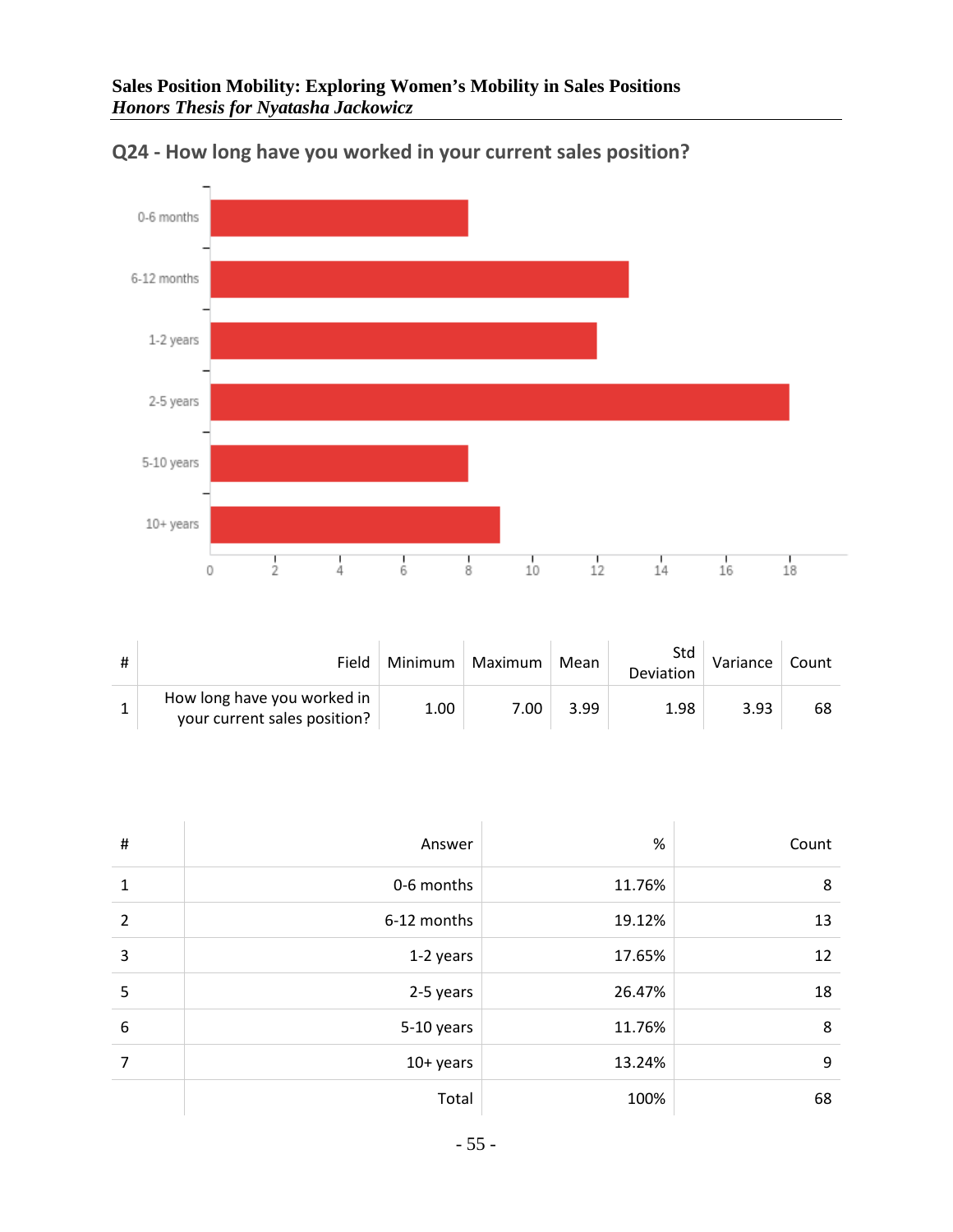## Q24 - How long have you worked in your current sales position?

| # | Field | Minimum | Maximum | Mean | Std Deviation | Variance | Count |
|---|---|---|---|---|---|---|---|
| 1 | How long have you worked in your current sales position? | 1.00 | 7.00 | 3.99 | 1.98 | 3.93 | 68 |

| # | Answer | % | Count |
|---|---|---|---|
| 1 | 0-6 months | 11.76% | 8 |
| 2 | 6-12 months | 19.12% | 13 |
| 3 | 1-2 years | 17.65% | 12 |
| 5 | 2-5 years | 26.47% | 18 |
| 6 | 5-10 years | 11.76% | 8 |
| 7 | 10+ years | 13.24% | 9 |
| | Total | 100% | 68 |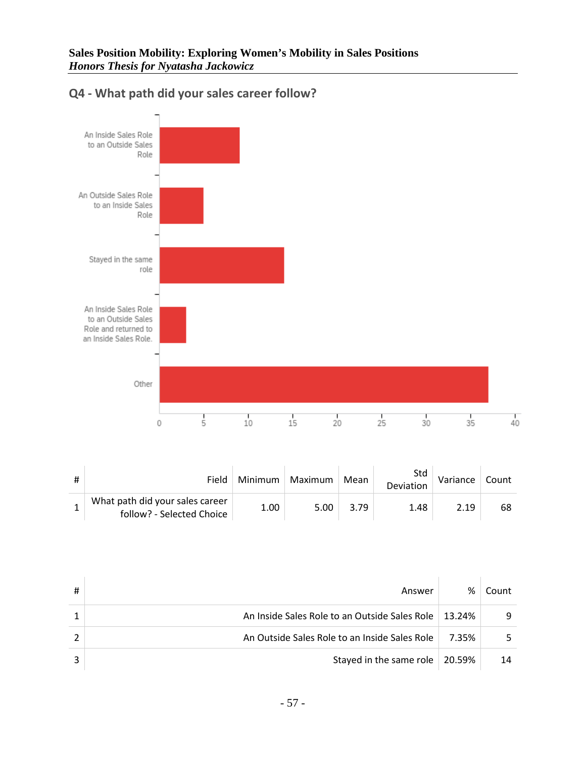## Q4 - What path did your sales career follow?

| # | Field | Minimum | Maximum | Mean | Std Deviation | Variance | Count |
|---|---|---|---|---|---|---|---|
| 1 | What path did your sales career follow? - Selected Choice | 1.00 | 5.00 | 3.79 | 1.48 | 2.19 | 68 |

| # | Answer | % | Count |
|---|---|---|---|
| 1 | An Inside Sales Role to an Outside Sales Role | 13.24% | 9 |
| 2 | An Outside Sales Role to an Inside Sales Role | 7.35% | 5 |
| 3 | Stayed in the same role | 20.59% | 14 |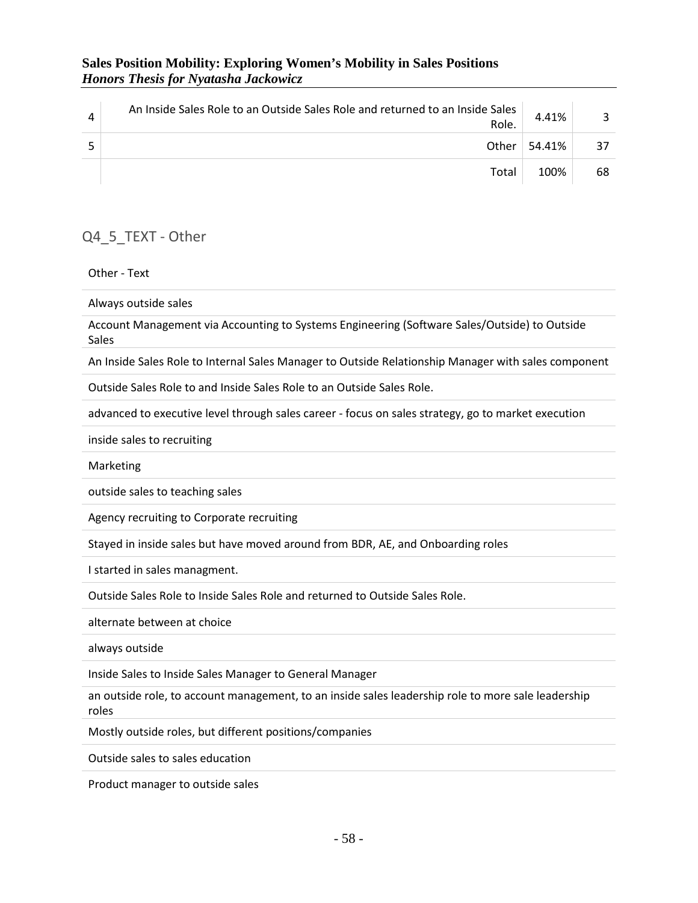| | | | |
|---|---|---|---|
| 4 | An Inside Sales Role to an Outside Sales Role and returned to an Inside Sales Role. | 4.41% | 3 |
| 5 | Other | 54.41% | 37 |
| | Total | 100% | 68 |

## Q4_5_TEXT - Other

| Other - Text |
|---|
| Always outside sales |
| Account Management via Accounting to Systems Engineering (Software Sales/Outside) to Outside Sales |
| An Inside Sales Role to Internal Sales Manager to Outside Relationship Manager with sales component |
| Outside Sales Role to and Inside Sales Role to an Outside Sales Role. |
| advanced to executive level through sales career - focus on sales strategy, go to market execution |
| inside sales to recruiting |
| Marketing |
| outside sales to teaching sales |
| Agency recruiting to Corporate recruiting |
| Stayed in inside sales but have moved around from BDR, AE, and Onboarding roles |
| I started in sales managment. |
| Outside Sales Role to Inside Sales Role and returned to Outside Sales Role. |
| alternate between at choice |
| always outside |
| Inside Sales to Inside Sales Manager to General Manager |
| an outside role, to account management, to an inside sales leadership role to more sale leadership roles |
| Mostly outside roles, but different positions/companies |
| Outside sales to sales education |
| Product manager to outside sales |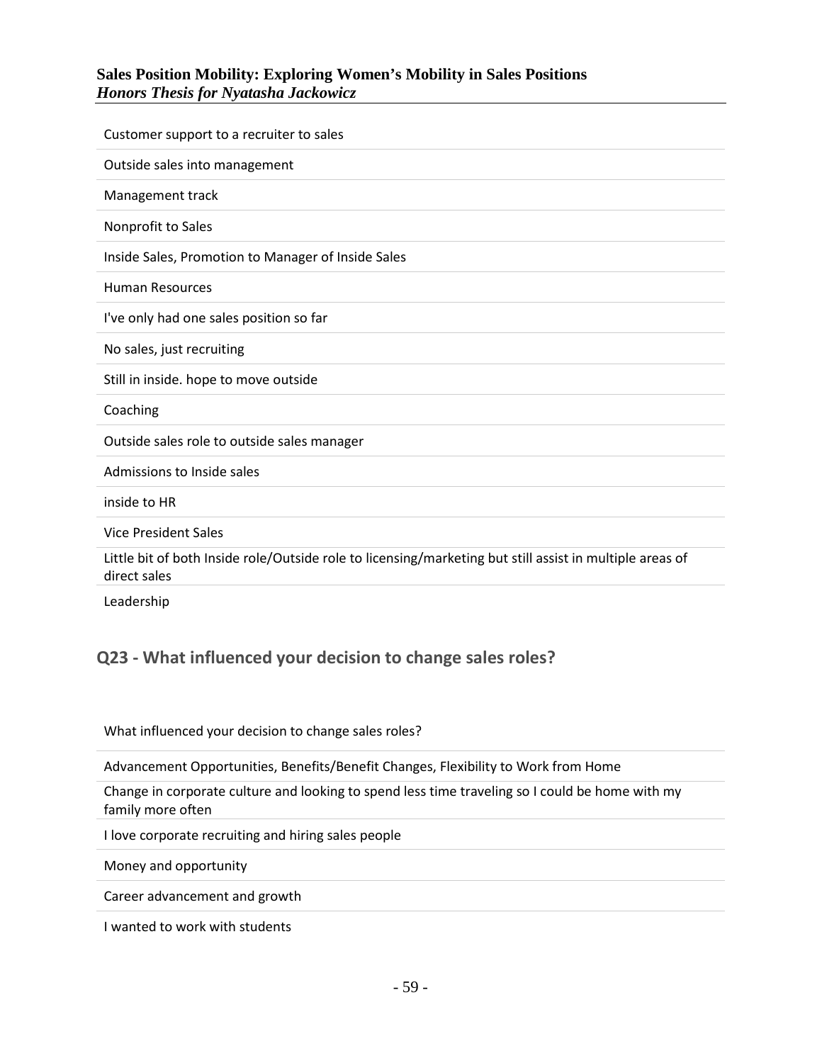Customer support to a recruiter to sales

Outside sales into management

Management track

Nonprofit to Sales

Inside Sales, Promotion to Manager of Inside Sales

Human Resources

I've only had one sales position so far

No sales, just recruiting

Still in inside. hope to move outside

Coaching

Outside sales role to outside sales manager

Admissions to Inside sales

inside to HR

Vice President Sales

Little bit of both Inside role/Outside role to licensing/marketing but still assist in multiple areas of direct sales

Leadership

## Q23 - What influenced your decision to change sales roles?

What influenced your decision to change sales roles?

Advancement Opportunities, Benefits/Benefit Changes, Flexibility to Work from Home

Change in corporate culture and looking to spend less time traveling so I could be home with my family more often

I love corporate recruiting and hiring sales people

Money and opportunity

Career advancement and growth

I wanted to work with students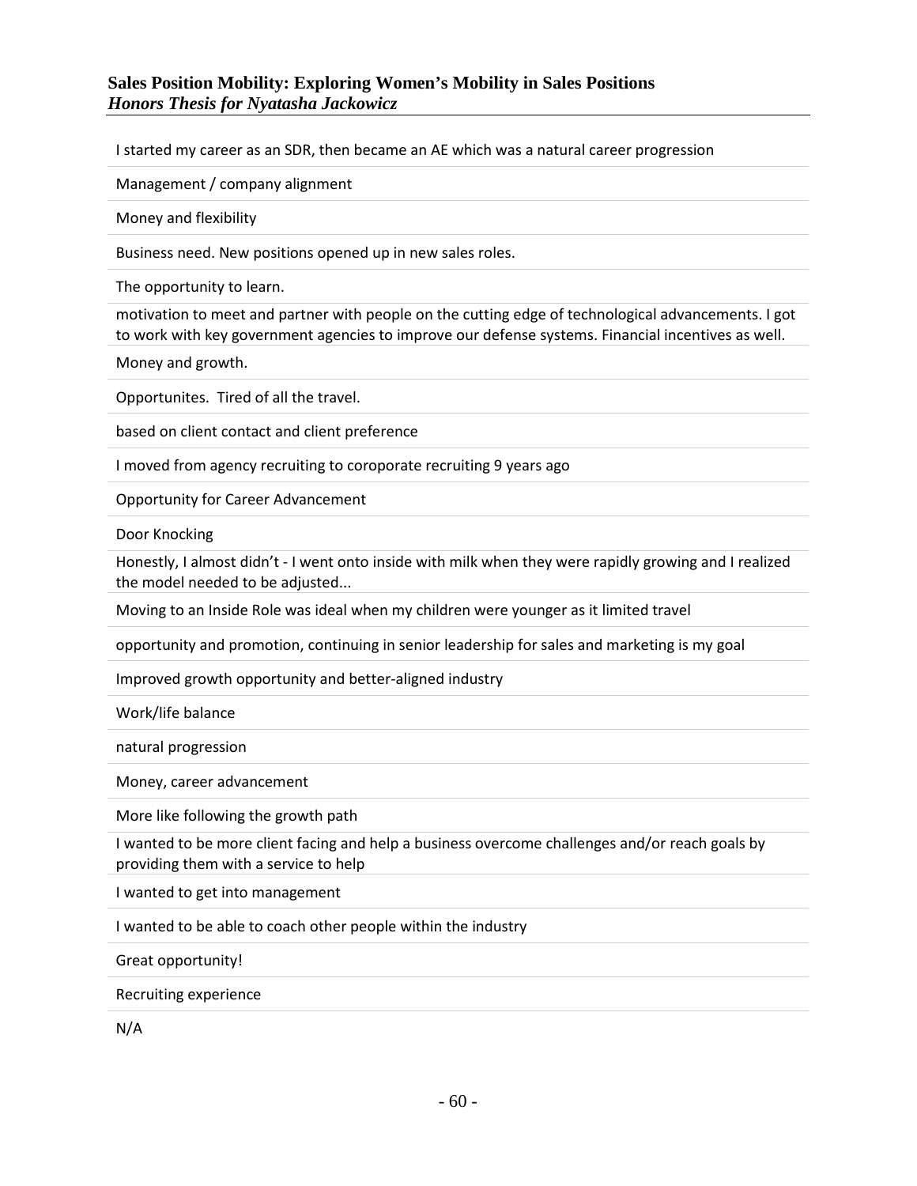I started my career as an SDR, then became an AE which was a natural career progression

Management / company alignment

Money and flexibility

Business need. New positions opened up in new sales roles.

The opportunity to learn.

motivation to meet and partner with people on the cutting edge of technological advancements. I got to work with key government agencies to improve our defense systems. Financial incentives as well.

Money and growth.

Opportunites. Tired of all the travel.

based on client contact and client preference

I moved from agency recruiting to coroporate recruiting 9 years ago

Opportunity for Career Advancement

Door Knocking

Honestly, I almost didn't - I went onto inside with milk when they were rapidly growing and I realized the model needed to be adjusted...

Moving to an Inside Role was ideal when my children were younger as it limited travel

opportunity and promotion, continuing in senior leadership for sales and marketing is my goal

Improved growth opportunity and better-aligned industry

Work/life balance

natural progression

Money, career advancement

More like following the growth path

I wanted to be more client facing and help a business overcome challenges and/or reach goals by providing them with a service to help

I wanted to get into management

I wanted to be able to coach other people within the industry

Great opportunity!

Recruiting experience

N/A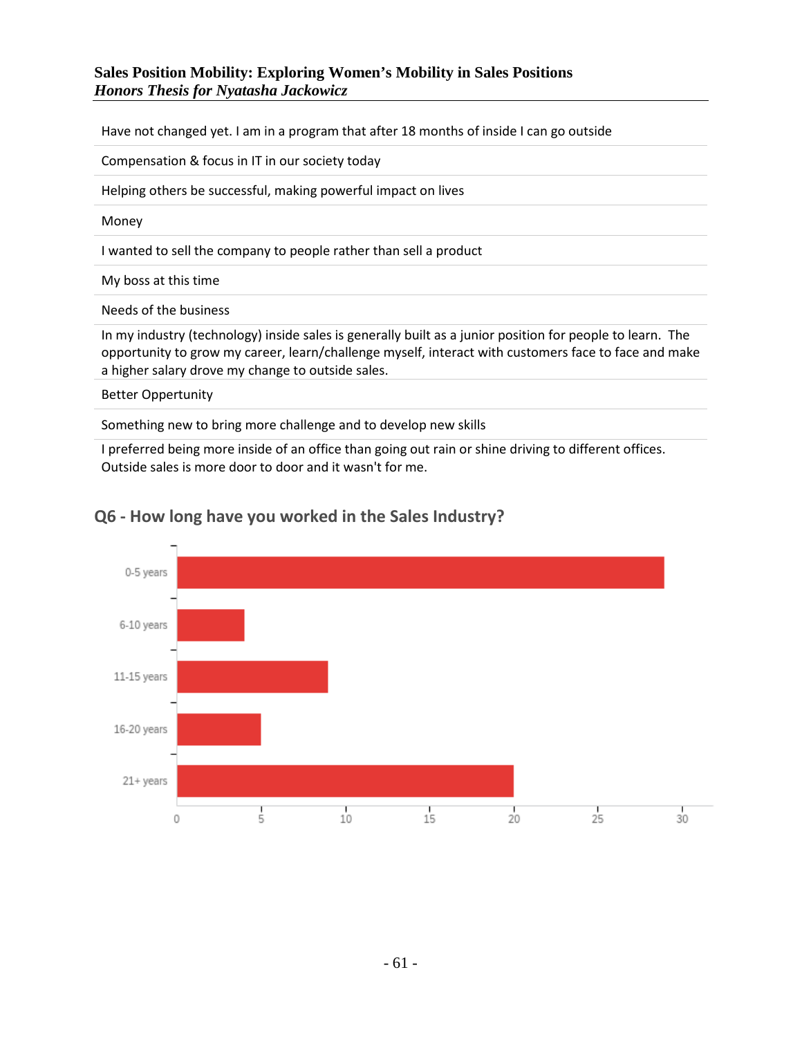| |
|---|
| Have not changed yet. I am in a program that after 18 months of inside I can go outside |
| Compensation & focus in IT in our society today |
| Helping others be successful, making powerful impact on lives |
| Money |
| I wanted to sell the company to people rather than sell a product |
| My boss at this time |
| Needs of the business |
| In my industry (technology) inside sales is generally built as a junior position for people to learn. The opportunity to grow my career, learn/challenge myself, interact with customers face to face and make a higher salary drove my change to outside sales. |
| Better Oppertunity |
| Something new to bring more challenge and to develop new skills |
| I preferred being more inside of an office than going out rain or shine driving to different offices. Outside sales is more door to door and it wasn't for me. |

## Q6 - How long have you worked in the Sales Industry?

| Answer | Count |
|---|---|
| 0-5 years | 29 |
| 6-10 years | 4 |
| 11-15 years | 9 |
| 16-20 years | 5 |
| 21+ years | 20 |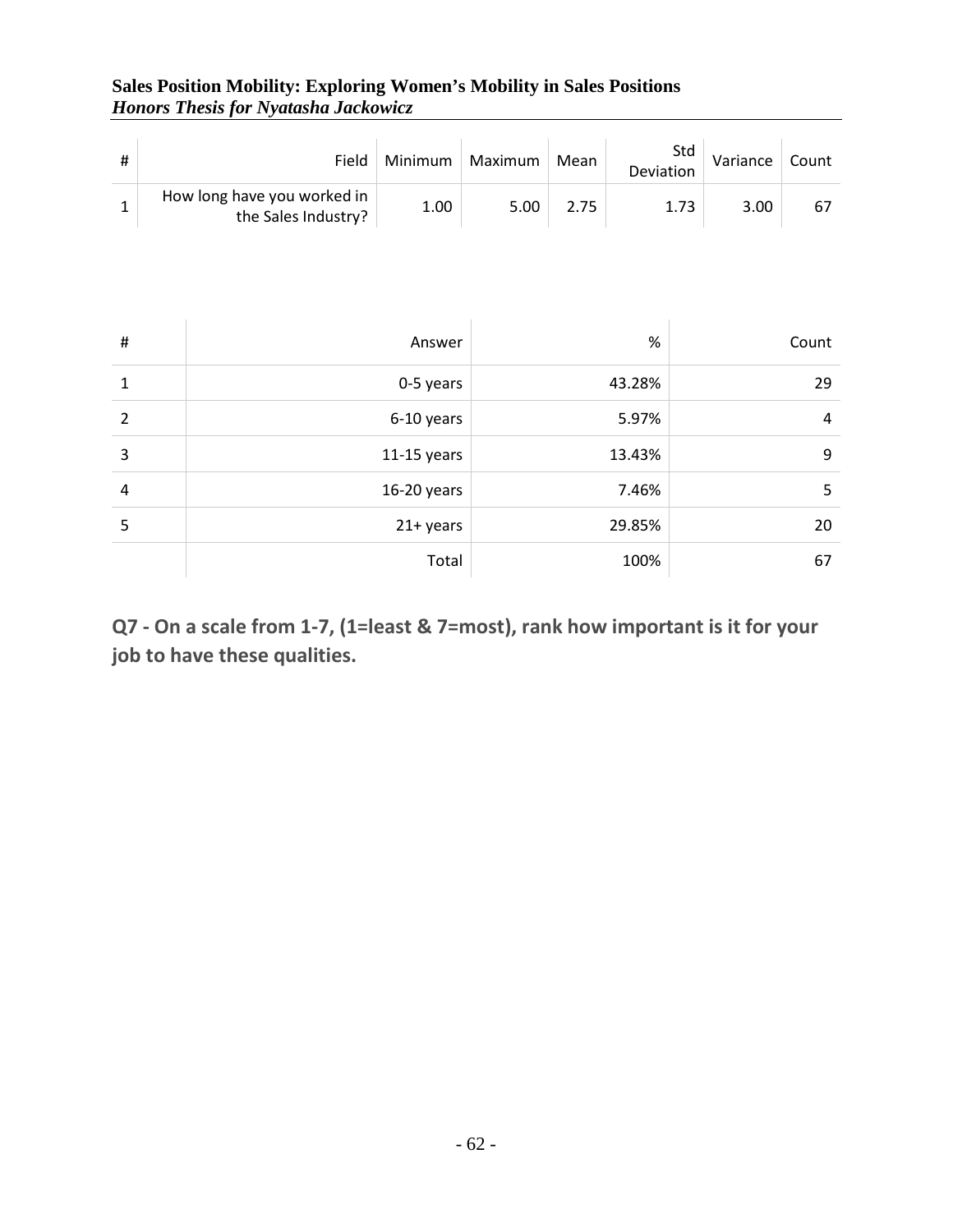| # | Field | Minimum | Maximum | Mean | Std Deviation | Variance | Count |
|---|---|---|---|---|---|---|---|
| 1 | How long have you worked in the Sales Industry? | 1.00 | 5.00 | 2.75 | 1.73 | 3.00 | 67 |

| # | Answer | % | Count |
|---|---|---|---|
| 1 | 0-5 years | 43.28% | 29 |
| 2 | 6-10 years | 5.97% | 4 |
| 3 | 11-15 years | 13.43% | 9 |
| 4 | 16-20 years | 7.46% | 5 |
| 5 | 21+ years | 29.85% | 20 |
| | Total | 100% | 67 |

## Q7 - On a scale from 1-7, (1=least & 7=most), rank how important is it for your job to have these qualities.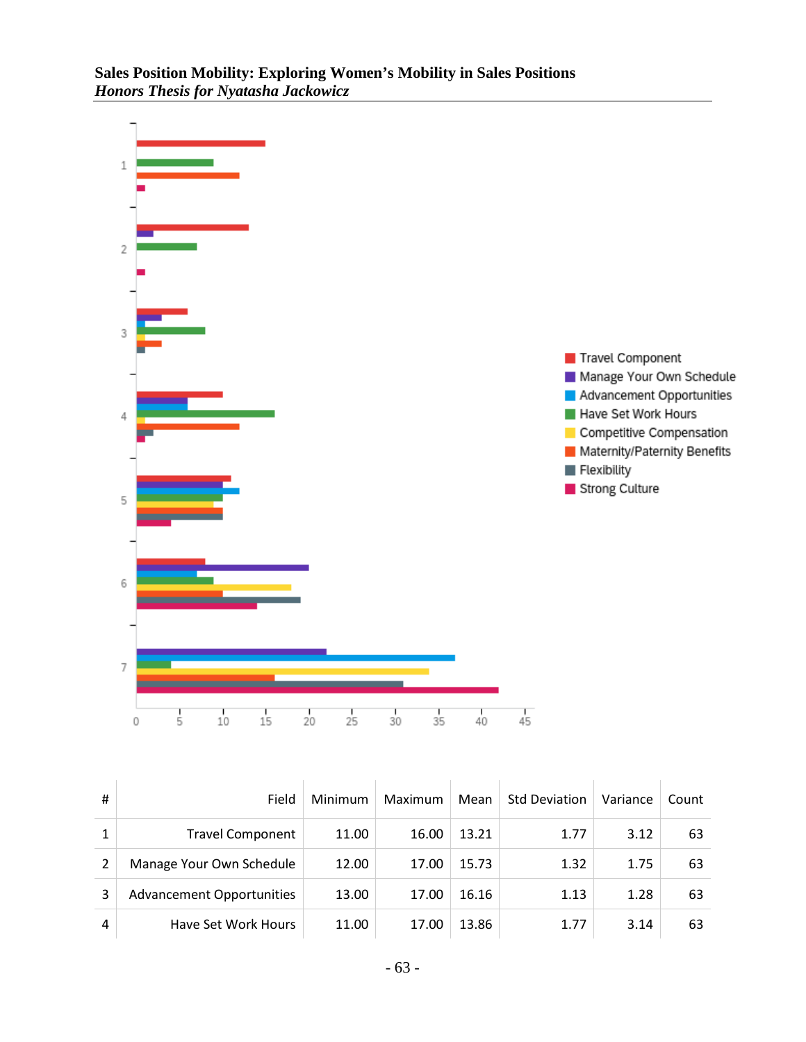| # | Field | Minimum | Maximum | Mean | Std Deviation | Variance | Count |
|---|---|---|---|---|---|---|---|
| 1 | Travel Component | 11.00 | 16.00 | 13.21 | 1.77 | 3.12 | 63 |
| 2 | Manage Your Own Schedule | 12.00 | 17.00 | 15.73 | 1.32 | 1.75 | 63 |
| 3 | Advancement Opportunities | 13.00 | 17.00 | 16.16 | 1.13 | 1.28 | 63 |
| 4 | Have Set Work Hours | 11.00 | 17.00 | 13.86 | 1.77 | 3.14 | 63 |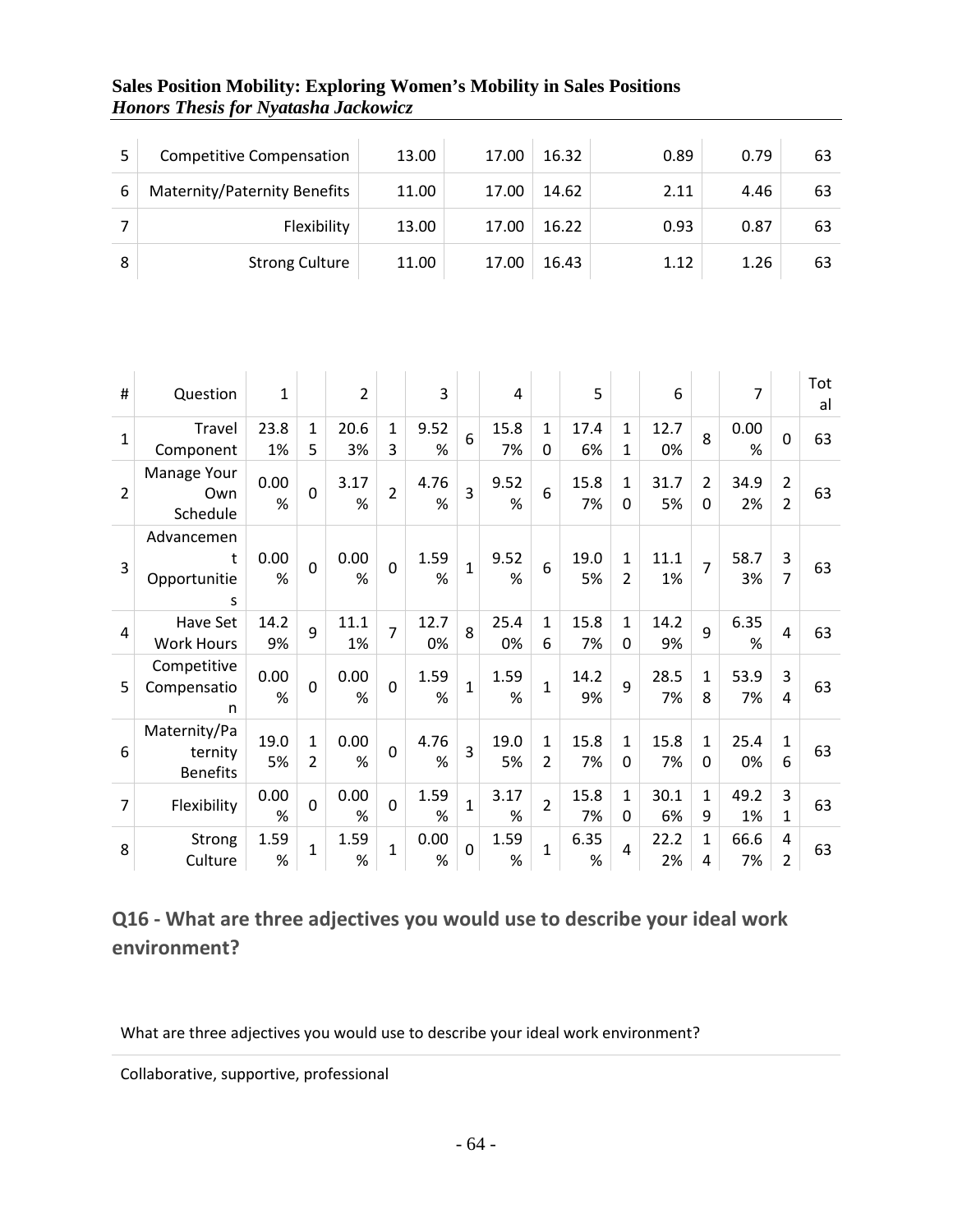| 5 | Competitive Compensation | 13.00 | 17.00 | 16.32 | 0.89 | 0.79 | 63 |
|---|---|---|---|---|---|---|---|
| 6 | Maternity/Paternity Benefits | 11.00 | 17.00 | 14.62 | 2.11 | 4.46 | 63 |
| 7 | Flexibility | 13.00 | 17.00 | 16.22 | 0.93 | 0.87 | 63 |
| 8 | Strong Culture | 11.00 | 17.00 | 16.43 | 1.12 | 1.26 | 63 |

| # | Question | 1 | | 2 | | 3 | | 4 | | 5 | | 6 | | 7 | | Total |
|---|---|---|---|---|---|---|---|---|---|---|---|---|---|---|---|---|
| 1 | Travel Component | 23.81% | 15 | 20.63% | 13 | 9.52% | 6 | 15.87% | 10 | 17.46% | 11 | 12.70% | 8 | 0.00% | 0 | 63 |
| 2 | Manage Your Own Schedule | 0.00% | 0 | 3.17% | 2 | 4.76% | 3 | 9.52% | 6 | 15.87% | 10 | 31.75% | 20 | 34.92% | 22 | 63 |
| 3 | Advancement Opportunities | 0.00% | 0 | 0.00% | 0 | 1.59% | 1 | 9.52% | 6 | 19.05% | 12 | 11.11% | 7 | 58.73% | 37 | 63 |
| 4 | Have Set Work Hours | 14.29% | 9 | 11.11% | 7 | 12.70% | 8 | 25.40% | 16 | 15.87% | 10 | 14.29% | 9 | 6.35% | 4 | 63 |
| 5 | Competitive Compensation | 0.00% | 0 | 0.00% | 0 | 1.59% | 1 | 1.59% | 1 | 14.29% | 9 | 28.57% | 18 | 53.97% | 34 | 63 |
| 6 | Maternity/Paternity Benefits | 19.05% | 12 | 0.00% | 0 | 4.76% | 3 | 19.05% | 12 | 15.87% | 10 | 15.87% | 10 | 25.40% | 16 | 63 |
| 7 | Flexibility | 0.00% | 0 | 0.00% | 0 | 1.59% | 1 | 3.17% | 2 | 15.87% | 10 | 30.16% | 19 | 49.21% | 31 | 63 |
| 8 | Strong Culture | 1.59% | 1 | 1.59% | 1 | 0.00% | 0 | 1.59% | 1 | 6.35% | 4 | 22.22% | 14 | 66.67% | 42 | 63 |

## Q16 - What are three adjectives you would use to describe your ideal work environment?

| What are three adjectives you would use to describe your ideal work environment? |
|---|
| Collaborative, supportive, professional |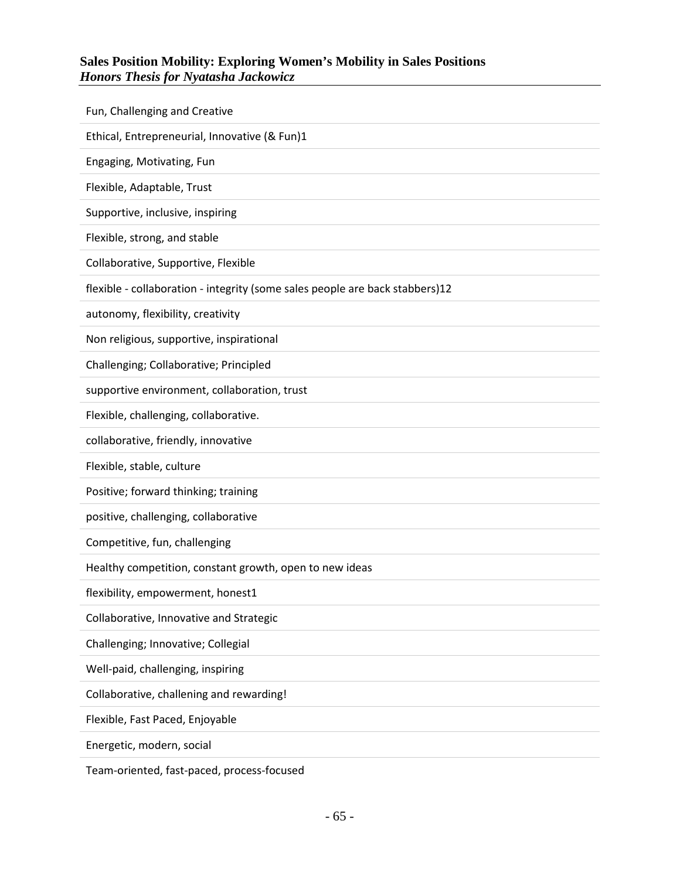Fun, Challenging and Creative

Ethical, Entrepreneurial, Innovative (& Fun)1

Engaging, Motivating, Fun

Flexible, Adaptable, Trust

Supportive, inclusive, inspiring

Flexible, strong, and stable

Collaborative, Supportive, Flexible

flexible - collaboration - integrity (some sales people are back stabbers)12

autonomy, flexibility, creativity

Non religious, supportive, inspirational

Challenging; Collaborative; Principled

supportive environment, collaboration, trust

Flexible, challenging, collaborative.

collaborative, friendly, innovative

Flexible, stable, culture

Positive; forward thinking; training

positive, challenging, collaborative

Competitive, fun, challenging

Healthy competition, constant growth, open to new ideas

flexibility, empowerment, honest1

Collaborative, Innovative and Strategic

Challenging; Innovative; Collegial

Well-paid, challenging, inspiring

Collaborative, challening and rewarding!

Flexible, Fast Paced, Enjoyable

Energetic, modern, social

Team-oriented, fast-paced, process-focused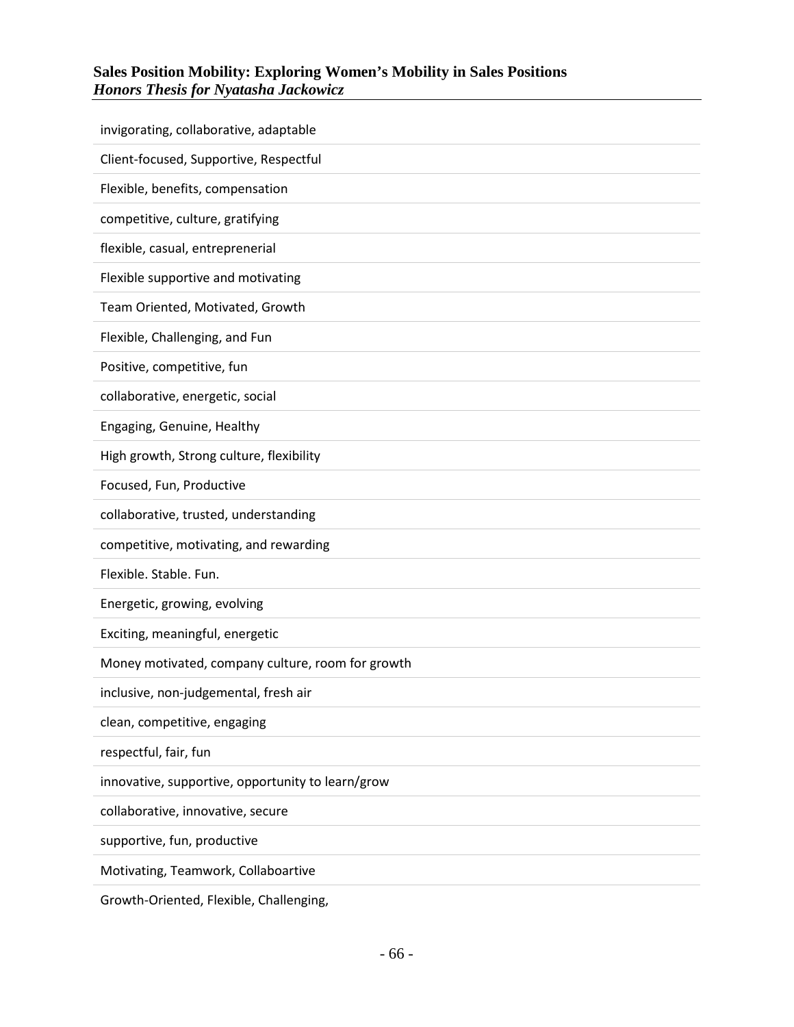invigorating, collaborative, adaptable

Client-focused, Supportive, Respectful

Flexible, benefits, compensation

competitive, culture, gratifying

flexible, casual, entreprenerial

Flexible supportive and motivating

Team Oriented, Motivated, Growth

Flexible, Challenging, and Fun

Positive, competitive, fun

collaborative, energetic, social

Engaging, Genuine, Healthy

High growth, Strong culture, flexibility

Focused, Fun, Productive

collaborative, trusted, understanding

competitive, motivating, and rewarding

Flexible. Stable. Fun.

Energetic, growing, evolving

Exciting, meaningful, energetic

Money motivated, company culture, room for growth

inclusive, non-judgemental, fresh air

clean, competitive, engaging

respectful, fair, fun

innovative, supportive, opportunity to learn/grow

collaborative, innovative, secure

supportive, fun, productive

Motivating, Teamwork, Collaboartive

Growth-Oriented, Flexible, Challenging,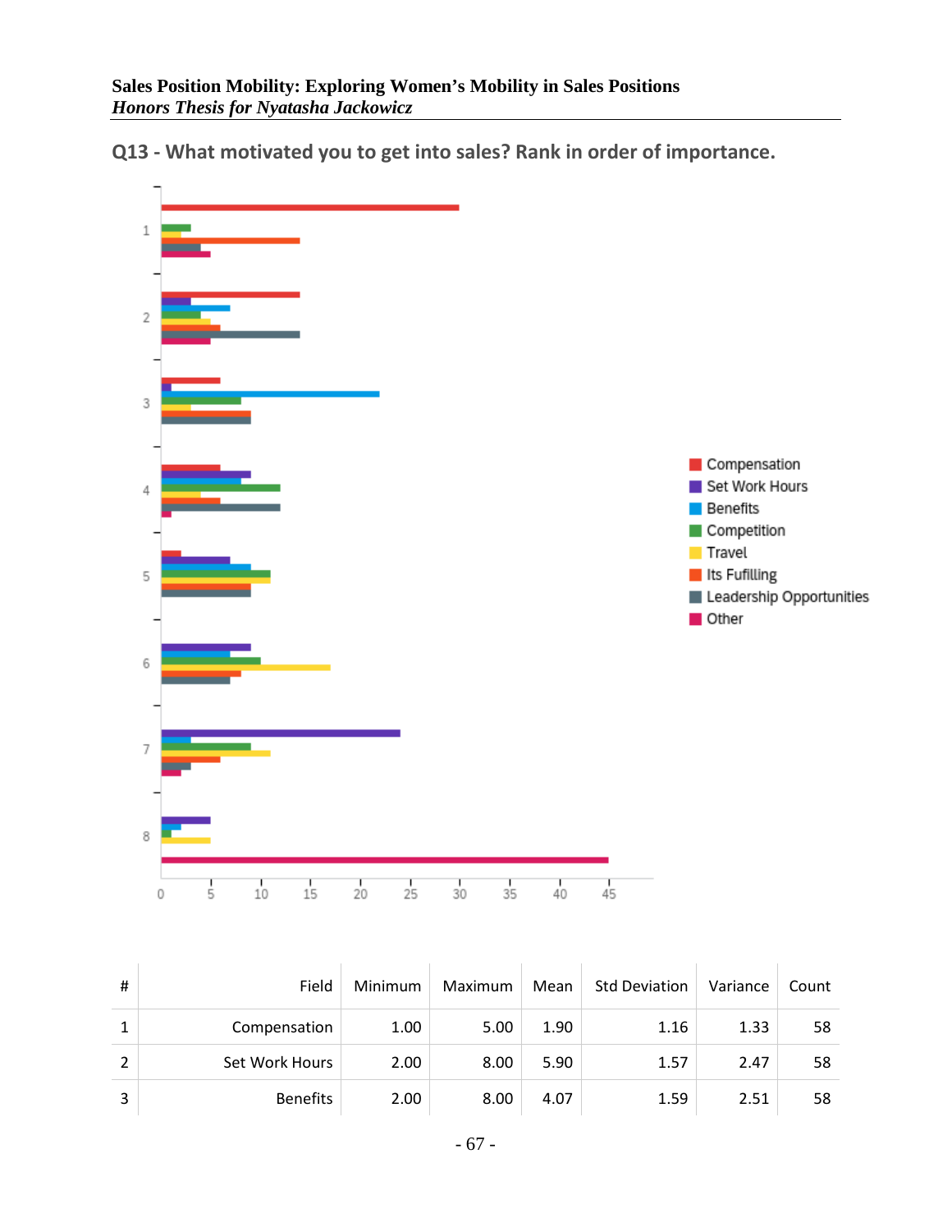## Q13 - What motivated you to get into sales? Rank in order of importance.

| # | Field | Minimum | Maximum | Mean | Std Deviation | Variance | Count |
|---|---|---|---|---|---|---|---|
| 1 | Compensation | 1.00 | 5.00 | 1.90 | 1.16 | 1.33 | 58 |
| 2 | Set Work Hours | 2.00 | 8.00 | 5.90 | 1.57 | 2.47 | 58 |
| 3 | Benefits | 2.00 | 8.00 | 4.07 | 1.59 | 2.51 | 58 |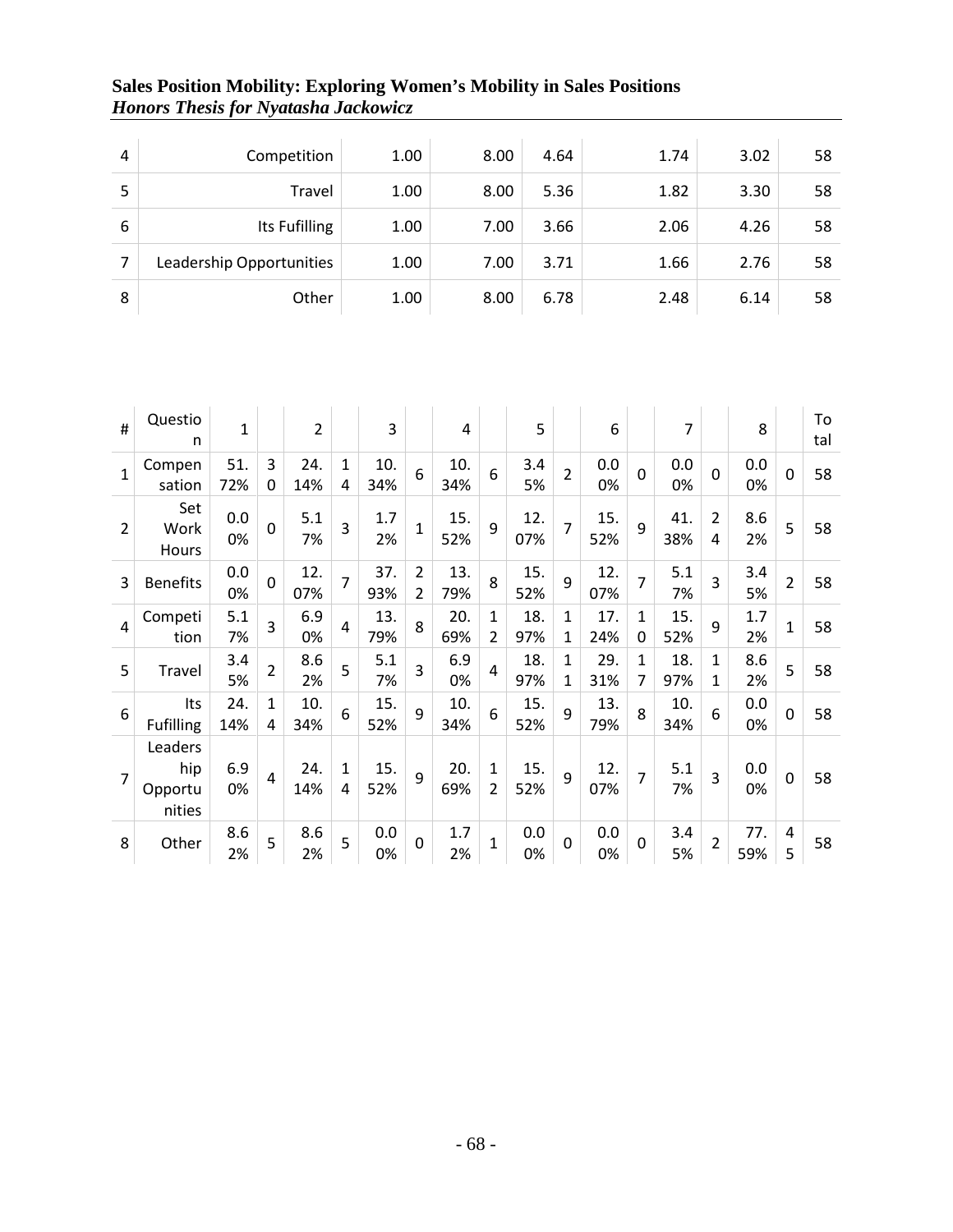| 4 | Competition | 1.00 | 8.00 | 4.64 | 1.74 | 3.02 | 58 |
|---|---|---|---|---|---|---|---|
| 5 | Travel | 1.00 | 8.00 | 5.36 | 1.82 | 3.30 | 58 |
| 6 | Its Fufilling | 1.00 | 7.00 | 3.66 | 2.06 | 4.26 | 58 |
| 7 | Leadership Opportunities | 1.00 | 7.00 | 3.71 | 1.66 | 2.76 | 58 |
| 8 | Other | 1.00 | 8.00 | 6.78 | 2.48 | 6.14 | 58 |

| # | Question | 1 | | 2 | | 3 | | 4 | | 5 | | 6 | | 7 | | 8 | | Total |
|---|---|---|---|---|---|---|---|---|---|---|---|---|---|---|---|---|---|---|
| 1 | Compensation | 51.72% | 30 | 24.14% | 14 | 10.34% | 6 | 10.34% | 6 | 3.45% | 2 | 0.00% | 0 | 0.00% | 0 | 0.00% | 0 | 58 |
| 2 | Set Work Hours | 0.00% | 0 | 5.17% | 3 | 1.72% | 1 | 15.52% | 9 | 12.07% | 7 | 15.52% | 9 | 41.38% | 24 | 8.62% | 5 | 58 |
| 3 | Benefits | 0.00% | 0 | 12.07% | 7 | 37.93% | 22 | 13.79% | 8 | 15.52% | 9 | 12.07% | 7 | 5.17% | 3 | 3.45% | 2 | 58 |
| 4 | Competition | 5.17% | 3 | 6.90% | 4 | 13.79% | 8 | 20.69% | 12 | 18.97% | 11 | 17.24% | 10 | 15.52% | 9 | 1.72% | 1 | 58 |
| 5 | Travel | 3.45% | 2 | 8.62% | 5 | 5.17% | 3 | 6.90% | 4 | 18.97% | 11 | 29.31% | 17 | 18.97% | 11 | 8.62% | 5 | 58 |
| 6 | Its Fufilling | 24.14% | 14 | 10.34% | 6 | 15.52% | 9 | 10.34% | 6 | 15.52% | 9 | 13.79% | 8 | 10.34% | 6 | 0.00% | 0 | 58 |
| 7 | Leadership Opportunities | 6.90% | 4 | 24.14% | 14 | 15.52% | 9 | 20.69% | 12 | 15.52% | 9 | 12.07% | 7 | 5.17% | 3 | 0.00% | 0 | 58 |
| 8 | Other | 8.62% | 5 | 8.62% | 5 | 0.00% | 0 | 1.72% | 1 | 0.00% | 0 | 0.00% | 0 | 3.45% | 2 | 77.59% | 45 | 58 |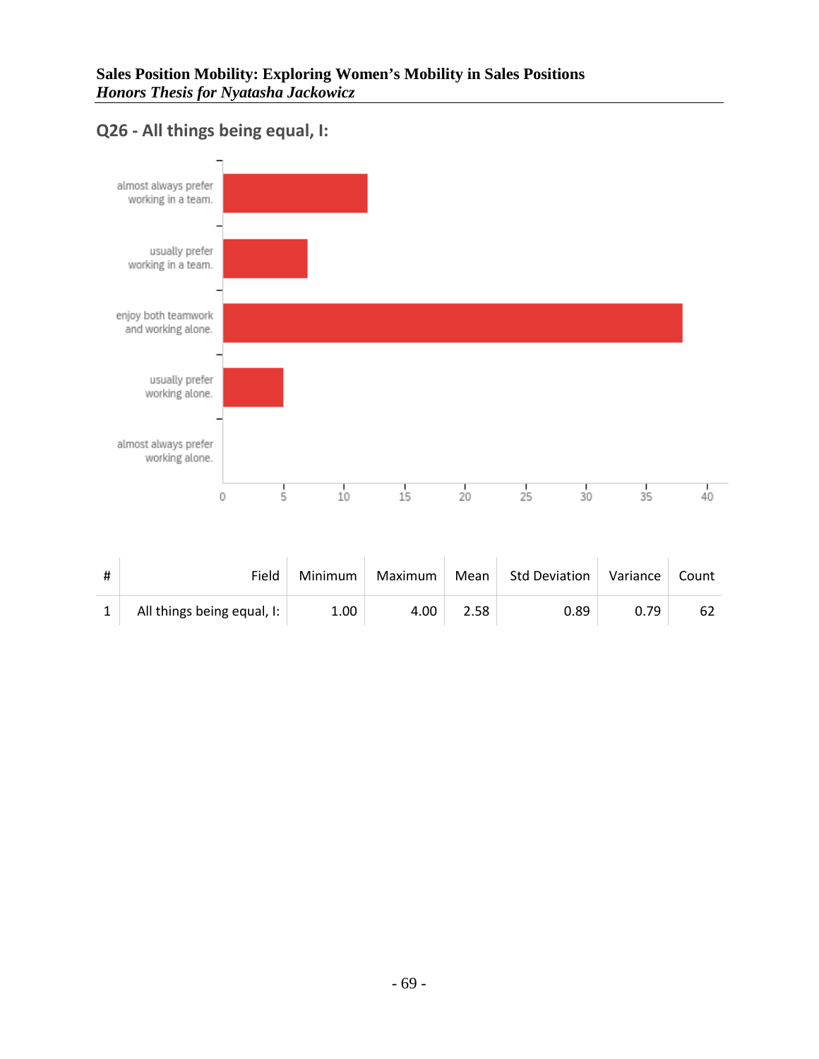## Q26 - All things being equal, I:

| # | Field | Minimum | Maximum | Mean | Std Deviation | Variance | Count |
|---|---|---|---|---|---|---|---|
| 1 | All things being equal, I: | 1.00 | 4.00 | 2.58 | 0.89 | 0.79 | 62 |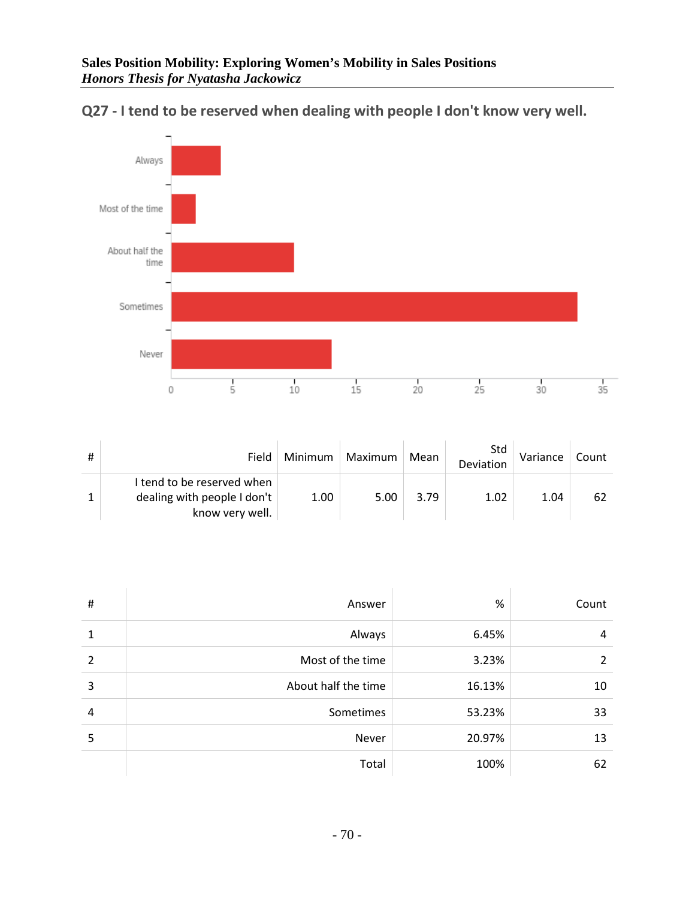## Q27 - I tend to be reserved when dealing with people I don't know very well.

| # | Field | Minimum | Maximum | Mean | Std Deviation | Variance | Count |
|---|---|---|---|---|---|---|---|
| 1 | I tend to be reserved when dealing with people I don't know very well. | 1.00 | 5.00 | 3.79 | 1.02 | 1.04 | 62 |

| # | Answer | % | Count |
|---|---|---|---|
| 1 | Always | 6.45% | 4 |
| 2 | Most of the time | 3.23% | 2 |
| 3 | About half the time | 16.13% | 10 |
| 4 | Sometimes | 53.23% | 33 |
| 5 | Never | 20.97% | 13 |
| | Total | 100% | 62 |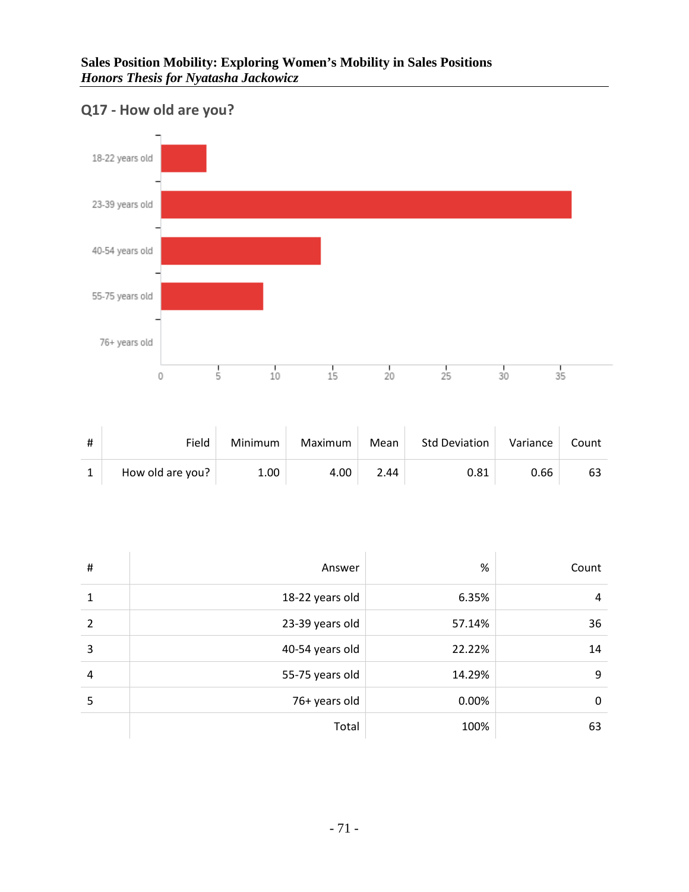## Q17 - How old are you?

| # | Field | Minimum | Maximum | Mean | Std Deviation | Variance | Count |
|---|---|---|---|---|---|---|---|
| 1 | How old are you? | 1.00 | 4.00 | 2.44 | 0.81 | 0.66 | 63 |

| # | Answer | % | Count |
|---|---|---|---|
| 1 | 18-22 years old | 6.35% | 4 |
| 2 | 23-39 years old | 57.14% | 36 |
| 3 | 40-54 years old | 22.22% | 14 |
| 4 | 55-75 years old | 14.29% | 9 |
| 5 | 76+ years old | 0.00% | 0 |
| | Total | 100% | 63 |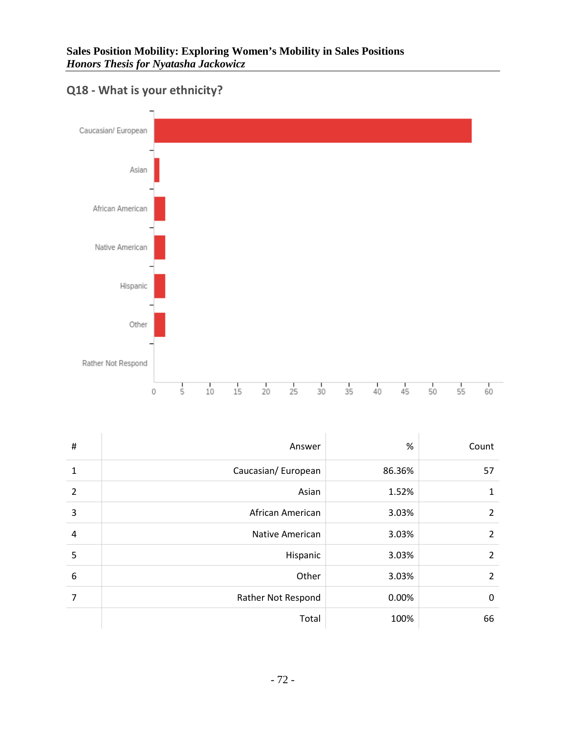## Q18 - What is your ethnicity?

| # | Answer | % | Count |
|---|---|---|---|
| 1 | Caucasian/ European | 86.36% | 57 |
| 2 | Asian | 1.52% | 1 |
| 3 | African American | 3.03% | 2 |
| 4 | Native American | 3.03% | 2 |
| 5 | Hispanic | 3.03% | 2 |
| 6 | Other | 3.03% | 2 |
| 7 | Rather Not Respond | 0.00% | 0 |
| | Total | 100% | 66 |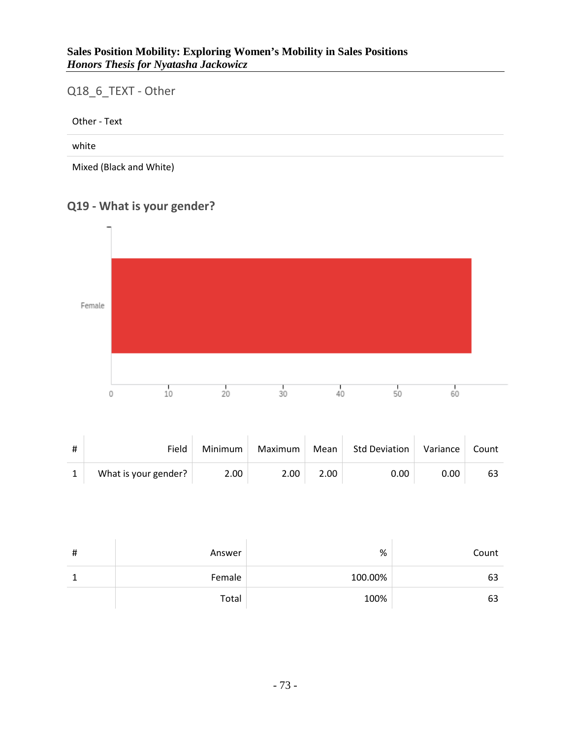## Q18_6_TEXT - Other

| Other - Text |
| --- |
| white |
| Mixed (Black and White) |

## Q19 - What is your gender?

| # | Field | Minimum | Maximum | Mean | Std Deviation | Variance | Count |
| --- | --- | --- | --- | --- | --- | --- | --- |
| 1 | What is your gender? | 2.00 | 2.00 | 2.00 | 0.00 | 0.00 | 63 |

| # | Answer | % | Count |
| --- | --- | --- | --- |
| 1 | Female | 100.00% | 63 |
| | Total | 100% | 63 |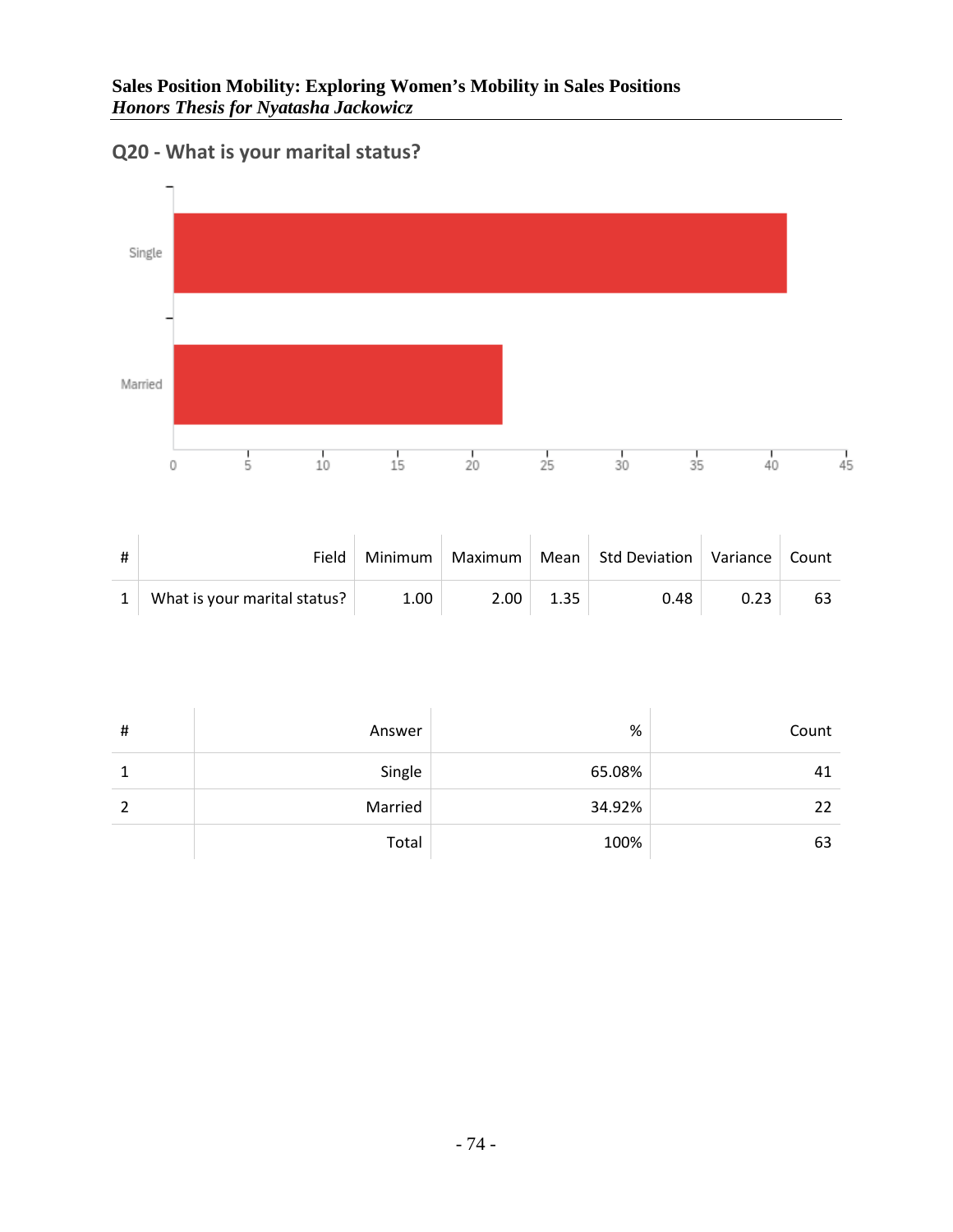## Q20 - What is your marital status?

| # | Field | Minimum | Maximum | Mean | Std Deviation | Variance | Count |
|---|---|---|---|---|---|---|---|
| 1 | What is your marital status? | 1.00 | 2.00 | 1.35 | 0.48 | 0.23 | 63 |

| # | Answer | % | Count |
|---|---|---|---|
| 1 | Single | 65.08% | 41 |
| 2 | Married | 34.92% | 22 |
| | Total | 100% | 63 |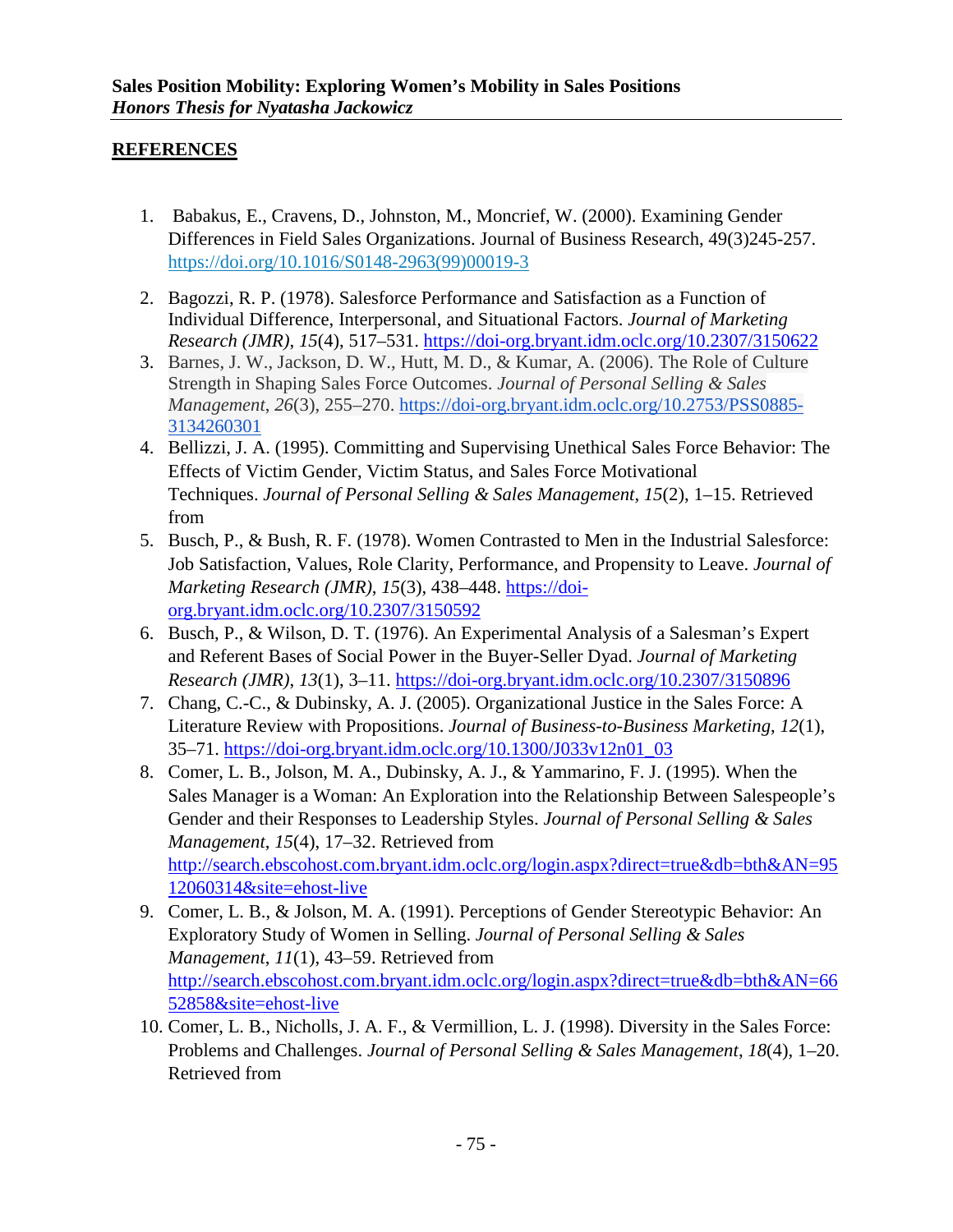## REFERENCES

1. Babakus, E., Cravens, D., Johnston, M., Moncrief, W. (2000). Examining Gender Differences in Field Sales Organizations. Journal of Business Research, 49(3)245-257. https://doi.org/10.1016/S0148-2963(99)00019-3

2. Bagozzi, R. P. (1978). Salesforce Performance and Satisfaction as a Function of Individual Difference, Interpersonal, and Situational Factors. *Journal of Marketing Research (JMR)*, *15*(4), 517–531. https://doi-org.bryant.idm.oclc.org/10.2307/3150622
3. Barnes, J. W., Jackson, D. W., Hutt, M. D., & Kumar, A. (2006). The Role of Culture Strength in Shaping Sales Force Outcomes. *Journal of Personal Selling & Sales Management*, *26*(3), 255–270. https://doi-org.bryant.idm.oclc.org/10.2753/PSS0885-3134260301
4. Bellizzi, J. A. (1995). Committing and Supervising Unethical Sales Force Behavior: The Effects of Victim Gender, Victim Status, and Sales Force Motivational Techniques. *Journal of Personal Selling & Sales Management*, *15*(2), 1–15. Retrieved from
5. Busch, P., & Bush, R. F. (1978). Women Contrasted to Men in the Industrial Salesforce: Job Satisfaction, Values, Role Clarity, Performance, and Propensity to Leave. *Journal of Marketing Research (JMR)*, *15*(3), 438–448. https://doi-org.bryant.idm.oclc.org/10.2307/3150592
6. Busch, P., & Wilson, D. T. (1976). An Experimental Analysis of a Salesman's Expert and Referent Bases of Social Power in the Buyer-Seller Dyad. *Journal of Marketing Research (JMR)*, *13*(1), 3–11. https://doi-org.bryant.idm.oclc.org/10.2307/3150896
7. Chang, C.-C., & Dubinsky, A. J. (2005). Organizational Justice in the Sales Force: A Literature Review with Propositions. *Journal of Business-to-Business Marketing*, *12*(1), 35–71. https://doi-org.bryant.idm.oclc.org/10.1300/J033v12n01_03
8. Comer, L. B., Jolson, M. A., Dubinsky, A. J., & Yammarino, F. J. (1995). When the Sales Manager is a Woman: An Exploration into the Relationship Between Salespeople's Gender and their Responses to Leadership Styles. *Journal of Personal Selling & Sales Management*, *15*(4), 17–32. Retrieved from http://search.ebscohost.com.bryant.idm.oclc.org/login.aspx?direct=true&db=bth&AN=9512060314&site=ehost-live
9. Comer, L. B., & Jolson, M. A. (1991). Perceptions of Gender Stereotypic Behavior: An Exploratory Study of Women in Selling. *Journal of Personal Selling & Sales Management*, *11*(1), 43–59. Retrieved from http://search.ebscohost.com.bryant.idm.oclc.org/login.aspx?direct=true&db=bth&AN=6652858&site=ehost-live
10. Comer, L. B., Nicholls, J. A. F., & Vermillion, L. J. (1998). Diversity in the Sales Force: Problems and Challenges. *Journal of Personal Selling & Sales Management*, *18*(4), 1–20. Retrieved from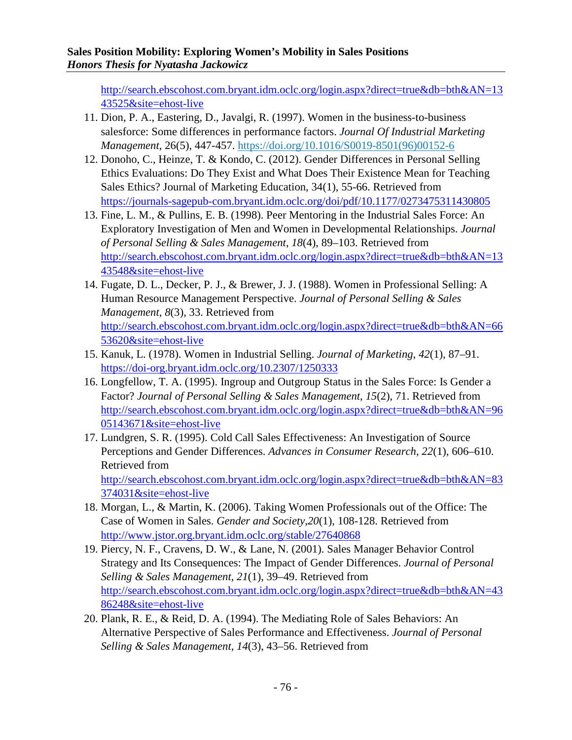http://search.ebscohost.com.bryant.idm.oclc.org/login.aspx?direct=true&db=bth&AN=1343525&site=ehost-live

11. Dion, P. A., Eastering, D., Javalgi, R. (1997). Women in the business-to-business salesforce: Some differences in performance factors. *Journal Of Industrial Marketing Management*, 26(5), 447-457. https://doi.org/10.1016/S0019-8501(96)00152-6
12. Donoho, C., Heinze, T. & Kondo, C. (2012). Gender Differences in Personal Selling Ethics Evaluations: Do They Exist and What Does Their Existence Mean for Teaching Sales Ethics? Journal of Marketing Education, 34(1), 55-66. Retrieved from https://journals-sagepub-com.bryant.idm.oclc.org/doi/pdf/10.1177/0273475311430805
13. Fine, L. M., & Pullins, E. B. (1998). Peer Mentoring in the Industrial Sales Force: An Exploratory Investigation of Men and Women in Developmental Relationships. *Journal of Personal Selling & Sales Management*, *18*(4), 89–103. Retrieved from http://search.ebscohost.com.bryant.idm.oclc.org/login.aspx?direct=true&db=bth&AN=1343548&site=ehost-live
14. Fugate, D. L., Decker, P. J., & Brewer, J. J. (1988). Women in Professional Selling: A Human Resource Management Perspective. *Journal of Personal Selling & Sales Management*, *8*(3), 33. Retrieved from http://search.ebscohost.com.bryant.idm.oclc.org/login.aspx?direct=true&db=bth&AN=6653620&site=ehost-live
15. Kanuk, L. (1978). Women in Industrial Selling. *Journal of Marketing*, *42*(1), 87–91. https://doi-org.bryant.idm.oclc.org/10.2307/1250333
16. Longfellow, T. A. (1995). Ingroup and Outgroup Status in the Sales Force: Is Gender a Factor? *Journal of Personal Selling & Sales Management*, *15*(2), 71. Retrieved from http://search.ebscohost.com.bryant.idm.oclc.org/login.aspx?direct=true&db=bth&AN=9605143671&site=ehost-live
17. Lundgren, S. R. (1995). Cold Call Sales Effectiveness: An Investigation of Source Perceptions and Gender Differences. *Advances in Consumer Research*, *22*(1), 606–610. Retrieved from http://search.ebscohost.com.bryant.idm.oclc.org/login.aspx?direct=true&db=bth&AN=83374031&site=ehost-live
18. Morgan, L., & Martin, K. (2006). Taking Women Professionals out of the Office: The Case of Women in Sales. *Gender and Society*,*20*(1), 108-128. Retrieved from http://www.jstor.org.bryant.idm.oclc.org/stable/27640868
19. Piercy, N. F., Cravens, D. W., & Lane, N. (2001). Sales Manager Behavior Control Strategy and Its Consequences: The Impact of Gender Differences. *Journal of Personal Selling & Sales Management*, *21*(1), 39–49. Retrieved from http://search.ebscohost.com.bryant.idm.oclc.org/login.aspx?direct=true&db=bth&AN=4386248&site=ehost-live
20. Plank, R. E., & Reid, D. A. (1994). The Mediating Role of Sales Behaviors: An Alternative Perspective of Sales Performance and Effectiveness. *Journal of Personal Selling & Sales Management*, *14*(3), 43–56. Retrieved from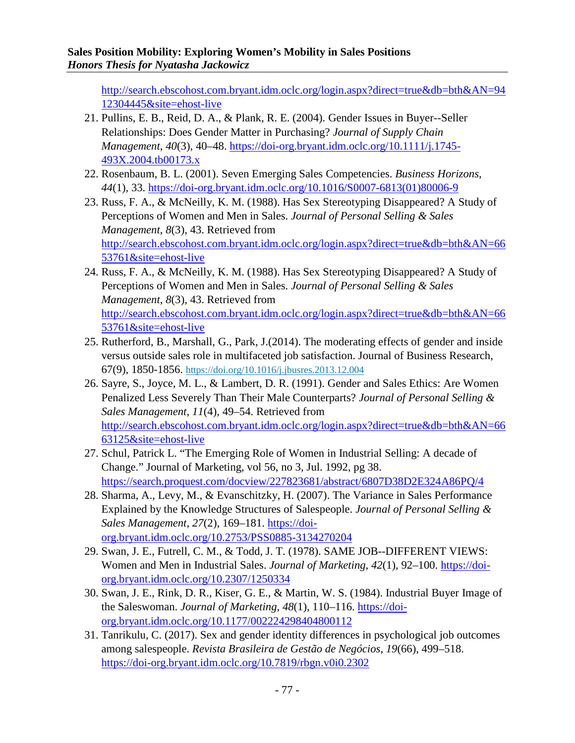http://search.ebscohost.com.bryant.idm.oclc.org/login.aspx?direct=true&db=bth&AN=9412304445&site=ehost-live

21. Pullins, E. B., Reid, D. A., & Plank, R. E. (2004). Gender Issues in Buyer--Seller Relationships: Does Gender Matter in Purchasing? *Journal of Supply Chain Management*, *40*(3), 40–48. https://doi-org.bryant.idm.oclc.org/10.1111/j.1745-493X.2004.tb00173.x
22. Rosenbaum, B. L. (2001). Seven Emerging Sales Competencies. *Business Horizons*, *44*(1), 33. https://doi-org.bryant.idm.oclc.org/10.1016/S0007-6813(01)80006-9
23. Russ, F. A., & McNeilly, K. M. (1988). Has Sex Stereotyping Disappeared? A Study of Perceptions of Women and Men in Sales. *Journal of Personal Selling & Sales Management*, *8*(3), 43. Retrieved from http://search.ebscohost.com.bryant.idm.oclc.org/login.aspx?direct=true&db=bth&AN=6653761&site=ehost-live
24. Russ, F. A., & McNeilly, K. M. (1988). Has Sex Stereotyping Disappeared? A Study of Perceptions of Women and Men in Sales. *Journal of Personal Selling & Sales Management*, *8*(3), 43. Retrieved from http://search.ebscohost.com.bryant.idm.oclc.org/login.aspx?direct=true&db=bth&AN=6653761&site=ehost-live
25. Rutherford, B., Marshall, G., Park, J.(2014). The moderating effects of gender and inside versus outside sales role in multifaceted job satisfaction. Journal of Business Research, 67(9), 1850-1856. https://doi.org/10.1016/j.jbusres.2013.12.004
26. Sayre, S., Joyce, M. L., & Lambert, D. R. (1991). Gender and Sales Ethics: Are Women Penalized Less Severely Than Their Male Counterparts? *Journal of Personal Selling & Sales Management*, *11*(4), 49–54. Retrieved from http://search.ebscohost.com.bryant.idm.oclc.org/login.aspx?direct=true&db=bth&AN=6663125&site=ehost-live
27. Schul, Patrick L. "The Emerging Role of Women in Industrial Selling: A decade of Change." Journal of Marketing, vol 56, no 3, Jul. 1992, pg 38. https://search.proquest.com/docview/227823681/abstract/6807D38D2E324A86PQ/4
28. Sharma, A., Levy, M., & Evanschitzky, H. (2007). The Variance in Sales Performance Explained by the Knowledge Structures of Salespeople. *Journal of Personal Selling & Sales Management*, *27*(2), 169–181. https://doi-org.bryant.idm.oclc.org/10.2753/PSS0885-3134270204
29. Swan, J. E., Futrell, C. M., & Todd, J. T. (1978). SAME JOB--DIFFERENT VIEWS: Women and Men in Industrial Sales. *Journal of Marketing*, *42*(1), 92–100. https://doi-org.bryant.idm.oclc.org/10.2307/1250334
30. Swan, J. E., Rink, D. R., Kiser, G. E., & Martin, W. S. (1984). Industrial Buyer Image of the Saleswoman. *Journal of Marketing*, *48*(1), 110–116. https://doi-org.bryant.idm.oclc.org/10.1177/002224298404800112
31. Tanrikulu, C. (2017). Sex and gender identity differences in psychological job outcomes among salespeople. *Revista Brasileira de Gestão de Negócios*, *19*(66), 499–518. https://doi-org.bryant.idm.oclc.org/10.7819/rbgn.v0i0.2302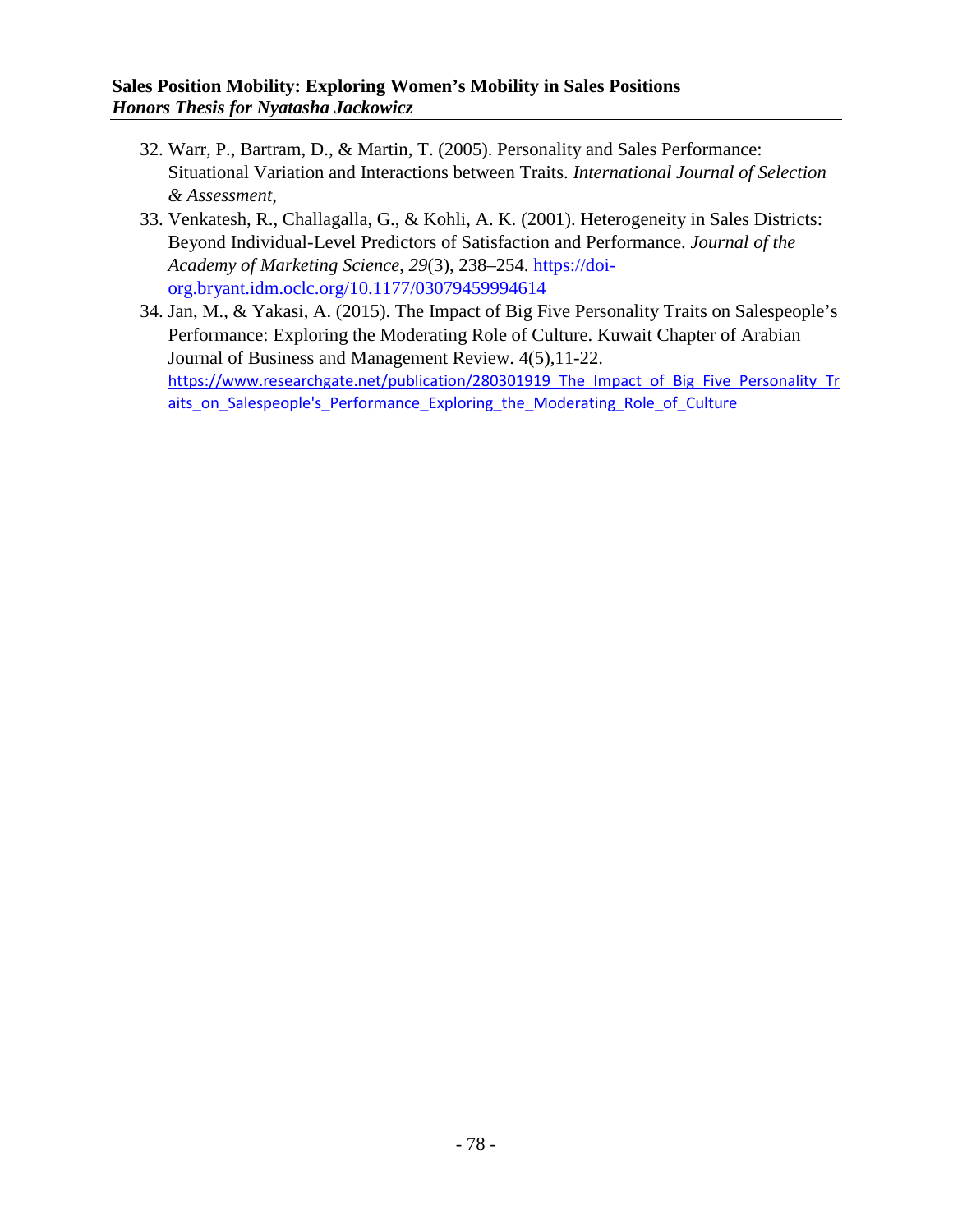32. Warr, P., Bartram, D., & Martin, T. (2005). Personality and Sales Performance: Situational Variation and Interactions between Traits. *International Journal of Selection & Assessment*,
33. Venkatesh, R., Challagalla, G., & Kohli, A. K. (2001). Heterogeneity in Sales Districts: Beyond Individual-Level Predictors of Satisfaction and Performance. *Journal of the Academy of Marketing Science*, *29*(3), 238–254. https://doi-org.bryant.idm.oclc.org/10.1177/03079459994614
34. Jan, M., & Yakasi, A. (2015). The Impact of Big Five Personality Traits on Salespeople's Performance: Exploring the Moderating Role of Culture. Kuwait Chapter of Arabian Journal of Business and Management Review. 4(5),11-22. https://www.researchgate.net/publication/280301919_The_Impact_of_Big_Five_Personality_Traits_on_Salespeople's_Performance_Exploring_the_Moderating_Role_of_Culture